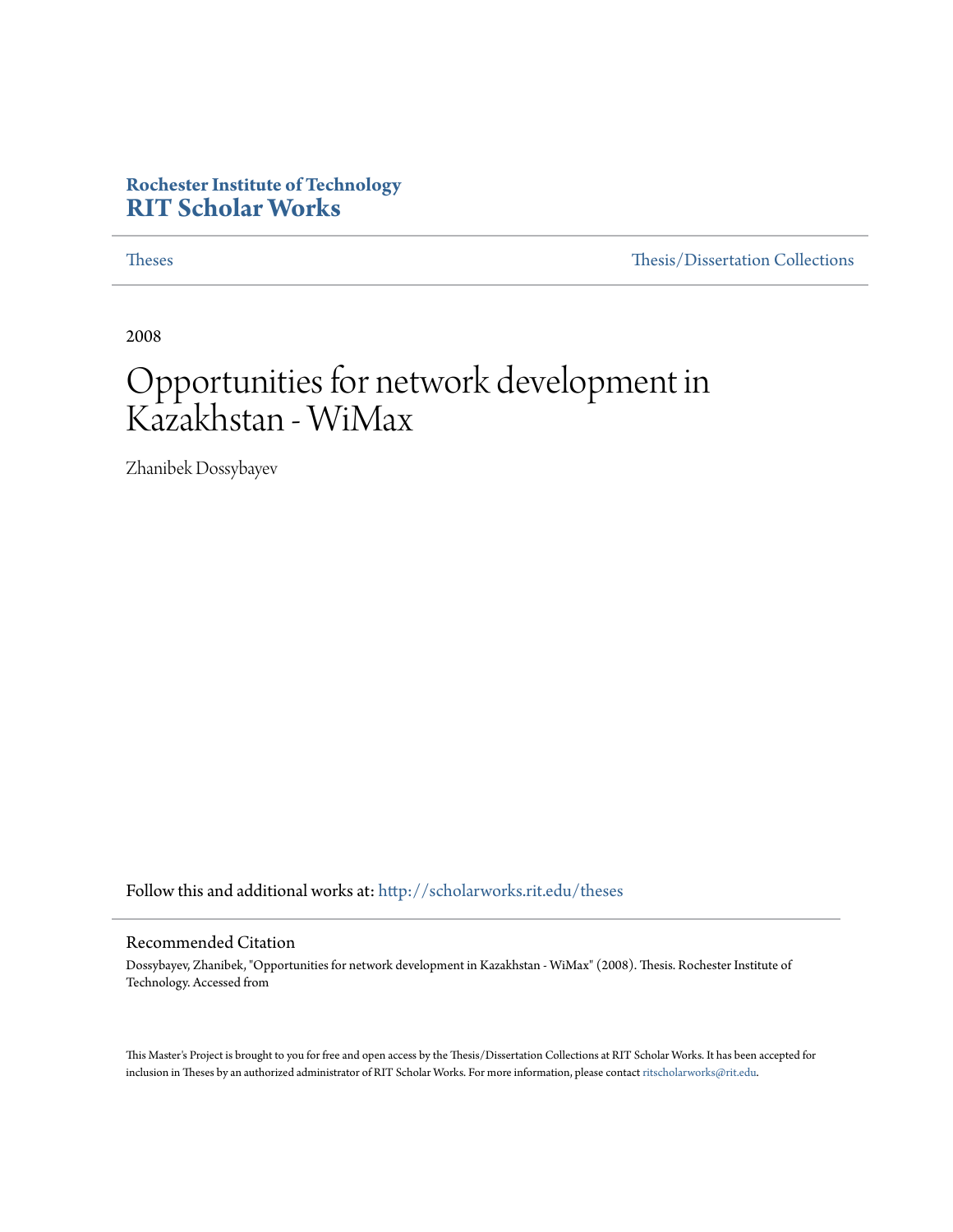Rochester Institute of Technology
**RIT Scholar Works**

Theses | Thesis/Dissertation Collections

2008

# Opportunities for network development in Kazakhstan - WiMax

Zhanibek Dossybayev

Follow this and additional works at: http://scholarworks.rit.edu/theses

## Recommended Citation

Dossybayev, Zhanibek, "Opportunities for network development in Kazakhstan - WiMax" (2008). Thesis. Rochester Institute of Technology. Accessed from

This Master's Project is brought to you for free and open access by the Thesis/Dissertation Collections at RIT Scholar Works. It has been accepted for inclusion in Theses by an authorized administrator of RIT Scholar Works. For more information, please contact ritscholarworks@rit.edu.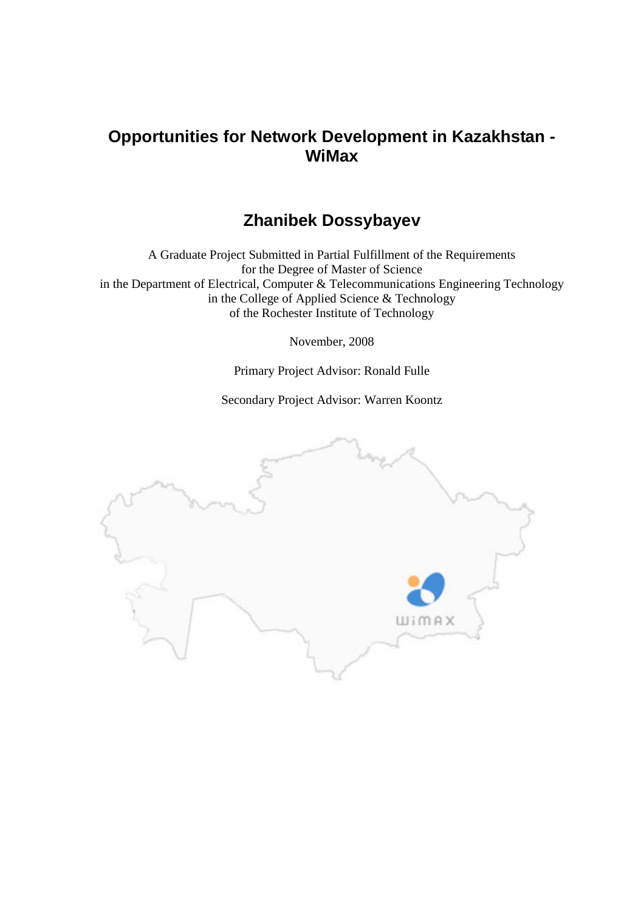# Opportunities for Network Development in Kazakhstan - WiMax

## Zhanibek Dossybayev

A Graduate Project Submitted in Partial Fulfillment of the Requirements
for the Degree of Master of Science
in the Department of Electrical, Computer & Telecommunications Engineering Technology
in the College of Applied Science & Technology
of the Rochester Institute of Technology

November, 2008

Primary Project Advisor: Ronald Fulle

Secondary Project Advisor: Warren Koontz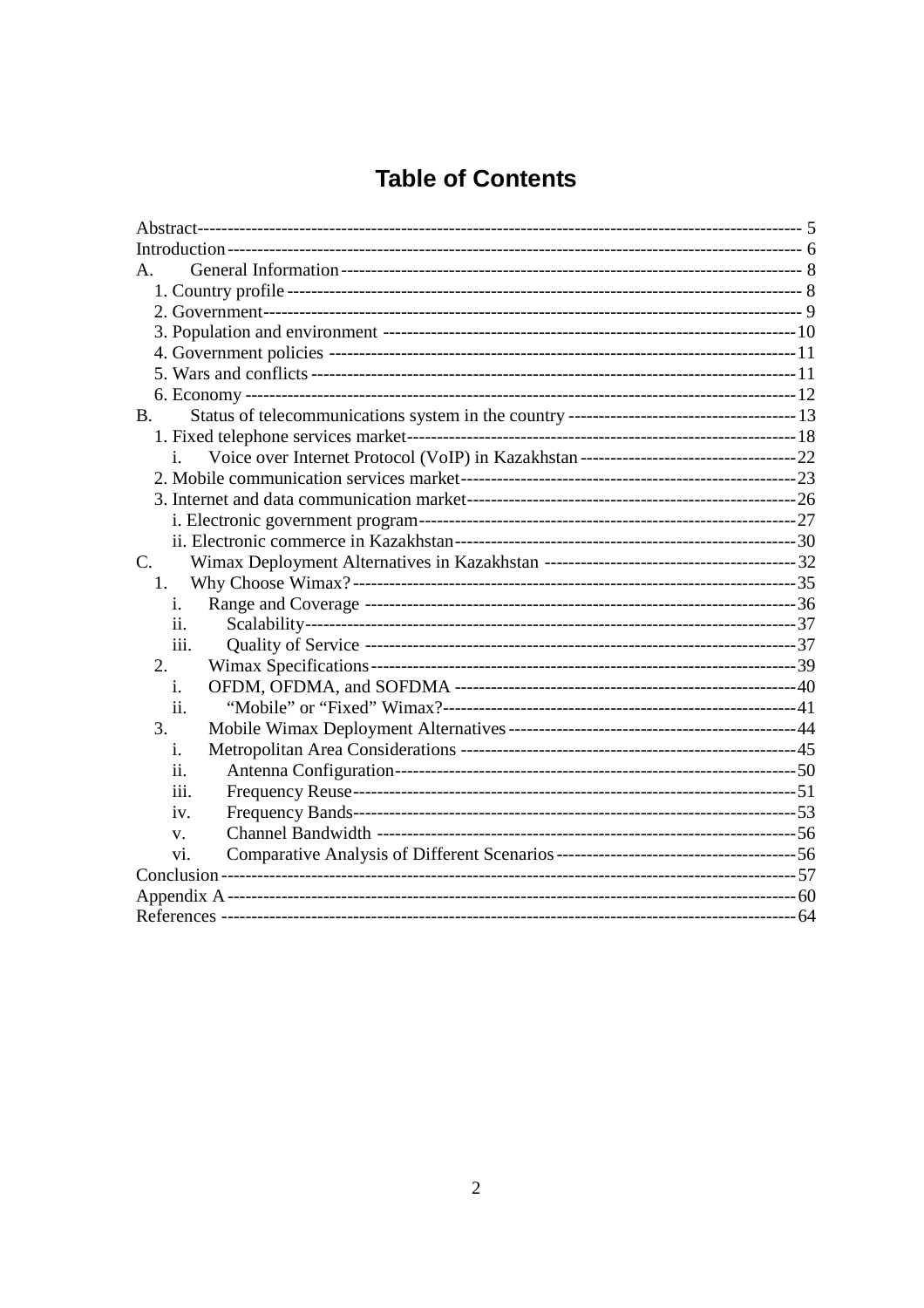# Table of Contents

Abstract ---------- 5
Introduction ---------- 6
A. General Information ---------- 8
  1. Country profile ---------- 8
  2. Government ---------- 9
  3. Population and environment ---------- 10
  4. Government policies ---------- 11
  5. Wars and conflicts ---------- 11
  6. Economy ---------- 12
B. Status of telecommunications system in the country ---------- 13
  1. Fixed telephone services market ---------- 18
    i. Voice over Internet Protocol (VoIP) in Kazakhstan ---------- 22
  2. Mobile communication services market ---------- 23
  3. Internet and data communication market ---------- 26
    i. Electronic government program ---------- 27
    ii. Electronic commerce in Kazakhstan ---------- 30
C. Wimax Deployment Alternatives in Kazakhstan ---------- 32
  1. Why Choose Wimax? ---------- 35
    i. Range and Coverage ---------- 36
    ii. Scalability ---------- 37
    iii. Quality of Service ---------- 37
  2. Wimax Specifications ---------- 39
    i. OFDM, OFDMA, and SOFDMA ---------- 40
    ii. “Mobile” or “Fixed” Wimax? ---------- 41
  3. Mobile Wimax Deployment Alternatives ---------- 44
    i. Metropolitan Area Considerations ---------- 45
    ii. Antenna Configuration ---------- 50
    iii. Frequency Reuse ---------- 51
    iv. Frequency Bands ---------- 53
    v. Channel Bandwidth ---------- 56
    vi. Comparative Analysis of Different Scenarios ---------- 56
Conclusion ---------- 57
Appendix A ---------- 60
References ---------- 64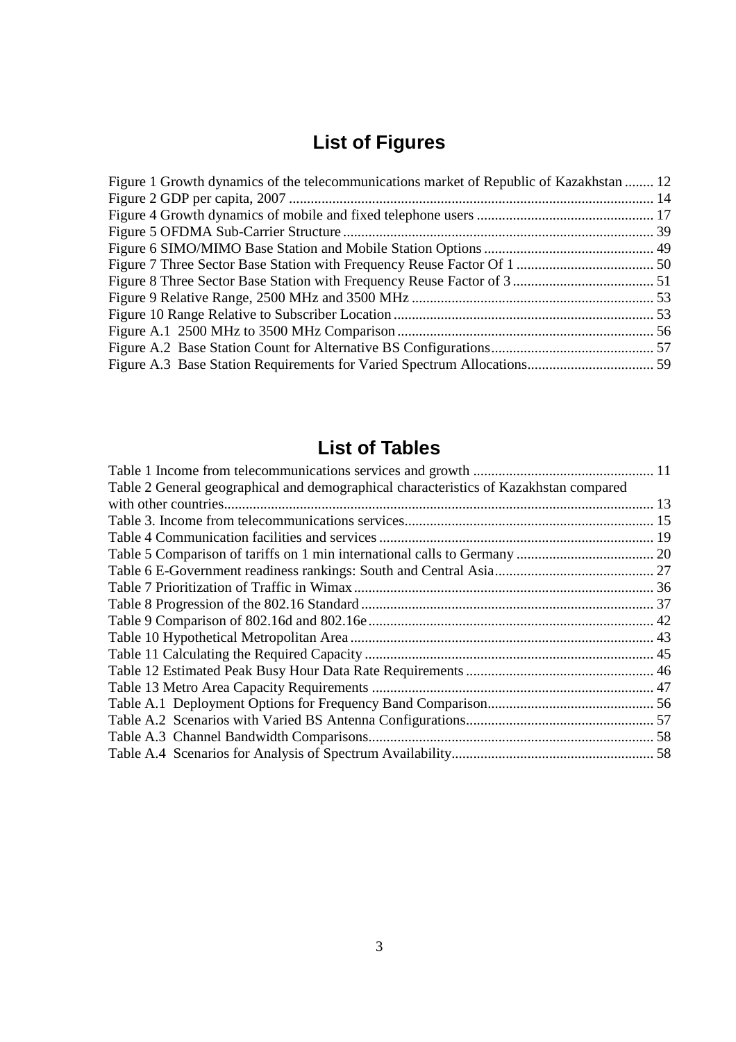## List of Figures

Figure 1 Growth dynamics of the telecommunications market of Republic of Kazakhstan ........ 12
Figure 2 GDP per capita, 2007 .................................................................................................... 14
Figure 4 Growth dynamics of mobile and fixed telephone users ................................................ 17
Figure 5 OFDMA Sub-Carrier Structure ..................................................................................... 39
Figure 6 SIMO/MIMO Base Station and Mobile Station Options ............................................... 49
Figure 7 Three Sector Base Station with Frequency Reuse Factor Of 1 ...................................... 50
Figure 8 Three Sector Base Station with Frequency Reuse Factor of 3 ....................................... 51
Figure 9 Relative Range, 2500 MHz and 3500 MHz .................................................................. 53
Figure 10 Range Relative to Subscriber Location ........................................................................ 53
Figure A.1 2500 MHz to 3500 MHz Comparison ....................................................................... 56
Figure A.2 Base Station Count for Alternative BS Configurations ............................................. 57
Figure A.3 Base Station Requirements for Varied Spectrum Allocations................................... 59

## List of Tables

Table 1 Income from telecommunications services and growth .................................................. 11
Table 2 General geographical and demographical characteristics of Kazakhstan compared with other countries...................................................................................................................... 13
Table 3. Income from telecommunications services..................................................................... 15
Table 4 Communication facilities and services ............................................................................ 19
Table 5 Comparison of tariffs on 1 min international calls to Germany ...................................... 20
Table 6 E-Government readiness rankings: South and Central Asia............................................ 27
Table 7 Prioritization of Traffic in Wimax ................................................................................... 36
Table 8 Progression of the 802.16 Standard ................................................................................. 37
Table 9 Comparison of 802.16d and 802.16e ............................................................................... 42
Table 10 Hypothetical Metropolitan Area .................................................................................... 43
Table 11 Calculating the Required Capacity ................................................................................ 45
Table 12 Estimated Peak Busy Hour Data Rate Requirements .................................................... 46
Table 13 Metro Area Capacity Requirements .............................................................................. 47
Table A.1 Deployment Options for Frequency Band Comparison.............................................. 56
Table A.2 Scenarios with Varied BS Antenna Configurations.................................................... 57
Table A.3 Channel Bandwidth Comparisons................................................................................ 58
Table A.4 Scenarios for Analysis of Spectrum Availability........................................................ 58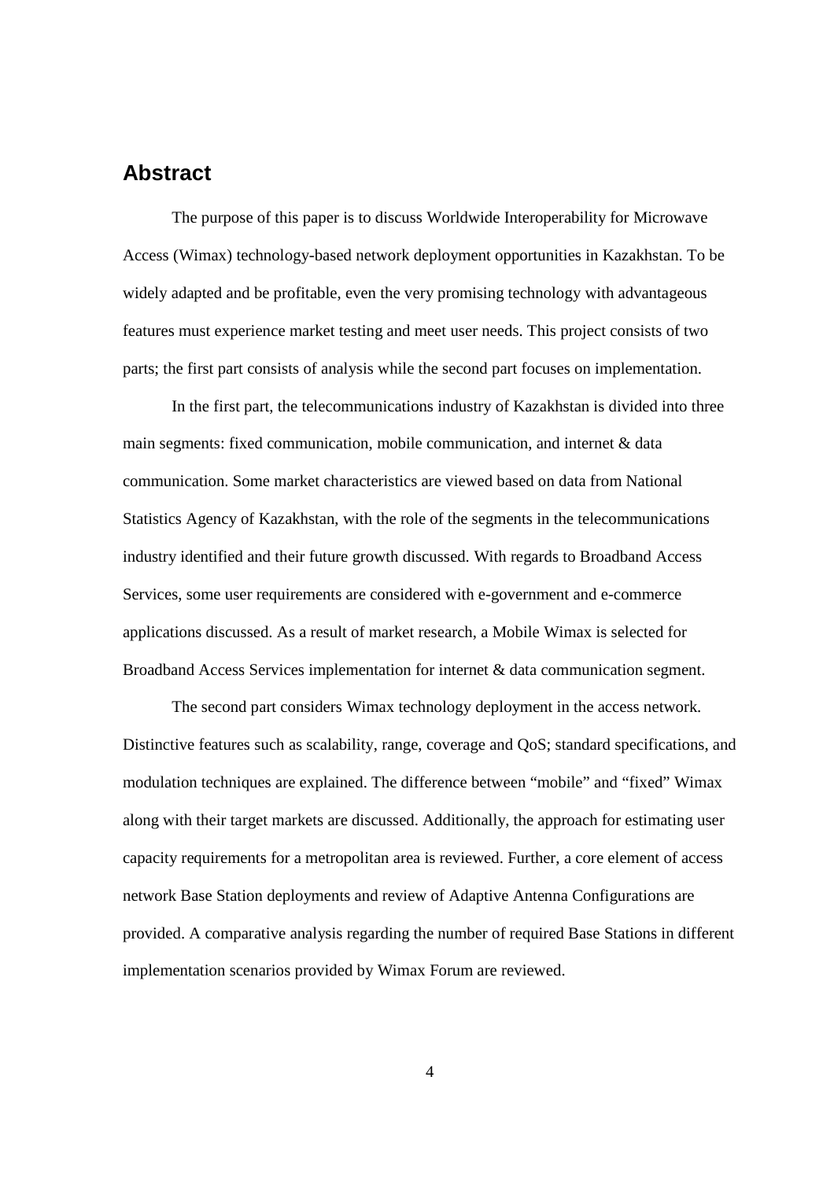## Abstract

The purpose of this paper is to discuss Worldwide Interoperability for Microwave Access (Wimax) technology-based network deployment opportunities in Kazakhstan. To be widely adapted and be profitable, even the very promising technology with advantageous features must experience market testing and meet user needs. This project consists of two parts; the first part consists of analysis while the second part focuses on implementation.

In the first part, the telecommunications industry of Kazakhstan is divided into three main segments: fixed communication, mobile communication, and internet & data communication. Some market characteristics are viewed based on data from National Statistics Agency of Kazakhstan, with the role of the segments in the telecommunications industry identified and their future growth discussed. With regards to Broadband Access Services, some user requirements are considered with e-government and e-commerce applications discussed. As a result of market research, a Mobile Wimax is selected for Broadband Access Services implementation for internet & data communication segment.

The second part considers Wimax technology deployment in the access network. Distinctive features such as scalability, range, coverage and QoS; standard specifications, and modulation techniques are explained. The difference between "mobile" and "fixed" Wimax along with their target markets are discussed. Additionally, the approach for estimating user capacity requirements for a metropolitan area is reviewed. Further, a core element of access network Base Station deployments and review of Adaptive Antenna Configurations are provided. A comparative analysis regarding the number of required Base Stations in different implementation scenarios provided by Wimax Forum are reviewed.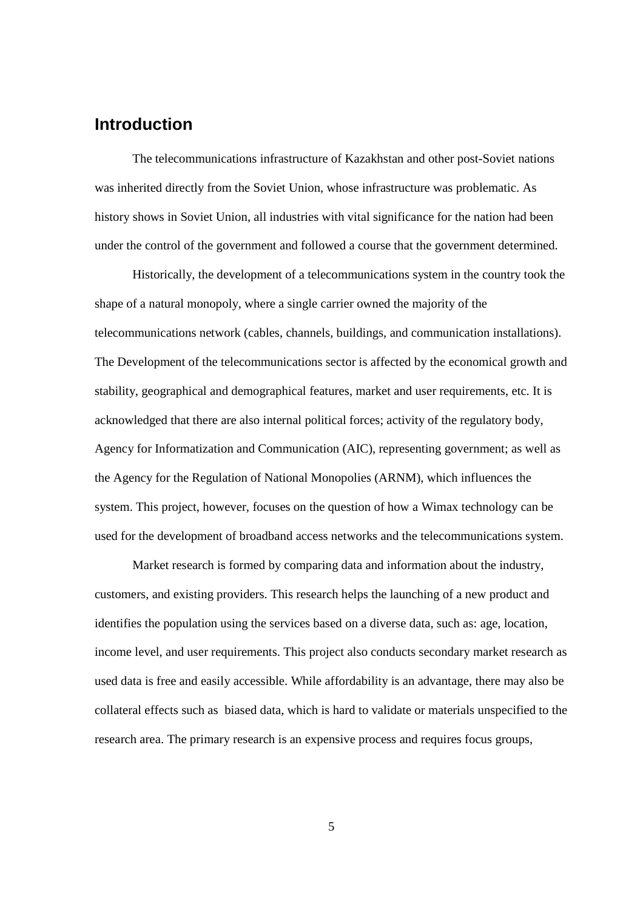## Introduction

The telecommunications infrastructure of Kazakhstan and other post-Soviet nations was inherited directly from the Soviet Union, whose infrastructure was problematic. As history shows in Soviet Union, all industries with vital significance for the nation had been under the control of the government and followed a course that the government determined.

Historically, the development of a telecommunications system in the country took the shape of a natural monopoly, where a single carrier owned the majority of the telecommunications network (cables, channels, buildings, and communication installations). The Development of the telecommunications sector is affected by the economical growth and stability, geographical and demographical features, market and user requirements, etc. It is acknowledged that there are also internal political forces; activity of the regulatory body, Agency for Informatization and Communication (AIC), representing government; as well as the Agency for the Regulation of National Monopolies (ARNM), which influences the system. This project, however, focuses on the question of how a Wimax technology can be used for the development of broadband access networks and the telecommunications system.

Market research is formed by comparing data and information about the industry, customers, and existing providers. This research helps the launching of a new product and identifies the population using the services based on a diverse data, such as: age, location, income level, and user requirements. This project also conducts secondary market research as used data is free and easily accessible. While affordability is an advantage, there may also be collateral effects such as biased data, which is hard to validate or materials unspecified to the research area. The primary research is an expensive process and requires focus groups,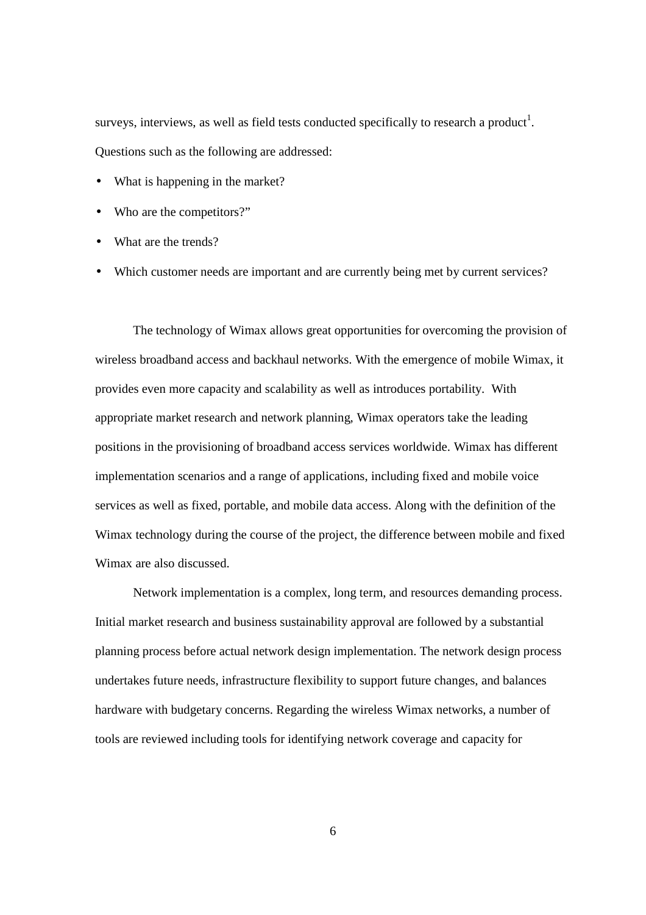surveys, interviews, as well as field tests conducted specifically to research a product[1]. Questions such as the following are addressed:

- What is happening in the market?
- Who are the competitors?"
- What are the trends?
- Which customer needs are important and are currently being met by current services?

The technology of Wimax allows great opportunities for overcoming the provision of wireless broadband access and backhaul networks. With the emergence of mobile Wimax, it provides even more capacity and scalability as well as introduces portability. With appropriate market research and network planning, Wimax operators take the leading positions in the provisioning of broadband access services worldwide. Wimax has different implementation scenarios and a range of applications, including fixed and mobile voice services as well as fixed, portable, and mobile data access. Along with the definition of the Wimax technology during the course of the project, the difference between mobile and fixed Wimax are also discussed.

Network implementation is a complex, long term, and resources demanding process. Initial market research and business sustainability approval are followed by a substantial planning process before actual network design implementation. The network design process undertakes future needs, infrastructure flexibility to support future changes, and balances hardware with budgetary concerns. Regarding the wireless Wimax networks, a number of tools are reviewed including tools for identifying network coverage and capacity for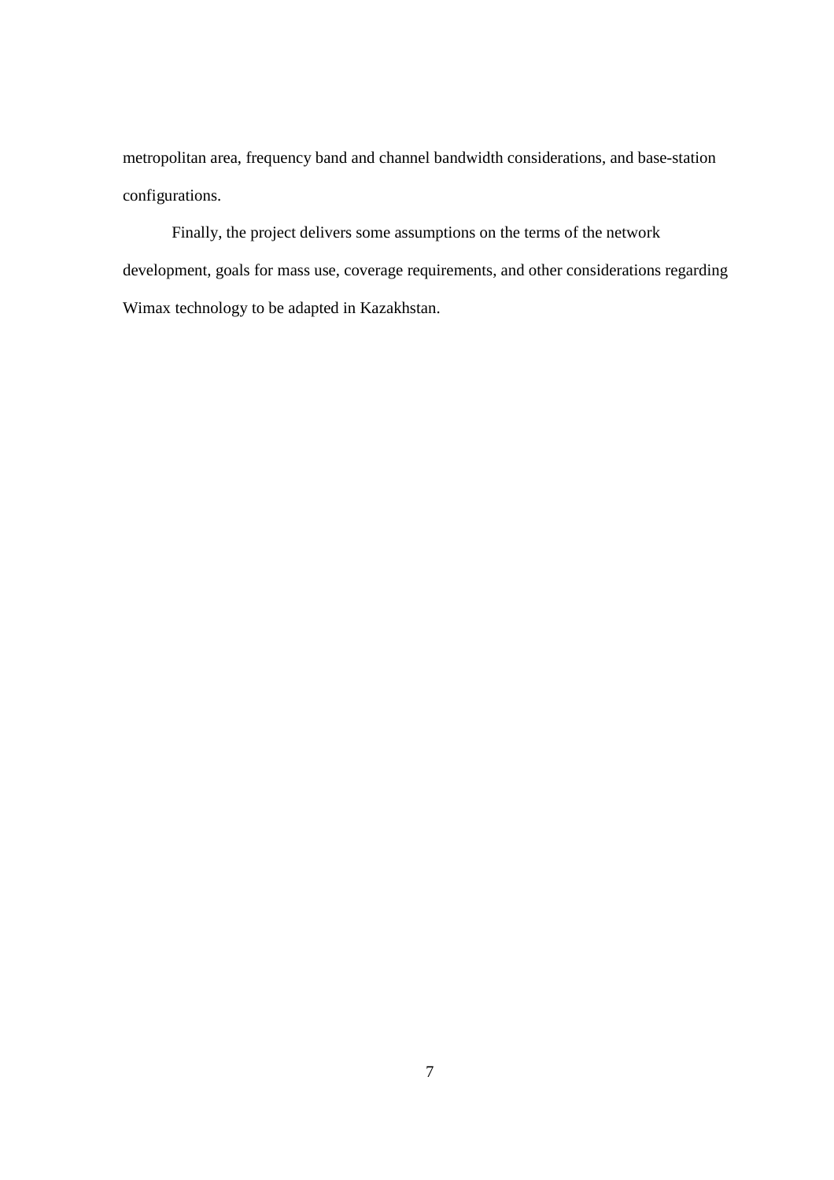metropolitan area, frequency band and channel bandwidth considerations, and base-station configurations.

Finally, the project delivers some assumptions on the terms of the network development, goals for mass use, coverage requirements, and other considerations regarding Wimax technology to be adapted in Kazakhstan.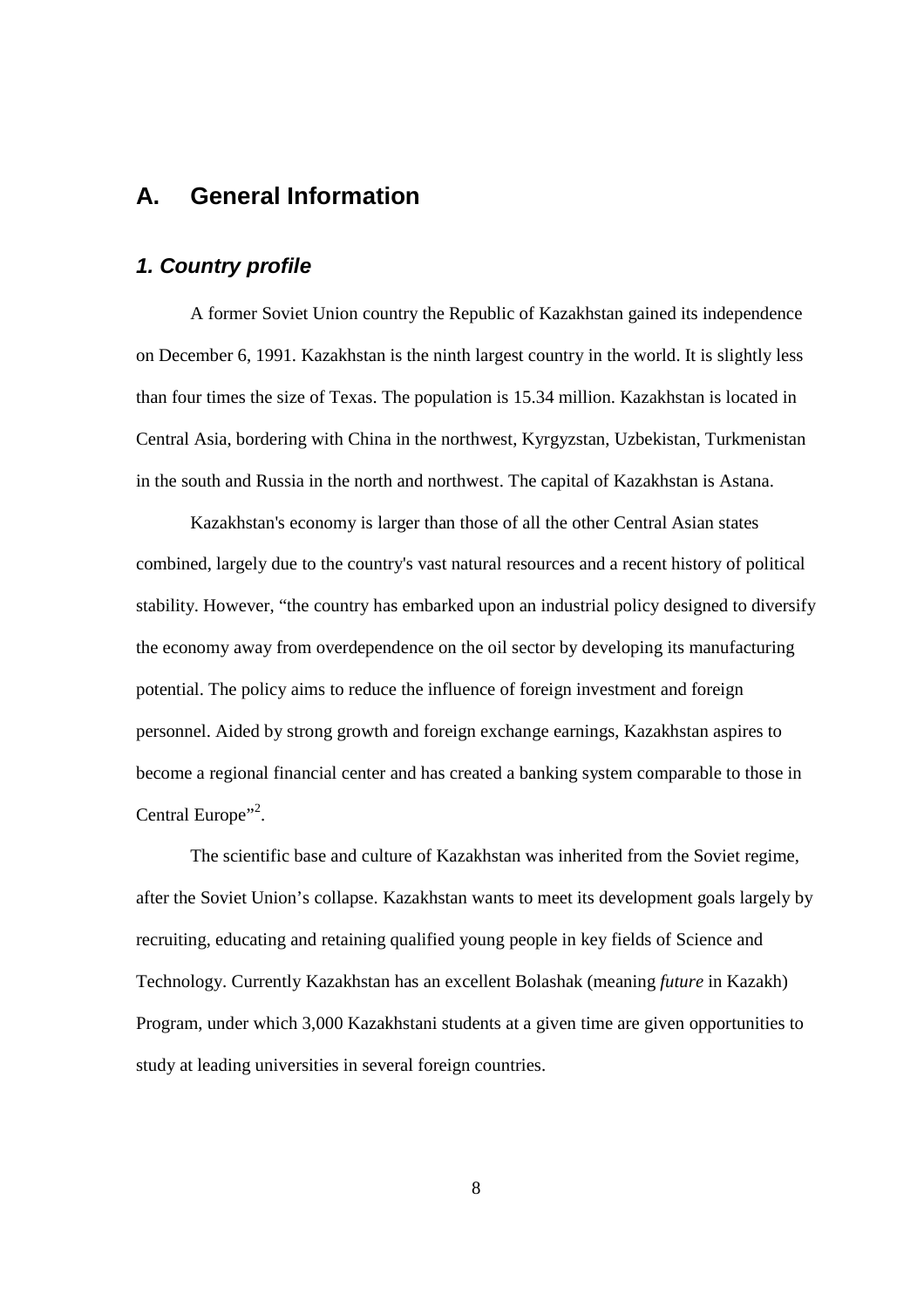## A. General Information

### *1. Country profile*

A former Soviet Union country the Republic of Kazakhstan gained its independence on December 6, 1991. Kazakhstan is the ninth largest country in the world. It is slightly less than four times the size of Texas. The population is 15.34 million. Kazakhstan is located in Central Asia, bordering with China in the northwest, Kyrgyzstan, Uzbekistan, Turkmenistan in the south and Russia in the north and northwest. The capital of Kazakhstan is Astana.

Kazakhstan's economy is larger than those of all the other Central Asian states combined, largely due to the country's vast natural resources and a recent history of political stability. However, "the country has embarked upon an industrial policy designed to diversify the economy away from overdependence on the oil sector by developing its manufacturing potential. The policy aims to reduce the influence of foreign investment and foreign personnel. Aided by strong growth and foreign exchange earnings, Kazakhstan aspires to become a regional financial center and has created a banking system comparable to those in Central Europe"[2].

The scientific base and culture of Kazakhstan was inherited from the Soviet regime, after the Soviet Union's collapse. Kazakhstan wants to meet its development goals largely by recruiting, educating and retaining qualified young people in key fields of Science and Technology. Currently Kazakhstan has an excellent Bolashak (meaning *future* in Kazakh) Program, under which 3,000 Kazakhstani students at a given time are given opportunities to study at leading universities in several foreign countries.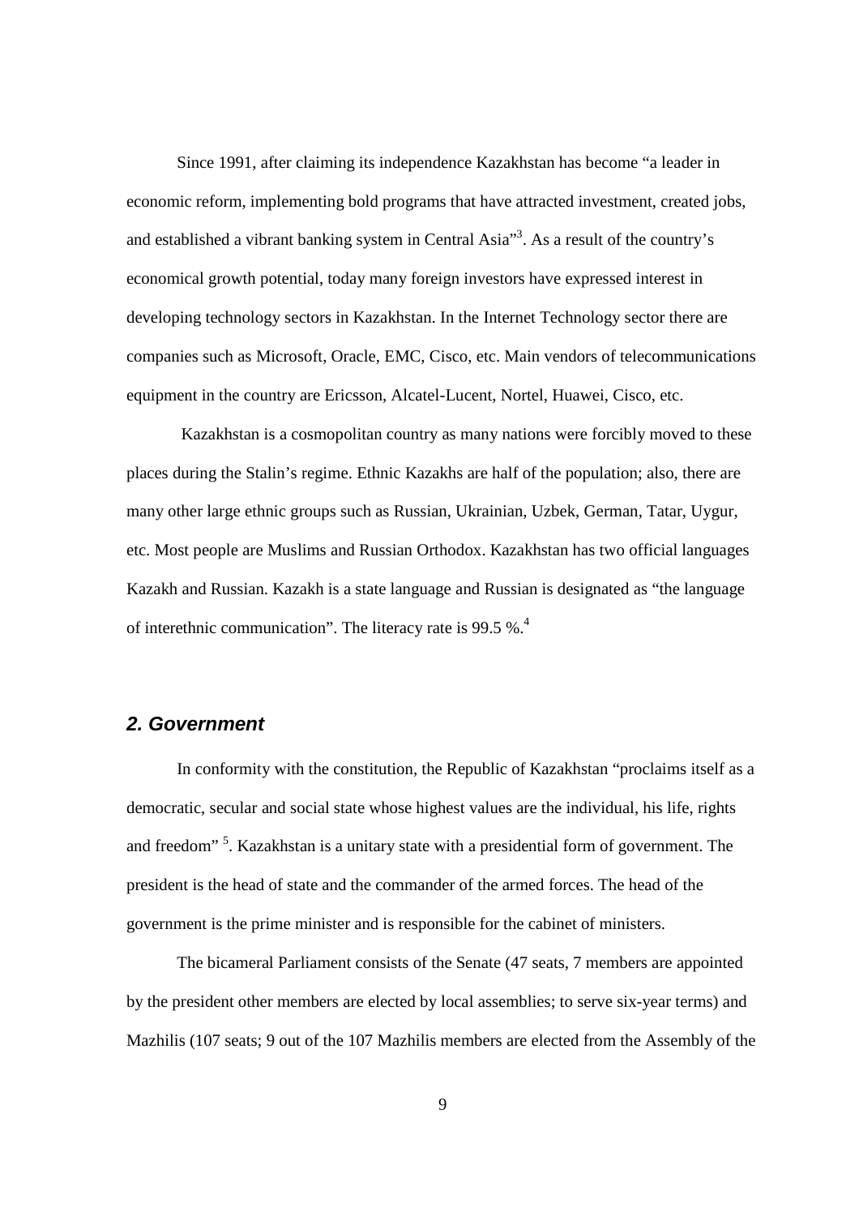Since 1991, after claiming its independence Kazakhstan has become "a leader in economic reform, implementing bold programs that have attracted investment, created jobs, and established a vibrant banking system in Central Asia"[3]. As a result of the country's economical growth potential, today many foreign investors have expressed interest in developing technology sectors in Kazakhstan. In the Internet Technology sector there are companies such as Microsoft, Oracle, EMC, Cisco, etc. Main vendors of telecommunications equipment in the country are Ericsson, Alcatel-Lucent, Nortel, Huawei, Cisco, etc.

Kazakhstan is a cosmopolitan country as many nations were forcibly moved to these places during the Stalin's regime. Ethnic Kazakhs are half of the population; also, there are many other large ethnic groups such as Russian, Ukrainian, Uzbek, German, Tatar, Uygur, etc. Most people are Muslims and Russian Orthodox. Kazakhstan has two official languages Kazakh and Russian. Kazakh is a state language and Russian is designated as "the language of interethnic communication". The literacy rate is 99.5 %.[4]

## 2. Government

In conformity with the constitution, the Republic of Kazakhstan "proclaims itself as a democratic, secular and social state whose highest values are the individual, his life, rights and freedom" [5]. Kazakhstan is a unitary state with a presidential form of government. The president is the head of state and the commander of the armed forces. The head of the government is the prime minister and is responsible for the cabinet of ministers.

The bicameral Parliament consists of the Senate (47 seats, 7 members are appointed by the president other members are elected by local assemblies; to serve six-year terms) and Mazhilis (107 seats; 9 out of the 107 Mazhilis members are elected from the Assembly of the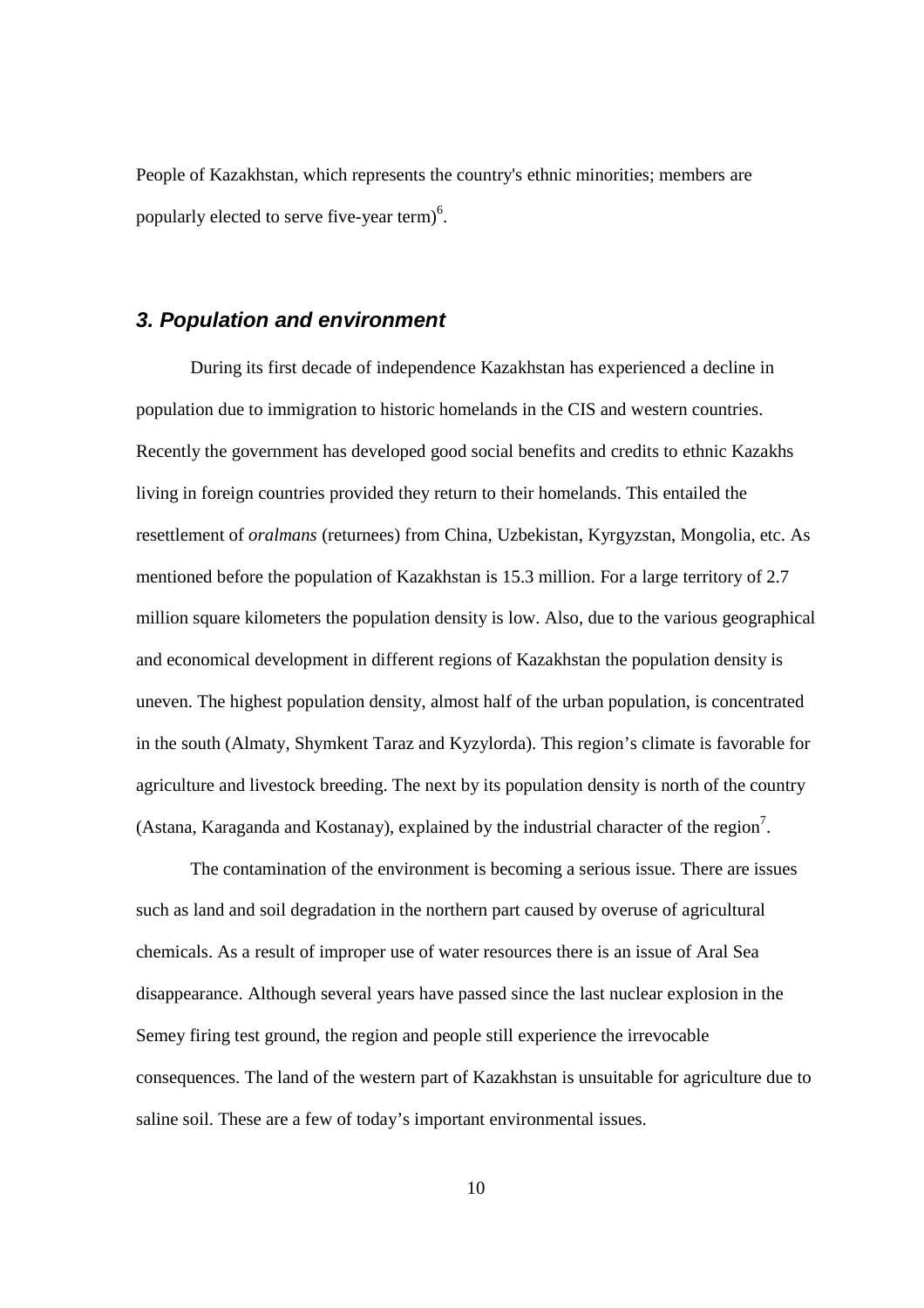People of Kazakhstan, which represents the country's ethnic minorities; members are popularly elected to serve five-year term)[6].

### *3. Population and environment*

During its first decade of independence Kazakhstan has experienced a decline in population due to immigration to historic homelands in the CIS and western countries. Recently the government has developed good social benefits and credits to ethnic Kazakhs living in foreign countries provided they return to their homelands. This entailed the resettlement of *oralmans* (returnees) from China, Uzbekistan, Kyrgyzstan, Mongolia, etc. As mentioned before the population of Kazakhstan is 15.3 million. For a large territory of 2.7 million square kilometers the population density is low. Also, due to the various geographical and economical development in different regions of Kazakhstan the population density is uneven. The highest population density, almost half of the urban population, is concentrated in the south (Almaty, Shymkent Taraz and Kyzylorda). This region's climate is favorable for agriculture and livestock breeding. The next by its population density is north of the country (Astana, Karaganda and Kostanay), explained by the industrial character of the region[7].

The contamination of the environment is becoming a serious issue. There are issues such as land and soil degradation in the northern part caused by overuse of agricultural chemicals. As a result of improper use of water resources there is an issue of Aral Sea disappearance. Although several years have passed since the last nuclear explosion in the Semey firing test ground, the region and people still experience the irrevocable consequences. The land of the western part of Kazakhstan is unsuitable for agriculture due to saline soil. These are a few of today's important environmental issues.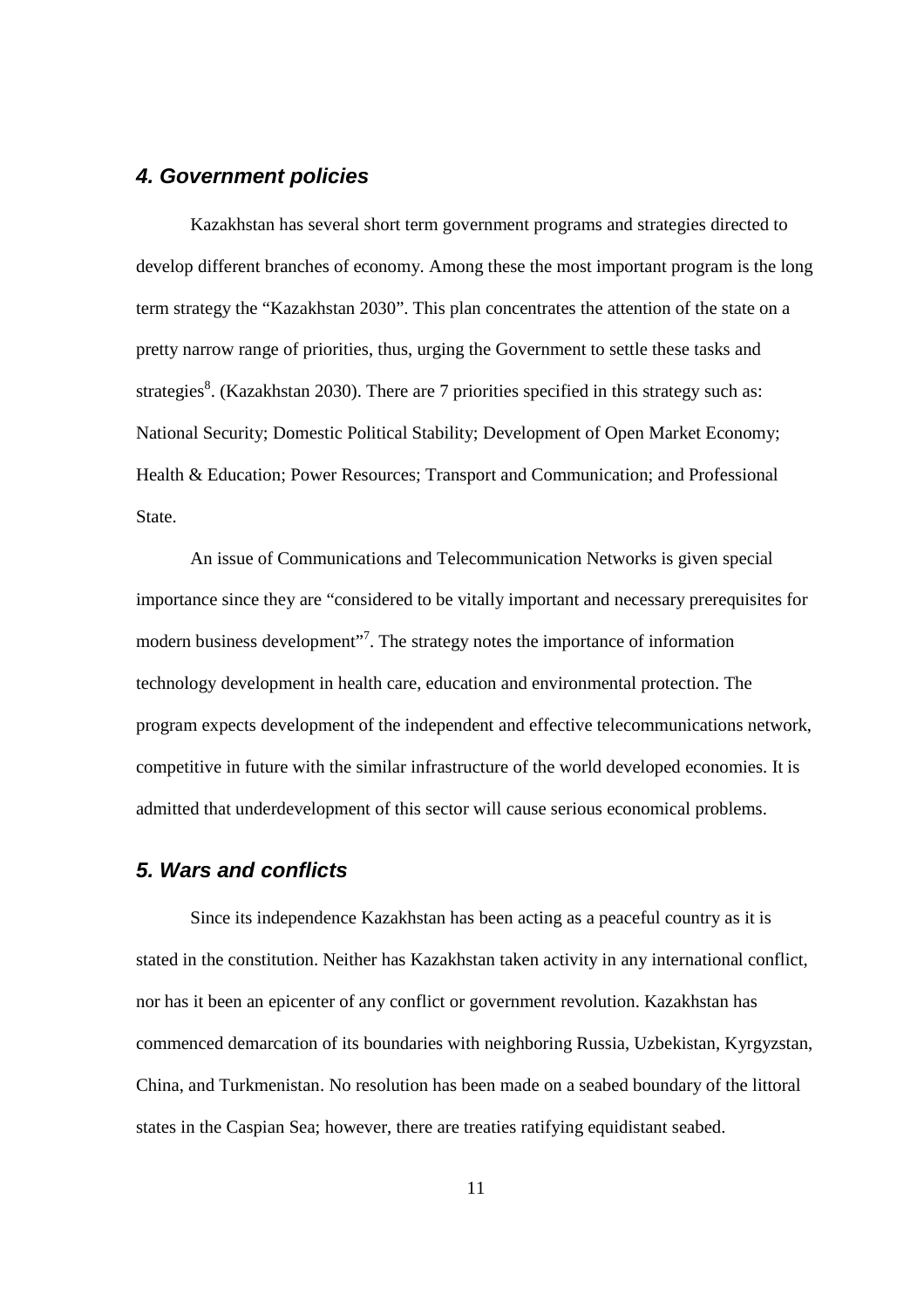## *4. Government policies*

Kazakhstan has several short term government programs and strategies directed to develop different branches of economy. Among these the most important program is the long term strategy the "Kazakhstan 2030". This plan concentrates the attention of the state on a pretty narrow range of priorities, thus, urging the Government to settle these tasks and strategies[8]. (Kazakhstan 2030). There are 7 priorities specified in this strategy such as: National Security; Domestic Political Stability; Development of Open Market Economy; Health & Education; Power Resources; Transport and Communication; and Professional State.

An issue of Communications and Telecommunication Networks is given special importance since they are "considered to be vitally important and necessary prerequisites for modern business development"[7]. The strategy notes the importance of information technology development in health care, education and environmental protection. The program expects development of the independent and effective telecommunications network, competitive in future with the similar infrastructure of the world developed economies. It is admitted that underdevelopment of this sector will cause serious economical problems.

## *5. Wars and conflicts*

Since its independence Kazakhstan has been acting as a peaceful country as it is stated in the constitution. Neither has Kazakhstan taken activity in any international conflict, nor has it been an epicenter of any conflict or government revolution. Kazakhstan has commenced demarcation of its boundaries with neighboring Russia, Uzbekistan, Kyrgyzstan, China, and Turkmenistan. No resolution has been made on a seabed boundary of the littoral states in the Caspian Sea; however, there are treaties ratifying equidistant seabed.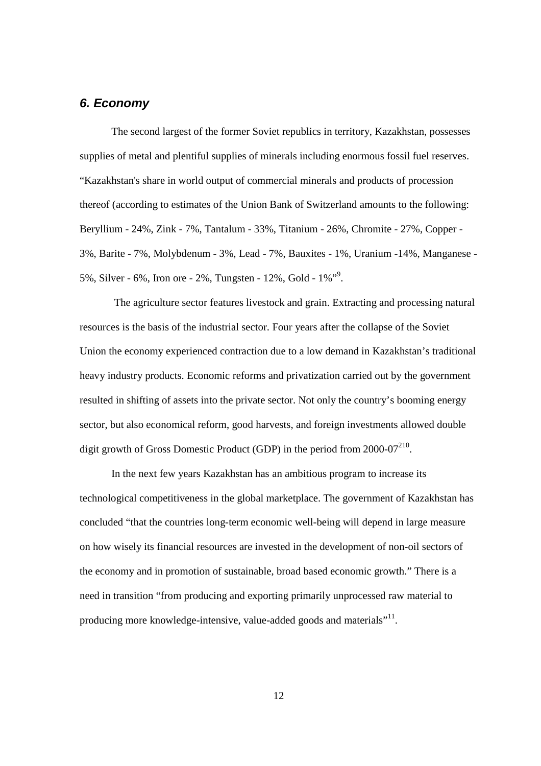### *6. Economy*

The second largest of the former Soviet republics in territory, Kazakhstan, possesses supplies of metal and plentiful supplies of minerals including enormous fossil fuel reserves. “Kazakhstan's share in world output of commercial minerals and products of procession thereof (according to estimates of the Union Bank of Switzerland amounts to the following: Beryllium - 24%, Zink - 7%, Tantalum - 33%, Titanium - 26%, Chromite - 27%, Copper - 3%, Barite - 7%, Molybdenum - 3%, Lead - 7%, Bauxites - 1%, Uranium -14%, Manganese - 5%, Silver - 6%, Iron ore - 2%, Tungsten - 12%, Gold - 1%”[9].

The agriculture sector features livestock and grain. Extracting and processing natural resources is the basis of the industrial sector. Four years after the collapse of the Soviet Union the economy experienced contraction due to a low demand in Kazakhstan’s traditional heavy industry products. Economic reforms and privatization carried out by the government resulted in shifting of assets into the private sector. Not only the country’s booming energy sector, but also economical reform, good harvests, and foreign investments allowed double digit growth of Gross Domestic Product (GDP) in the period from 2000-07[210].

In the next few years Kazakhstan has an ambitious program to increase its technological competitiveness in the global marketplace. The government of Kazakhstan has concluded “that the countries long-term economic well-being will depend in large measure on how wisely its financial resources are invested in the development of non-oil sectors of the economy and in promotion of sustainable, broad based economic growth.” There is a need in transition “from producing and exporting primarily unprocessed raw material to producing more knowledge-intensive, value-added goods and materials”[11].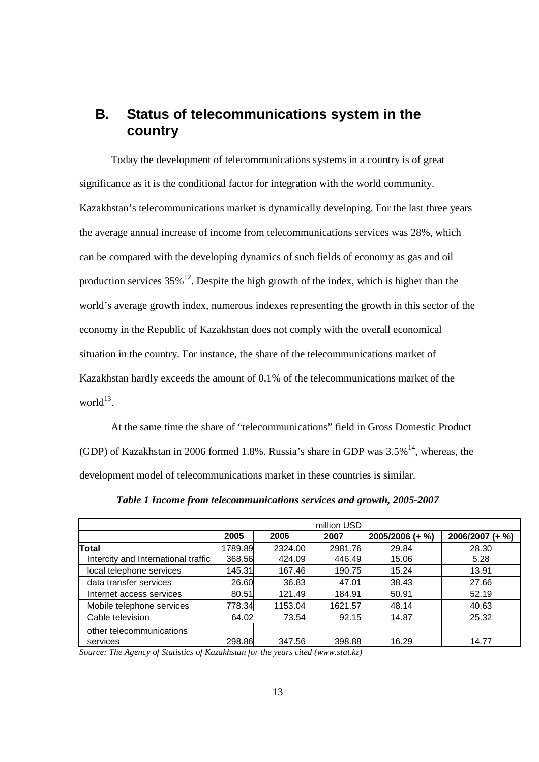## B. Status of telecommunications system in the country

Today the development of telecommunications systems in a country is of great significance as it is the conditional factor for integration with the world community. Kazakhstan's telecommunications market is dynamically developing. For the last three years the average annual increase of income from telecommunications services was 28%, which can be compared with the developing dynamics of such fields of economy as gas and oil production services 35%[12]. Despite the high growth of the index, which is higher than the world's average growth index, numerous indexes representing the growth in this sector of the economy in the Republic of Kazakhstan does not comply with the overall economical situation in the country. For instance, the share of the telecommunications market of Kazakhstan hardly exceeds the amount of 0.1% of the telecommunications market of the world[13].

At the same time the share of "telecommunications" field in Gross Domestic Product (GDP) of Kazakhstan in 2006 formed 1.8%. Russia's share in GDP was 3.5%[14], whereas, the development model of telecommunications market in these countries is similar.

***Table 1 Income from telecommunications services and growth, 2005-2007***

| | million USD | | | | |
|---|---|---|---|---|---|
| | **2005** | **2006** | **2007** | **2005/2006 (+ %)** | **2006/2007 (+ %)** |
| **Total** | 1789.89 | 2324.00 | 2981.76 | 29.84 | 28.30 |
| Intercity and International traffic | 368.56 | 424.09 | 446.49 | 15.06 | 5.28 |
| local telephone services | 145.31 | 167.46 | 190.75 | 15.24 | 13.91 |
| data transfer services | 26.60 | 36.83 | 47.01 | 38.43 | 27.66 |
| Internet access services | 80.51 | 121.49 | 184.91 | 50.91 | 52.19 |
| Mobile telephone services | 778.34 | 1153.04 | 1621.57 | 48.14 | 40.63 |
| Cable television | 64.02 | 73.54 | 92.15 | 14.87 | 25.32 |
| other telecommunications services | 298.86 | 347.56 | 398.88 | 16.29 | 14.77 |

*Source: The Agency of Statistics of Kazakhstan for the years cited (www.stat.kz)*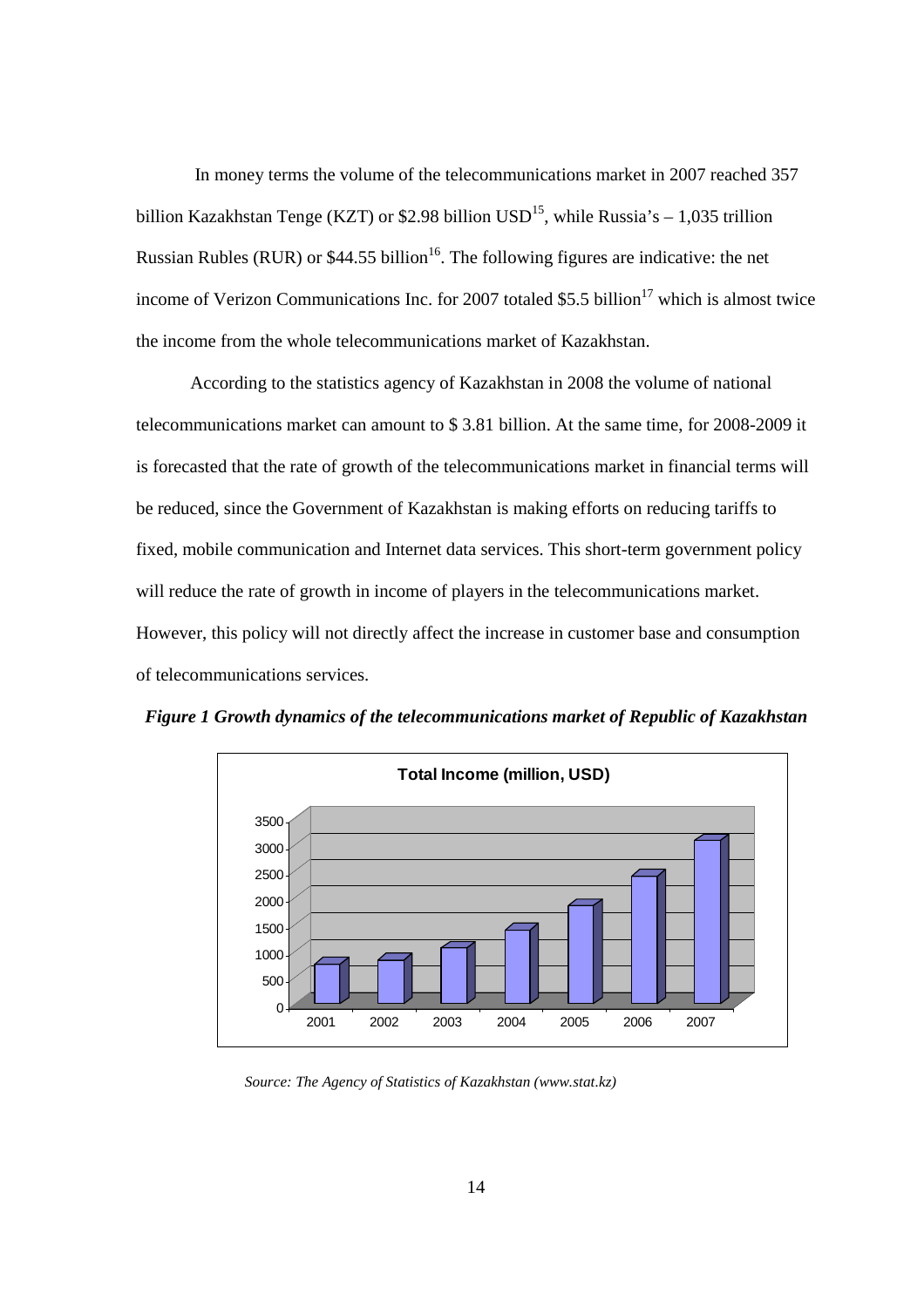In money terms the volume of the telecommunications market in 2007 reached 357 billion Kazakhstan Tenge (KZT) or \$2.98 billion USD[15], while Russia's – 1,035 trillion Russian Rubles (RUR) or \$44.55 billion[16]. The following figures are indicative: the net income of Verizon Communications Inc. for 2007 totaled \$5.5 billion[17] which is almost twice the income from the whole telecommunications market of Kazakhstan.

According to the statistics agency of Kazakhstan in 2008 the volume of national telecommunications market can amount to \$ 3.81 billion. At the same time, for 2008-2009 it is forecasted that the rate of growth of the telecommunications market in financial terms will be reduced, since the Government of Kazakhstan is making efforts on reducing tariffs to fixed, mobile communication and Internet data services. This short-term government policy will reduce the rate of growth in income of players in the telecommunications market. However, this policy will not directly affect the increase in customer base and consumption of telecommunications services.

***Figure 1 Growth dynamics of the telecommunications market of Republic of Kazakhstan***

**Total Income (million, USD)**

3500
3000
2500
2000
1500
1000
500
0

2001 2002 2003 2004 2005 2006 2007

*Source: The Agency of Statistics of Kazakhstan (www.stat.kz)*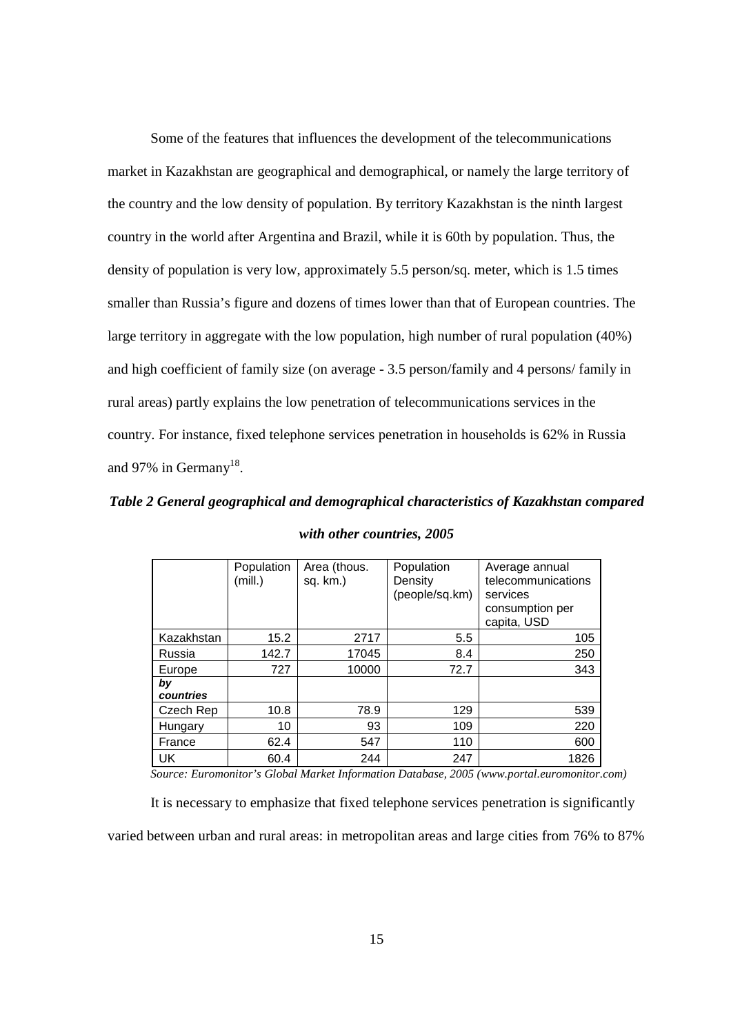Some of the features that influences the development of the telecommunications market in Kazakhstan are geographical and demographical, or namely the large territory of the country and the low density of population. By territory Kazakhstan is the ninth largest country in the world after Argentina and Brazil, while it is 60th by population. Thus, the density of population is very low, approximately 5.5 person/sq. meter, which is 1.5 times smaller than Russia's figure and dozens of times lower than that of European countries. The large territory in aggregate with the low population, high number of rural population (40%) and high coefficient of family size (on average - 3.5 person/family and 4 persons/ family in rural areas) partly explains the low penetration of telecommunications services in the country. For instance, fixed telephone services penetration in households is 62% in Russia and 97% in Germany[18].

***Table 2 General geographical and demographical characteristics of Kazakhstan compared with other countries, 2005***

| | Population (mill.) | Area (thous. sq. km.) | Population Density (people/sq.km) | Average annual telecommunications services consumption per capita, USD |
|---|---|---|---|---|
| Kazakhstan | 15.2 | 2717 | 5.5 | 105 |
| Russia | 142.7 | 17045 | 8.4 | 250 |
| Europe | 727 | 10000 | 72.7 | 343 |
| ***by countries*** | | | | |
| Czech Rep | 10.8 | 78.9 | 129 | 539 |
| Hungary | 10 | 93 | 109 | 220 |
| France | 62.4 | 547 | 110 | 600 |
| UK | 60.4 | 244 | 247 | 1826 |

*Source: Euromonitor's Global Market Information Database, 2005 (www.portal.euromonitor.com)*

It is necessary to emphasize that fixed telephone services penetration is significantly varied between urban and rural areas: in metropolitan areas and large cities from 76% to 87%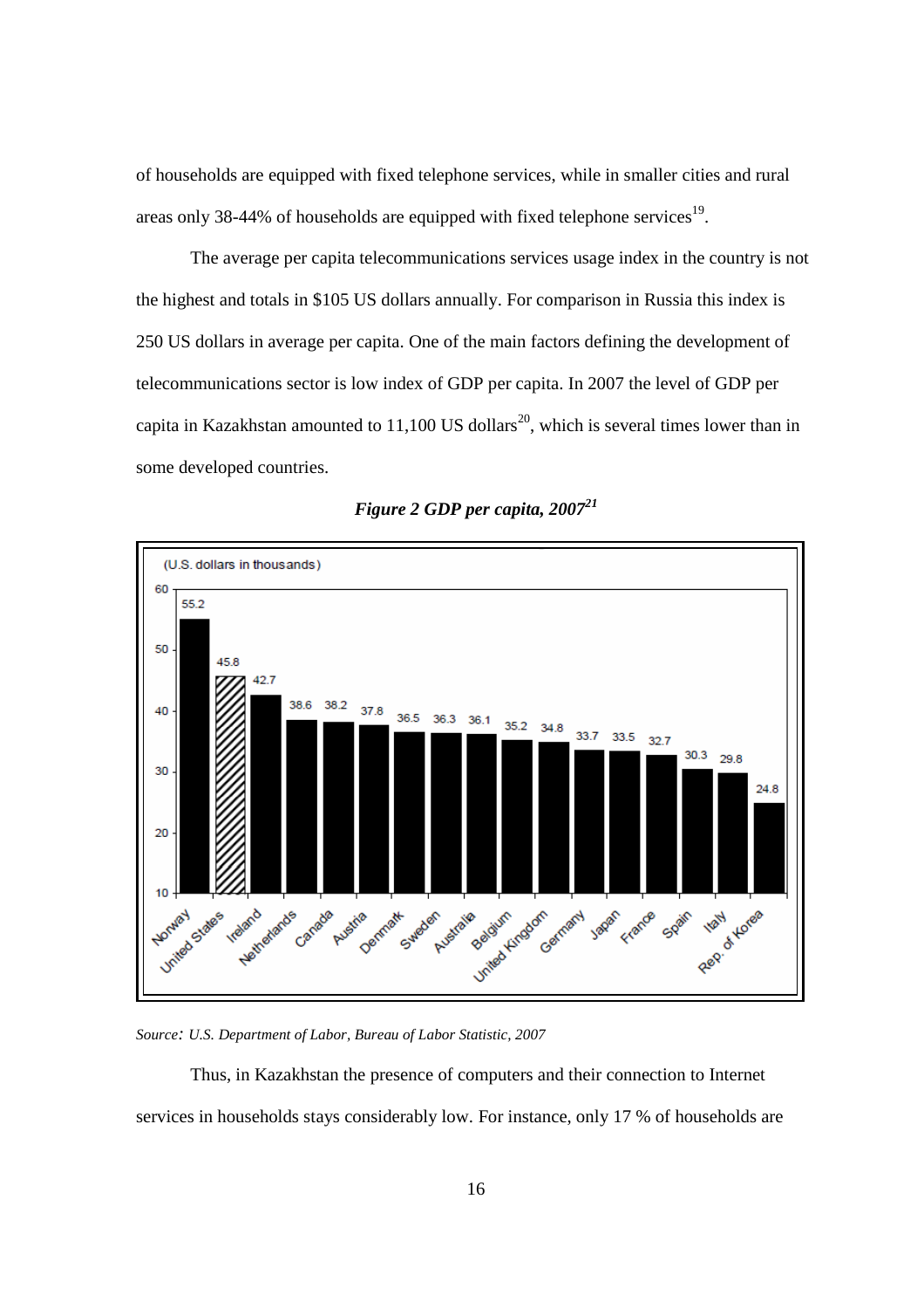of households are equipped with fixed telephone services, while in smaller cities and rural areas only 38-44% of households are equipped with fixed telephone services[19].

The average per capita telecommunications services usage index in the country is not the highest and totals in $105 US dollars annually. For comparison in Russia this index is 250 US dollars in average per capita. One of the main factors defining the development of telecommunications sector is low index of GDP per capita. In 2007 the level of GDP per capita in Kazakhstan amounted to 11,100 US dollars[20], which is several times lower than in some developed countries.

***Figure 2 GDP per capita, 2007[21]***

(U.S. dollars in thousands)

| Country | GDP per capita |
|---|---|
| Norway | 55.2 |
| United States | 45.8 |
| Ireland | 42.7 |
| Netherlands | 38.6 |
| Canada | 38.2 |
| Austria | 37.8 |
| Denmark | 36.5 |
| Sweden | 36.3 |
| Australia | 36.1 |
| Belgium | 35.2 |
| United Kingdom | 34.8 |
| Germany | 33.7 |
| Japan | 33.5 |
| France | 32.7 |
| Spain | 30.3 |
| Italy | 29.8 |
| Rep. of Korea | 24.8 |

*Source: U.S. Department of Labor, Bureau of Labor Statistic, 2007*

Thus, in Kazakhstan the presence of computers and their connection to Internet services in households stays considerably low. For instance, only 17 % of households are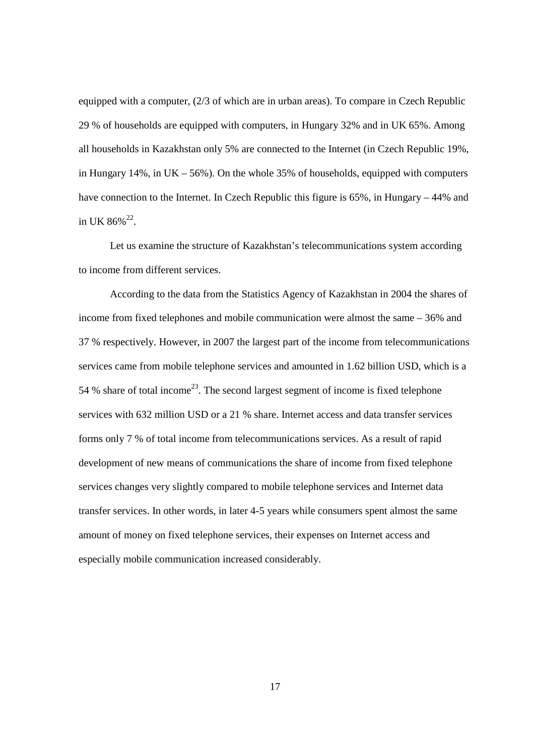equipped with a computer, (2/3 of which are in urban areas). To compare in Czech Republic 29 % of households are equipped with computers, in Hungary 32% and in UK 65%. Among all households in Kazakhstan only 5% are connected to the Internet (in Czech Republic 19%, in Hungary 14%, in UK – 56%). On the whole 35% of households, equipped with computers have connection to the Internet. In Czech Republic this figure is 65%, in Hungary – 44% and in UK 86%[22].

Let us examine the structure of Kazakhstan's telecommunications system according to income from different services.

According to the data from the Statistics Agency of Kazakhstan in 2004 the shares of income from fixed telephones and mobile communication were almost the same – 36% and 37 % respectively. However, in 2007 the largest part of the income from telecommunications services came from mobile telephone services and amounted in 1.62 billion USD, which is a 54 % share of total income[23]. The second largest segment of income is fixed telephone services with 632 million USD or a 21 % share. Internet access and data transfer services forms only 7 % of total income from telecommunications services. As a result of rapid development of new means of communications the share of income from fixed telephone services changes very slightly compared to mobile telephone services and Internet data transfer services. In other words, in later 4-5 years while consumers spent almost the same amount of money on fixed telephone services, their expenses on Internet access and especially mobile communication increased considerably.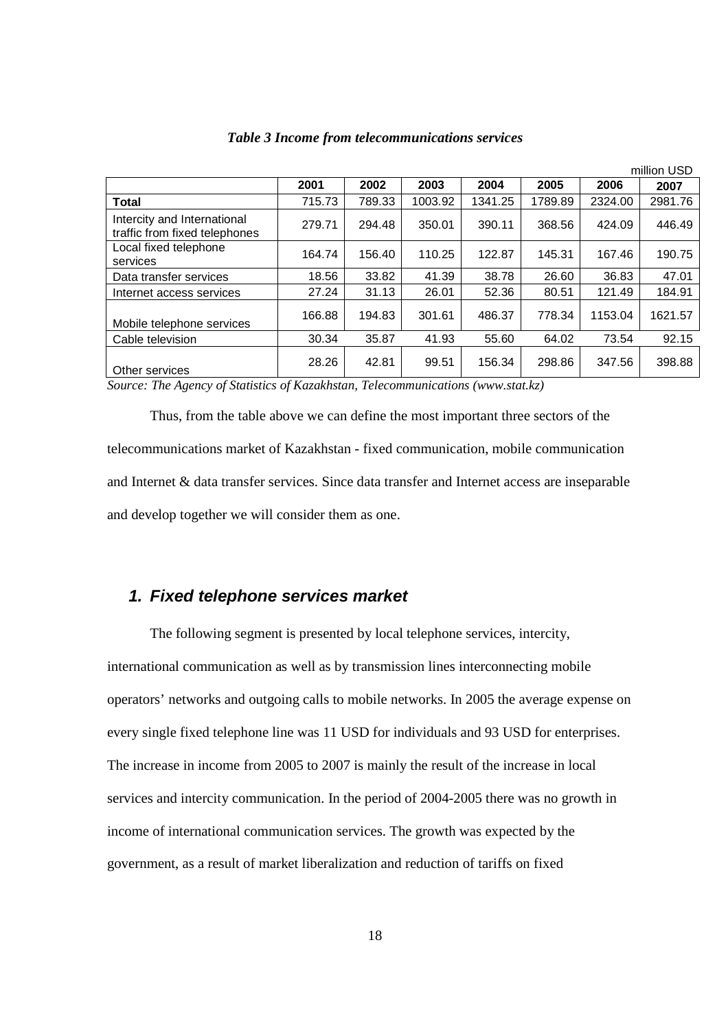***Table 3 Income from telecommunications services***

million USD

| | 2001 | 2002 | 2003 | 2004 | 2005 | 2006 | 2007 |
|---|---|---|---|---|---|---|---|
| **Total** | 715.73 | 789.33 | 1003.92 | 1341.25 | 1789.89 | 2324.00 | 2981.76 |
| Intercity and International traffic from fixed telephones | 279.71 | 294.48 | 350.01 | 390.11 | 368.56 | 424.09 | 446.49 |
| Local fixed telephone services | 164.74 | 156.40 | 110.25 | 122.87 | 145.31 | 167.46 | 190.75 |
| Data transfer services | 18.56 | 33.82 | 41.39 | 38.78 | 26.60 | 36.83 | 47.01 |
| Internet access services | 27.24 | 31.13 | 26.01 | 52.36 | 80.51 | 121.49 | 184.91 |
| Mobile telephone services | 166.88 | 194.83 | 301.61 | 486.37 | 778.34 | 1153.04 | 1621.57 |
| Cable television | 30.34 | 35.87 | 41.93 | 55.60 | 64.02 | 73.54 | 92.15 |
| Other services | 28.26 | 42.81 | 99.51 | 156.34 | 298.86 | 347.56 | 398.88 |

*Source: The Agency of Statistics of Kazakhstan, Telecommunications (www.stat.kz)*

Thus, from the table above we can define the most important three sectors of the telecommunications market of Kazakhstan - fixed communication, mobile communication and Internet & data transfer services. Since data transfer and Internet access are inseparable and develop together we will consider them as one.

## *1. Fixed telephone services market*

The following segment is presented by local telephone services, intercity, international communication as well as by transmission lines interconnecting mobile operators' networks and outgoing calls to mobile networks. In 2005 the average expense on every single fixed telephone line was 11 USD for individuals and 93 USD for enterprises. The increase in income from 2005 to 2007 is mainly the result of the increase in local services and intercity communication. In the period of 2004-2005 there was no growth in income of international communication services. The growth was expected by the government, as a result of market liberalization and reduction of tariffs on fixed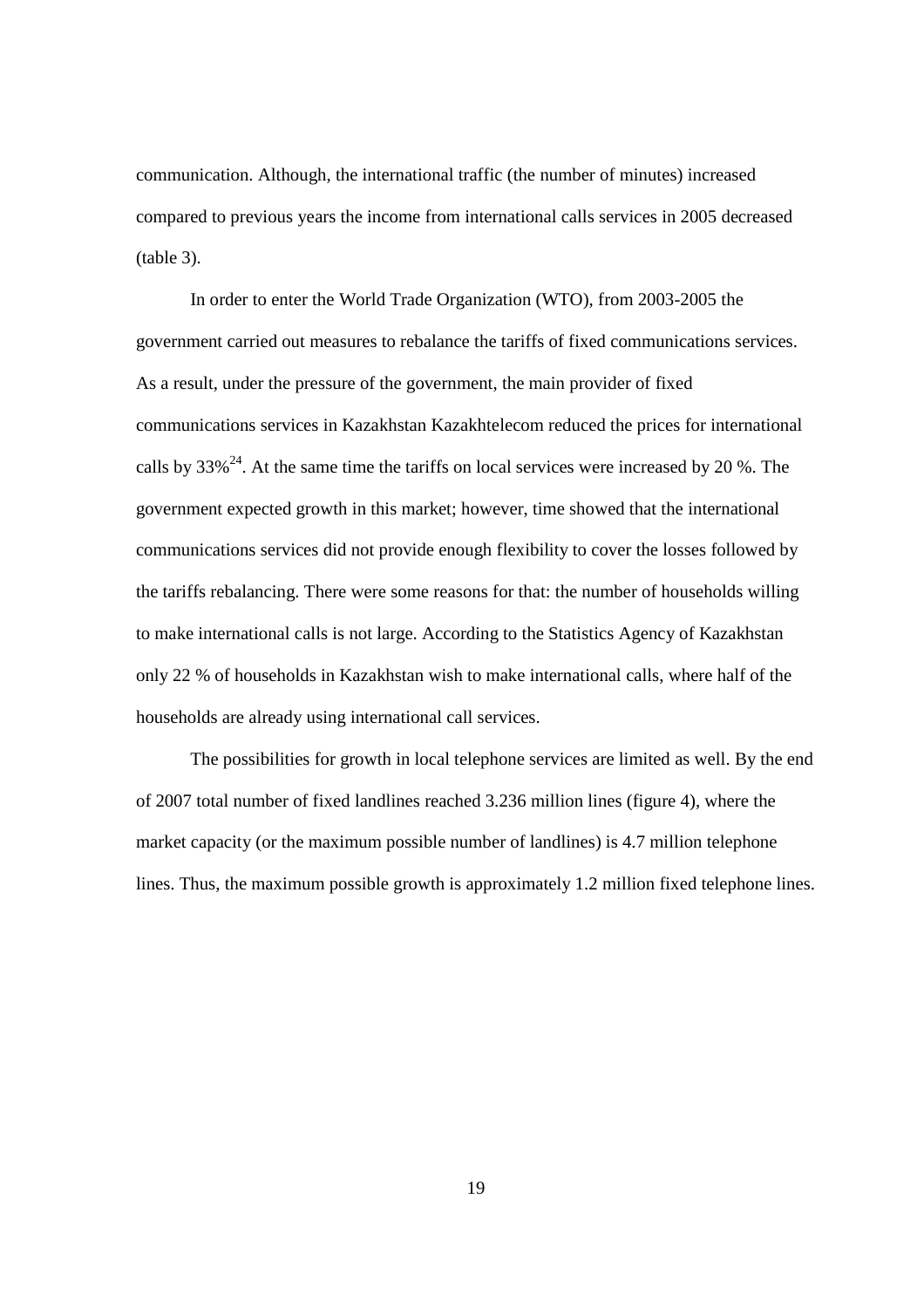communication. Although, the international traffic (the number of minutes) increased compared to previous years the income from international calls services in 2005 decreased (table 3).

In order to enter the World Trade Organization (WTO), from 2003-2005 the government carried out measures to rebalance the tariffs of fixed communications services. As a result, under the pressure of the government, the main provider of fixed communications services in Kazakhstan Kazakhtelecom reduced the prices for international calls by 33%[24]. At the same time the tariffs on local services were increased by 20 %. The government expected growth in this market; however, time showed that the international communications services did not provide enough flexibility to cover the losses followed by the tariffs rebalancing. There were some reasons for that: the number of households willing to make international calls is not large. According to the Statistics Agency of Kazakhstan only 22 % of households in Kazakhstan wish to make international calls, where half of the households are already using international call services.

The possibilities for growth in local telephone services are limited as well. By the end of 2007 total number of fixed landlines reached 3.236 million lines (figure 4), where the market capacity (or the maximum possible number of landlines) is 4.7 million telephone lines. Thus, the maximum possible growth is approximately 1.2 million fixed telephone lines.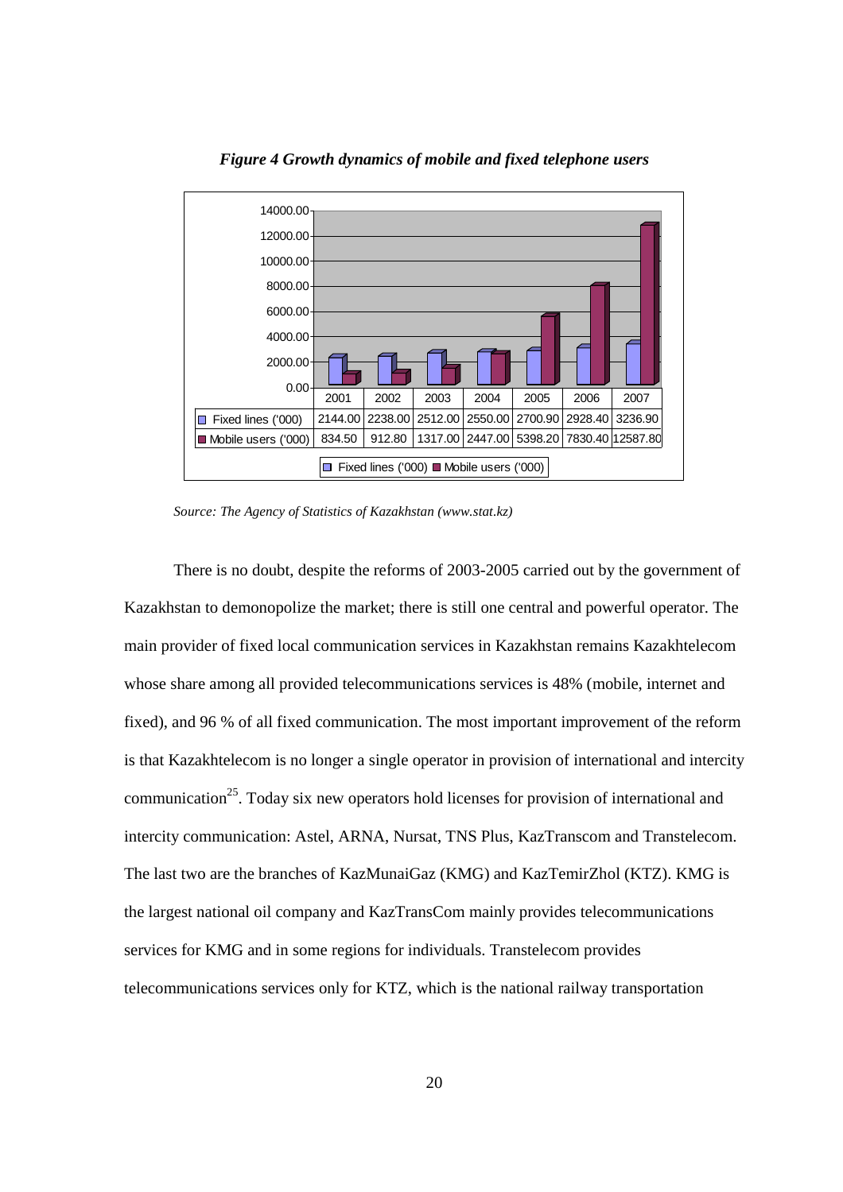***Figure 4 Growth dynamics of mobile and fixed telephone users***

14000.00
12000.00
10000.00
8000.00
6000.00
4000.00
2000.00
0.00

2001 2002 2003 2004 2005 2006 2007

Fixed lines ('000) 2144.00 2238.00 2512.00 2550.00 2700.90 2928.40 3236.90

Mobile users ('000) 834.50 912.80 1317.00 2447.00 5398.20 7830.40 12587.80

Fixed lines ('000) Mobile users ('000)

*Source: The Agency of Statistics of Kazakhstan (www.stat.kz)*

There is no doubt, despite the reforms of 2003-2005 carried out by the government of Kazakhstan to demonopolize the market; there is still one central and powerful operator. The main provider of fixed local communication services in Kazakhstan remains Kazakhtelecom whose share among all provided telecommunications services is 48% (mobile, internet and fixed), and 96 % of all fixed communication. The most important improvement of the reform is that Kazakhtelecom is no longer a single operator in provision of international and intercity communication[25]. Today six new operators hold licenses for provision of international and intercity communication: Astel, ARNA, Nursat, TNS Plus, KazTranscom and Transtelecom. The last two are the branches of KazMunaiGaz (KMG) and KazTemirZhol (KTZ). KMG is the largest national oil company and KazTransCom mainly provides telecommunications services for KMG and in some regions for individuals. Transtelecom provides telecommunications services only for KTZ, which is the national railway transportation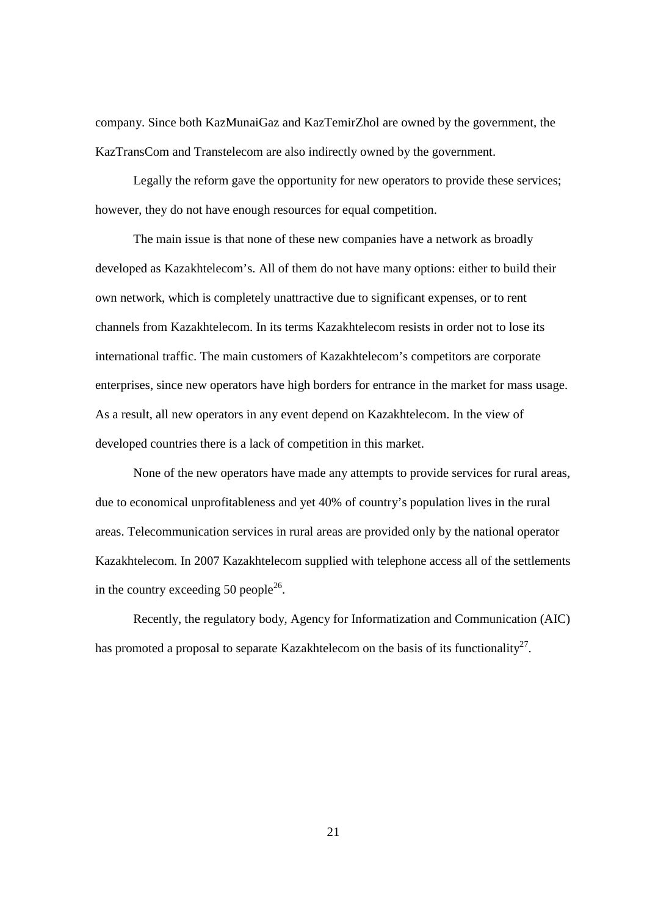company. Since both KazMunaiGaz and KazTemirZhol are owned by the government, the KazTransCom and Transtelecom are also indirectly owned by the government.

Legally the reform gave the opportunity for new operators to provide these services; however, they do not have enough resources for equal competition.

The main issue is that none of these new companies have a network as broadly developed as Kazakhtelecom's. All of them do not have many options: either to build their own network, which is completely unattractive due to significant expenses, or to rent channels from Kazakhtelecom. In its terms Kazakhtelecom resists in order not to lose its international traffic. The main customers of Kazakhtelecom's competitors are corporate enterprises, since new operators have high borders for entrance in the market for mass usage. As a result, all new operators in any event depend on Kazakhtelecom. In the view of developed countries there is a lack of competition in this market.

None of the new operators have made any attempts to provide services for rural areas, due to economical unprofitableness and yet 40% of country's population lives in the rural areas. Telecommunication services in rural areas are provided only by the national operator Kazakhtelecom. In 2007 Kazakhtelecom supplied with telephone access all of the settlements in the country exceeding 50 people[26].

Recently, the regulatory body, Agency for Informatization and Communication (AIC) has promoted a proposal to separate Kazakhtelecom on the basis of its functionality[27].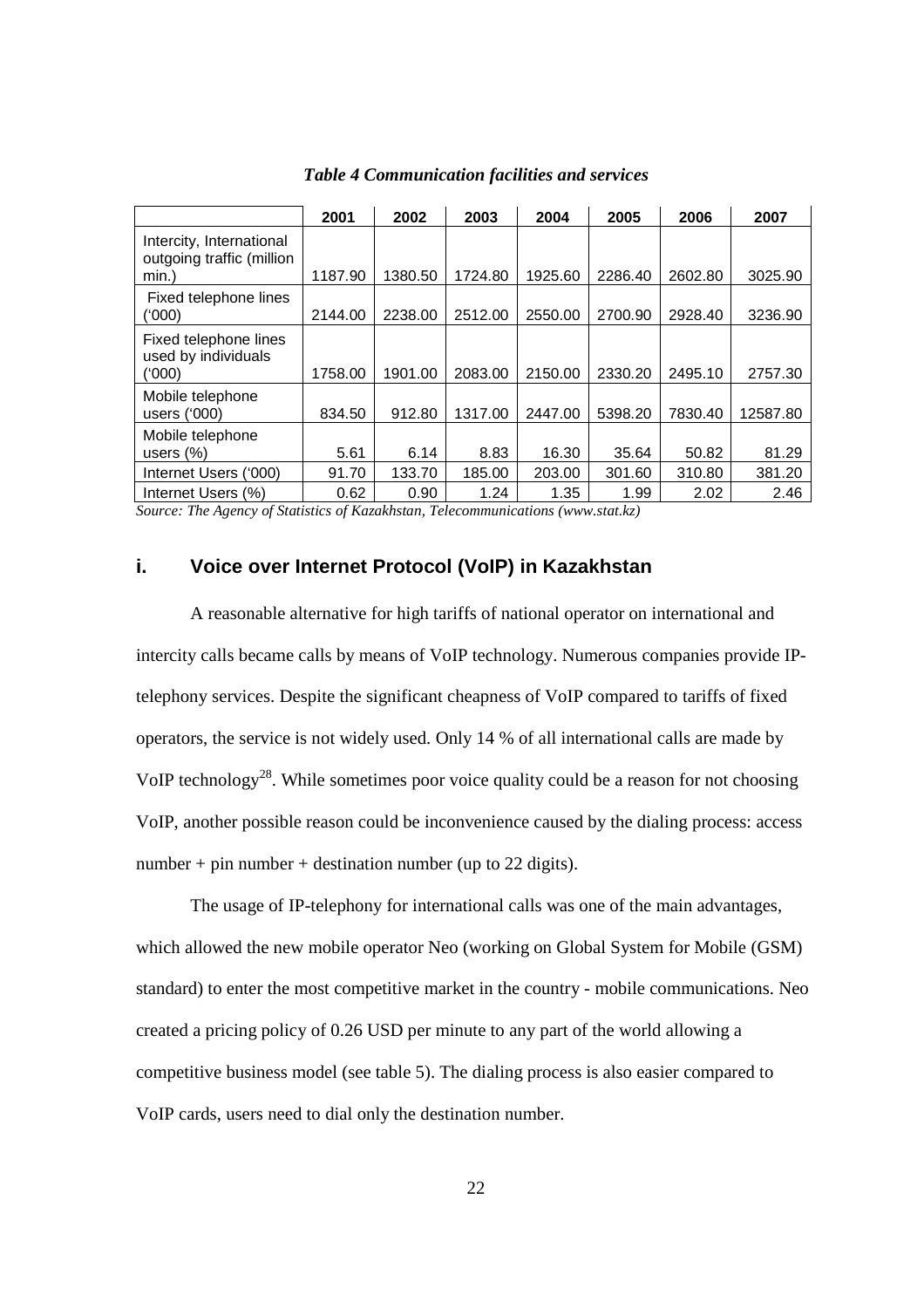*Table 4 Communication facilities and services*

| | 2001 | 2002 | 2003 | 2004 | 2005 | 2006 | 2007 |
|---|---|---|---|---|---|---|---|
| Intercity, International outgoing traffic (million min.) | 1187.90 | 1380.50 | 1724.80 | 1925.60 | 2286.40 | 2602.80 | 3025.90 |
| Fixed telephone lines ('000) | 2144.00 | 2238.00 | 2512.00 | 2550.00 | 2700.90 | 2928.40 | 3236.90 |
| Fixed telephone lines used by individuals ('000) | 1758.00 | 1901.00 | 2083.00 | 2150.00 | 2330.20 | 2495.10 | 2757.30 |
| Mobile telephone users ('000) | 834.50 | 912.80 | 1317.00 | 2447.00 | 5398.20 | 7830.40 | 12587.80 |
| Mobile telephone users (%) | 5.61 | 6.14 | 8.83 | 16.30 | 35.64 | 50.82 | 81.29 |
| Internet Users ('000) | 91.70 | 133.70 | 185.00 | 203.00 | 301.60 | 310.80 | 381.20 |
| Internet Users (%) | 0.62 | 0.90 | 1.24 | 1.35 | 1.99 | 2.02 | 2.46 |

*Source: The Agency of Statistics of Kazakhstan, Telecommunications (www.stat.kz)*

## i. Voice over Internet Protocol (VoIP) in Kazakhstan

A reasonable alternative for high tariffs of national operator on international and intercity calls became calls by means of VoIP technology. Numerous companies provide IP-telephony services. Despite the significant cheapness of VoIP compared to tariffs of fixed operators, the service is not widely used. Only 14 % of all international calls are made by VoIP technology[28]. While sometimes poor voice quality could be a reason for not choosing VoIP, another possible reason could be inconvenience caused by the dialing process: access number + pin number + destination number (up to 22 digits).

The usage of IP-telephony for international calls was one of the main advantages, which allowed the new mobile operator Neo (working on Global System for Mobile (GSM) standard) to enter the most competitive market in the country - mobile communications. Neo created a pricing policy of 0.26 USD per minute to any part of the world allowing a competitive business model (see table 5). The dialing process is also easier compared to VoIP cards, users need to dial only the destination number.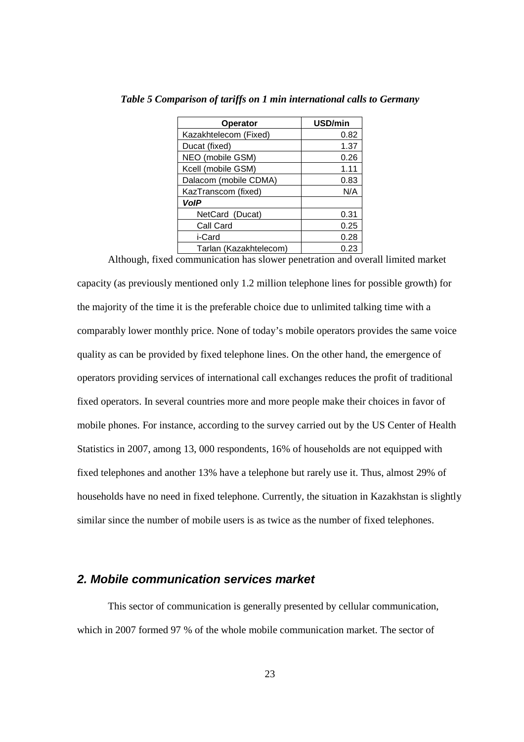***Table 5 Comparison of tariffs on 1 min international calls to Germany***

| Operator | USD/min |
| --- | --- |
| Kazakhtelecom (Fixed) | 0.82 |
| Ducat (fixed) | 1.37 |
| NEO (mobile GSM) | 0.26 |
| Kcell (mobile GSM) | 1.11 |
| Dalacom (mobile CDMA) | 0.83 |
| KazTranscom (fixed) | N/A |
| ***VoIP*** | |
| NetCard (Ducat) | 0.31 |
| Call Card | 0.25 |
| i-Card | 0.28 |
| Tarlan (Kazakhtelecom) | 0.23 |

Although, fixed communication has slower penetration and overall limited market capacity (as previously mentioned only 1.2 million telephone lines for possible growth) for the majority of the time it is the preferable choice due to unlimited talking time with a comparably lower monthly price. None of today's mobile operators provides the same voice quality as can be provided by fixed telephone lines. On the other hand, the emergence of operators providing services of international call exchanges reduces the profit of traditional fixed operators. In several countries more and more people make their choices in favor of mobile phones. For instance, according to the survey carried out by the US Center of Health Statistics in 2007, among 13, 000 respondents, 16% of households are not equipped with fixed telephones and another 13% have a telephone but rarely use it. Thus, almost 29% of households have no need in fixed telephone. Currently, the situation in Kazakhstan is slightly similar since the number of mobile users is as twice as the number of fixed telephones.

## *2. Mobile communication services market*

This sector of communication is generally presented by cellular communication, which in 2007 formed 97 % of the whole mobile communication market. The sector of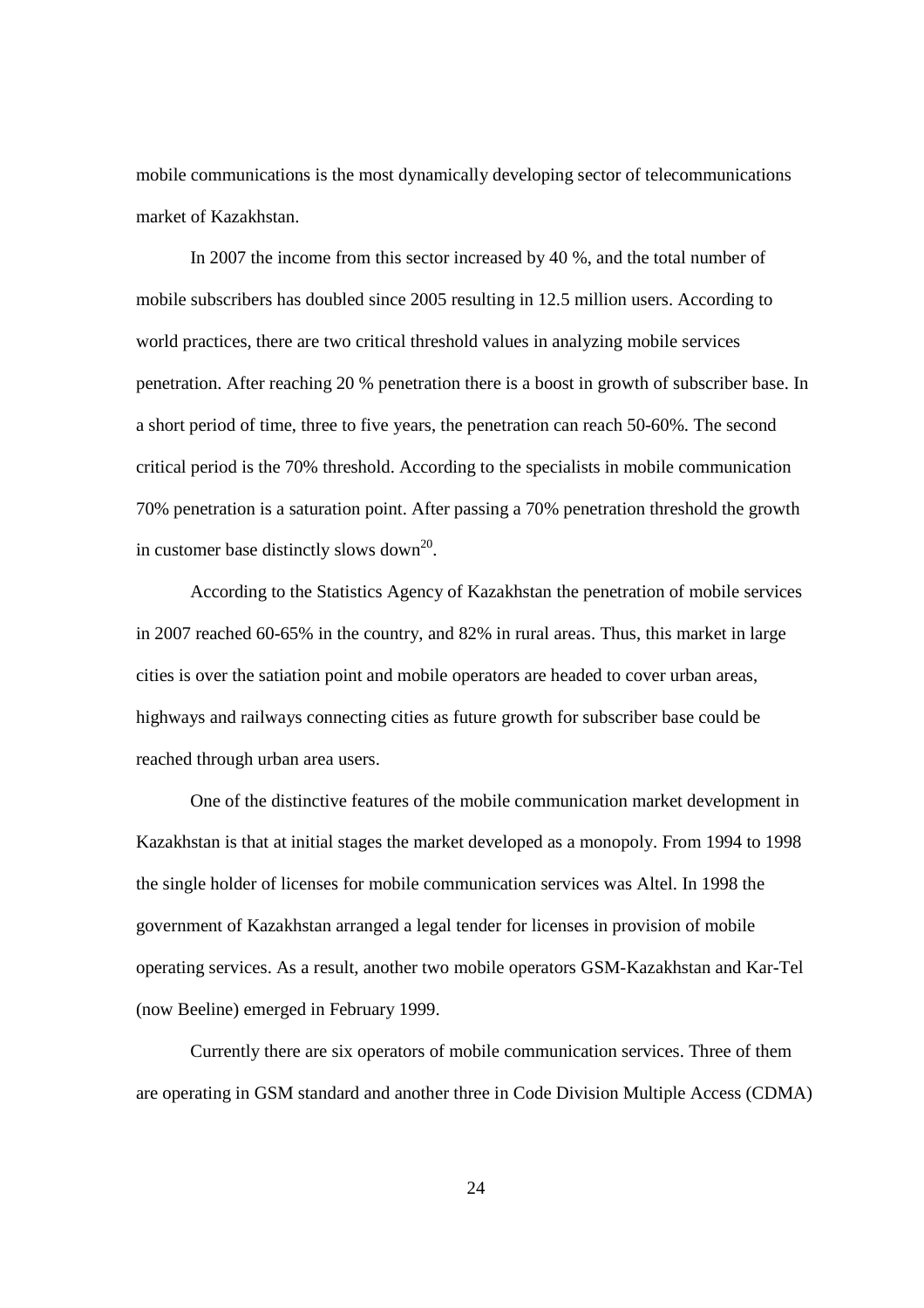mobile communications is the most dynamically developing sector of telecommunications market of Kazakhstan.

In 2007 the income from this sector increased by 40 %, and the total number of mobile subscribers has doubled since 2005 resulting in 12.5 million users. According to world practices, there are two critical threshold values in analyzing mobile services penetration. After reaching 20 % penetration there is a boost in growth of subscriber base. In a short period of time, three to five years, the penetration can reach 50-60%. The second critical period is the 70% threshold. According to the specialists in mobile communication 70% penetration is a saturation point. After passing a 70% penetration threshold the growth in customer base distinctly slows down[20].

According to the Statistics Agency of Kazakhstan the penetration of mobile services in 2007 reached 60-65% in the country, and 82% in rural areas. Thus, this market in large cities is over the satiation point and mobile operators are headed to cover urban areas, highways and railways connecting cities as future growth for subscriber base could be reached through urban area users.

One of the distinctive features of the mobile communication market development in Kazakhstan is that at initial stages the market developed as a monopoly. From 1994 to 1998 the single holder of licenses for mobile communication services was Altel. In 1998 the government of Kazakhstan arranged a legal tender for licenses in provision of mobile operating services. As a result, another two mobile operators GSM-Kazakhstan and Kar-Tel (now Beeline) emerged in February 1999.

Currently there are six operators of mobile communication services. Three of them are operating in GSM standard and another three in Code Division Multiple Access (CDMA)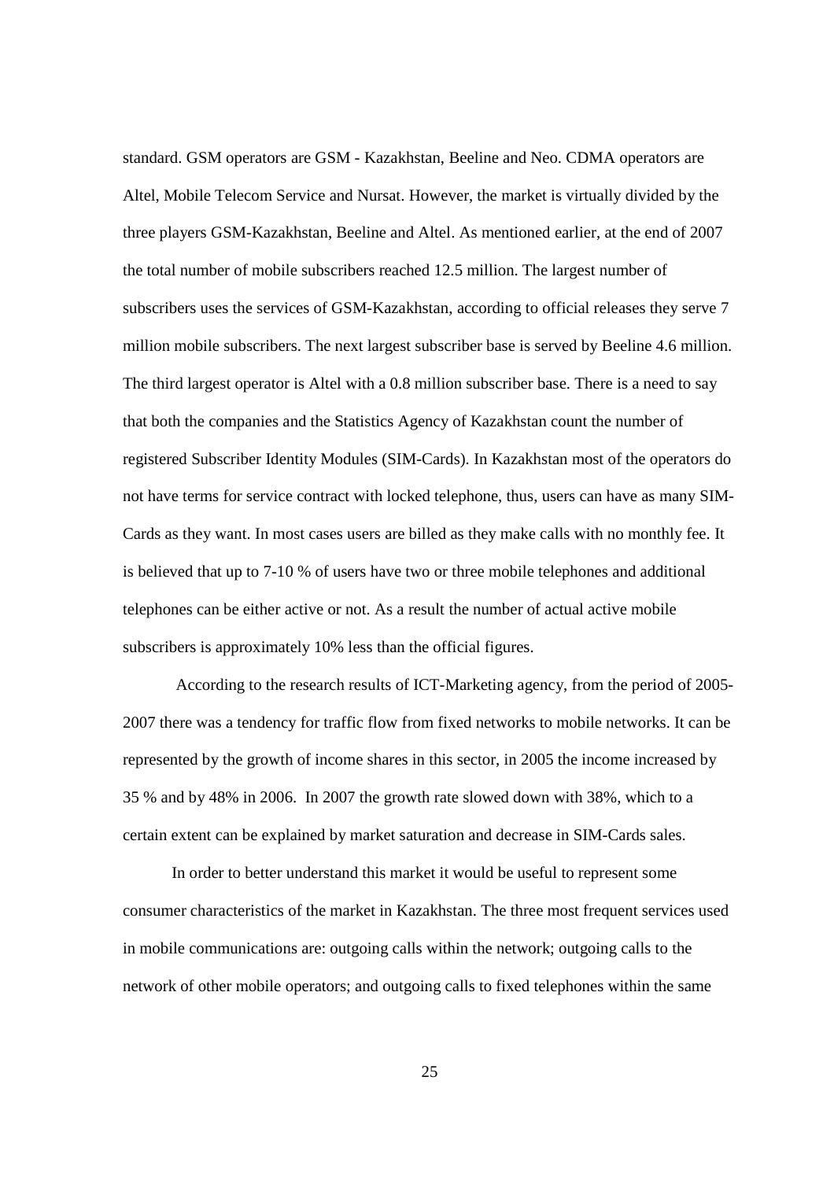standard. GSM operators are GSM - Kazakhstan, Beeline and Neo. CDMA operators are Altel, Mobile Telecom Service and Nursat. However, the market is virtually divided by the three players GSM-Kazakhstan, Beeline and Altel. As mentioned earlier, at the end of 2007 the total number of mobile subscribers reached 12.5 million. The largest number of subscribers uses the services of GSM-Kazakhstan, according to official releases they serve 7 million mobile subscribers. The next largest subscriber base is served by Beeline 4.6 million. The third largest operator is Altel with a 0.8 million subscriber base. There is a need to say that both the companies and the Statistics Agency of Kazakhstan count the number of registered Subscriber Identity Modules (SIM-Cards). In Kazakhstan most of the operators do not have terms for service contract with locked telephone, thus, users can have as many SIM-Cards as they want. In most cases users are billed as they make calls with no monthly fee. It is believed that up to 7-10 % of users have two or three mobile telephones and additional telephones can be either active or not. As a result the number of actual active mobile subscribers is approximately 10% less than the official figures.

According to the research results of ICT-Marketing agency, from the period of 2005-2007 there was a tendency for traffic flow from fixed networks to mobile networks. It can be represented by the growth of income shares in this sector, in 2005 the income increased by 35 % and by 48% in 2006. In 2007 the growth rate slowed down with 38%, which to a certain extent can be explained by market saturation and decrease in SIM-Cards sales.

In order to better understand this market it would be useful to represent some consumer characteristics of the market in Kazakhstan. The three most frequent services used in mobile communications are: outgoing calls within the network; outgoing calls to the network of other mobile operators; and outgoing calls to fixed telephones within the same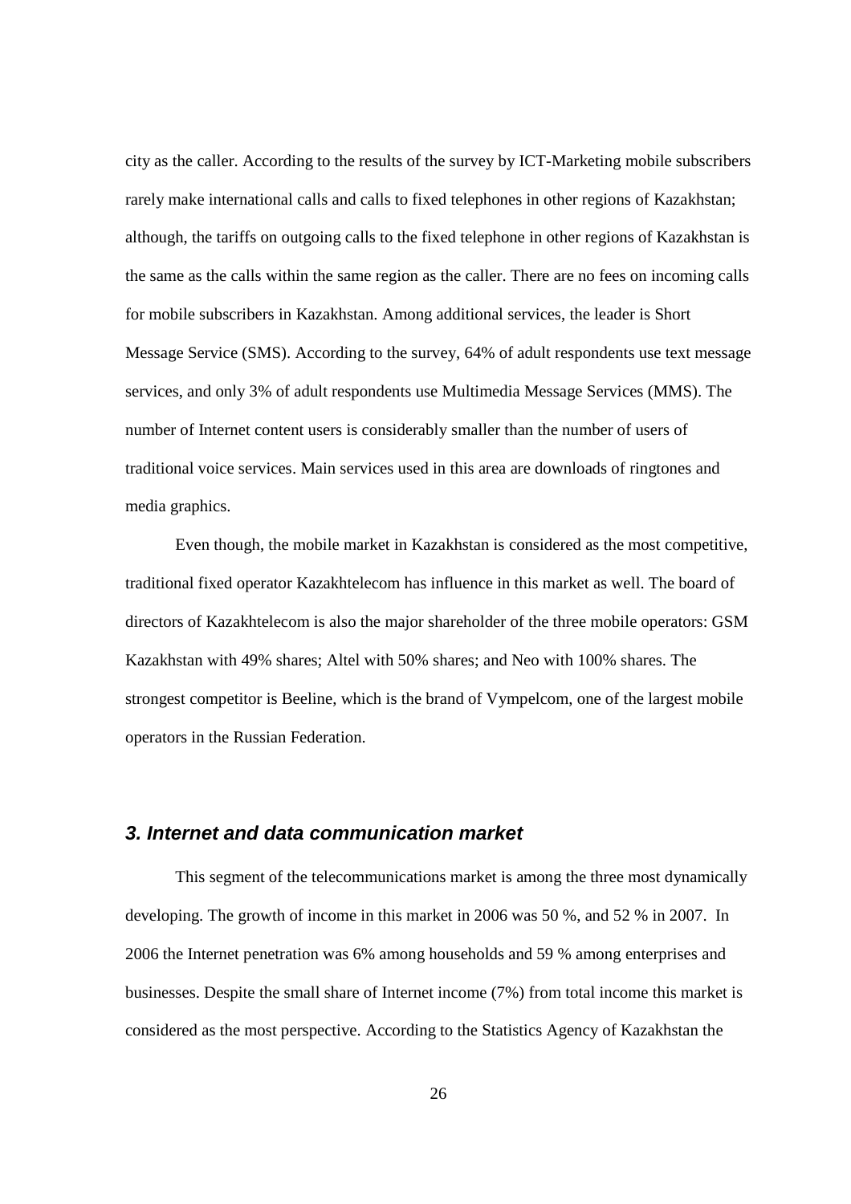city as the caller. According to the results of the survey by ICT-Marketing mobile subscribers rarely make international calls and calls to fixed telephones in other regions of Kazakhstan; although, the tariffs on outgoing calls to the fixed telephone in other regions of Kazakhstan is the same as the calls within the same region as the caller. There are no fees on incoming calls for mobile subscribers in Kazakhstan. Among additional services, the leader is Short Message Service (SMS). According to the survey, 64% of adult respondents use text message services, and only 3% of adult respondents use Multimedia Message Services (MMS). The number of Internet content users is considerably smaller than the number of users of traditional voice services. Main services used in this area are downloads of ringtones and media graphics.

Even though, the mobile market in Kazakhstan is considered as the most competitive, traditional fixed operator Kazakhtelecom has influence in this market as well. The board of directors of Kazakhtelecom is also the major shareholder of the three mobile operators: GSM Kazakhstan with 49% shares; Altel with 50% shares; and Neo with 100% shares. The strongest competitor is Beeline, which is the brand of Vympelcom, one of the largest mobile operators in the Russian Federation.

### *3. Internet and data communication market*

This segment of the telecommunications market is among the three most dynamically developing. The growth of income in this market in 2006 was 50 %, and 52 % in 2007. In 2006 the Internet penetration was 6% among households and 59 % among enterprises and businesses. Despite the small share of Internet income (7%) from total income this market is considered as the most perspective. According to the Statistics Agency of Kazakhstan the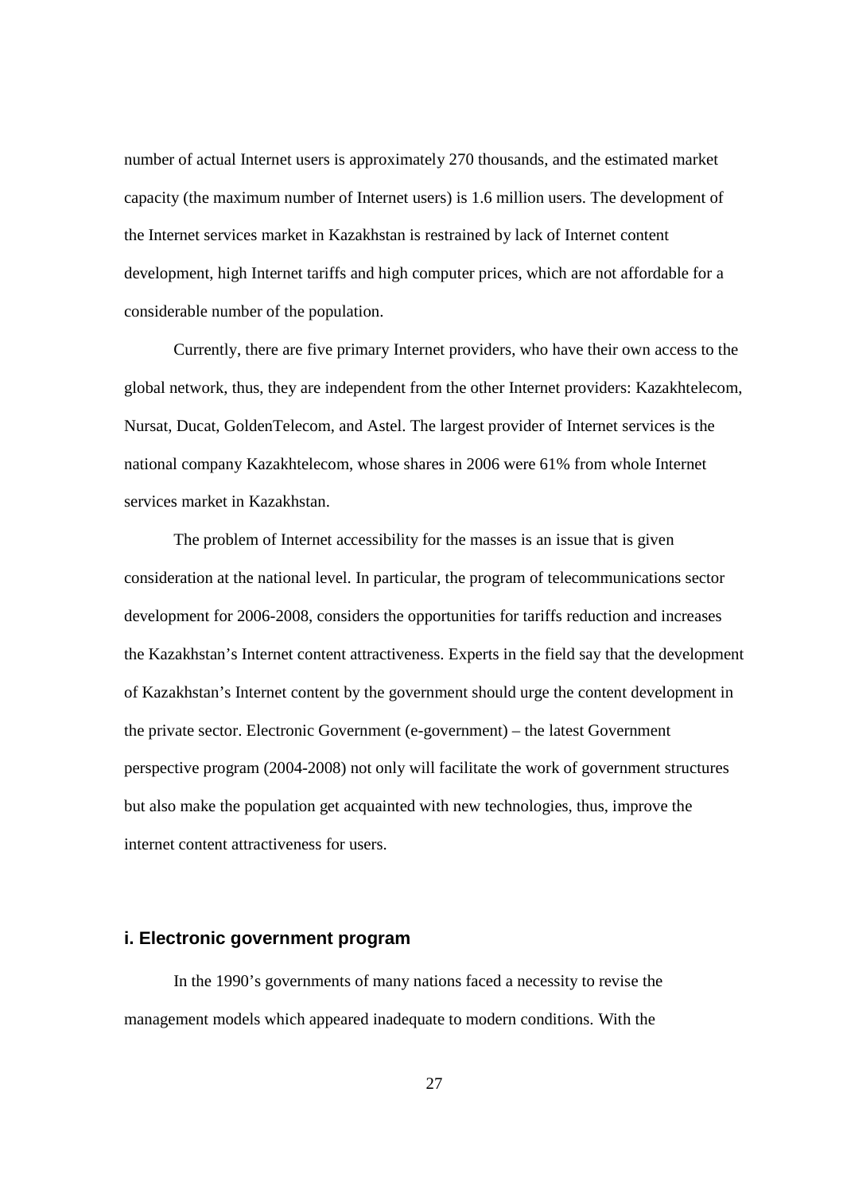number of actual Internet users is approximately 270 thousands, and the estimated market capacity (the maximum number of Internet users) is 1.6 million users. The development of the Internet services market in Kazakhstan is restrained by lack of Internet content development, high Internet tariffs and high computer prices, which are not affordable for a considerable number of the population.

Currently, there are five primary Internet providers, who have their own access to the global network, thus, they are independent from the other Internet providers: Kazakhtelecom, Nursat, Ducat, GoldenTelecom, and Astel. The largest provider of Internet services is the national company Kazakhtelecom, whose shares in 2006 were 61% from whole Internet services market in Kazakhstan.

The problem of Internet accessibility for the masses is an issue that is given consideration at the national level. In particular, the program of telecommunications sector development for 2006-2008, considers the opportunities for tariffs reduction and increases the Kazakhstan's Internet content attractiveness. Experts in the field say that the development of Kazakhstan's Internet content by the government should urge the content development in the private sector. Electronic Government (e-government) – the latest Government perspective program (2004-2008) not only will facilitate the work of government structures but also make the population get acquainted with new technologies, thus, improve the internet content attractiveness for users.

### i. Electronic government program

In the 1990's governments of many nations faced a necessity to revise the management models which appeared inadequate to modern conditions. With the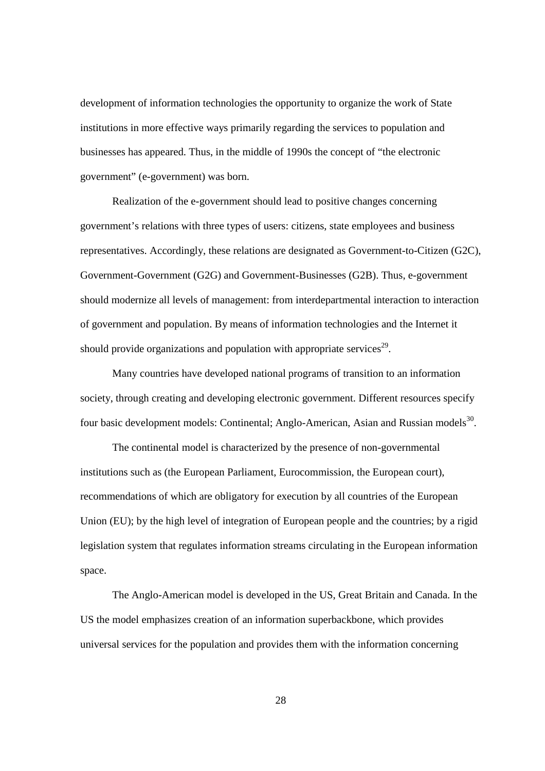development of information technologies the opportunity to organize the work of State institutions in more effective ways primarily regarding the services to population and businesses has appeared. Thus, in the middle of 1990s the concept of "the electronic government" (e-government) was born.

Realization of the e-government should lead to positive changes concerning government's relations with three types of users: citizens, state employees and business representatives. Accordingly, these relations are designated as Government-to-Citizen (G2C), Government-Government (G2G) and Government-Businesses (G2B). Thus, e-government should modernize all levels of management: from interdepartmental interaction to interaction of government and population. By means of information technologies and the Internet it should provide organizations and population with appropriate services[29].

Many countries have developed national programs of transition to an information society, through creating and developing electronic government. Different resources specify four basic development models: Continental; Anglo-American, Asian and Russian models[30].

The continental model is characterized by the presence of non-governmental institutions such as (the European Parliament, Eurocommission, the European court), recommendations of which are obligatory for execution by all countries of the European Union (EU); by the high level of integration of European people and the countries; by a rigid legislation system that regulates information streams circulating in the European information space.

The Anglo-American model is developed in the US, Great Britain and Canada. In the US the model emphasizes creation of an information superbackbone, which provides universal services for the population and provides them with the information concerning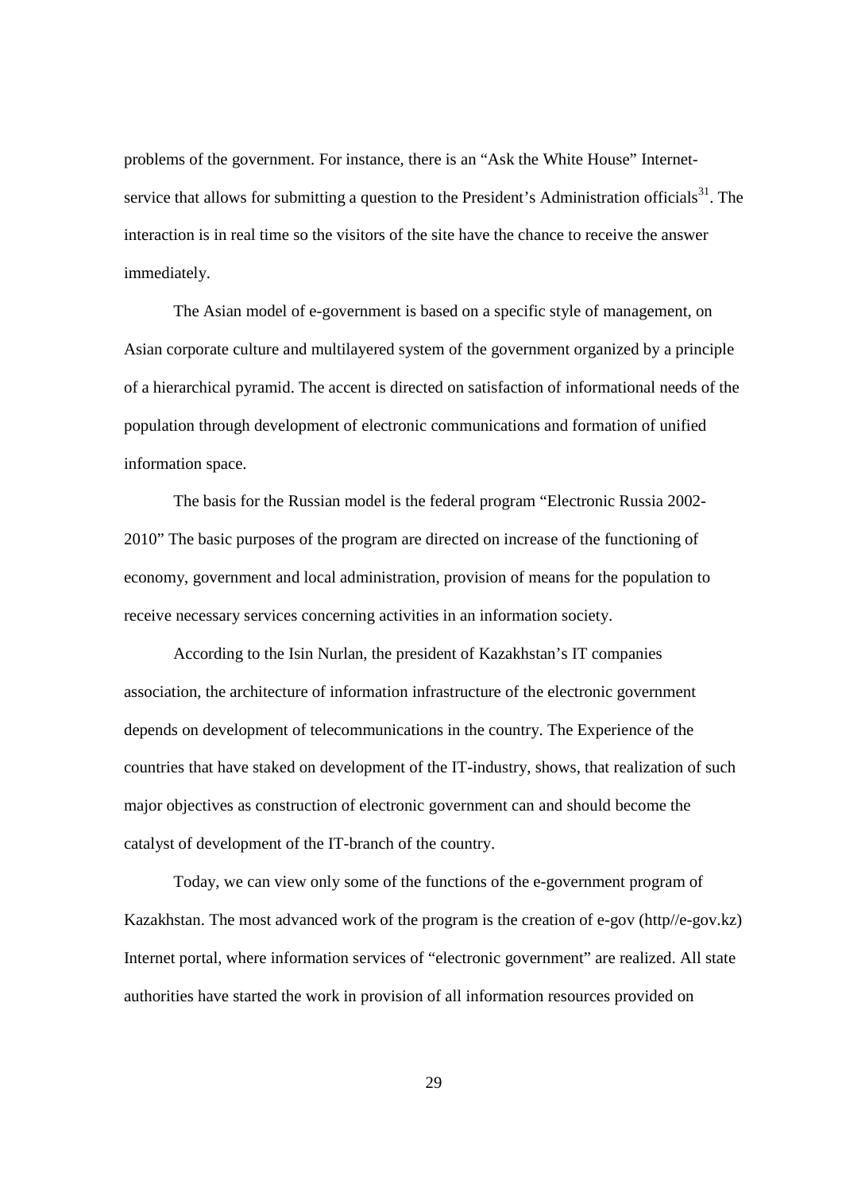problems of the government. For instance, there is an "Ask the White House" Internet-service that allows for submitting a question to the President's Administration officials[31]. The interaction is in real time so the visitors of the site have the chance to receive the answer immediately.

The Asian model of e-government is based on a specific style of management, on Asian corporate culture and multilayered system of the government organized by a principle of a hierarchical pyramid. The accent is directed on satisfaction of informational needs of the population through development of electronic communications and formation of unified information space.

The basis for the Russian model is the federal program "Electronic Russia 2002-2010" The basic purposes of the program are directed on increase of the functioning of economy, government and local administration, provision of means for the population to receive necessary services concerning activities in an information society.

According to the Isin Nurlan, the president of Kazakhstan's IT companies association, the architecture of information infrastructure of the electronic government depends on development of telecommunications in the country. The Experience of the countries that have staked on development of the IT-industry, shows, that realization of such major objectives as construction of electronic government can and should become the catalyst of development of the IT-branch of the country.

Today, we can view only some of the functions of the e-government program of Kazakhstan. The most advanced work of the program is the creation of e-gov (http//e-gov.kz) Internet portal, where information services of "electronic government" are realized. All state authorities have started the work in provision of all information resources provided on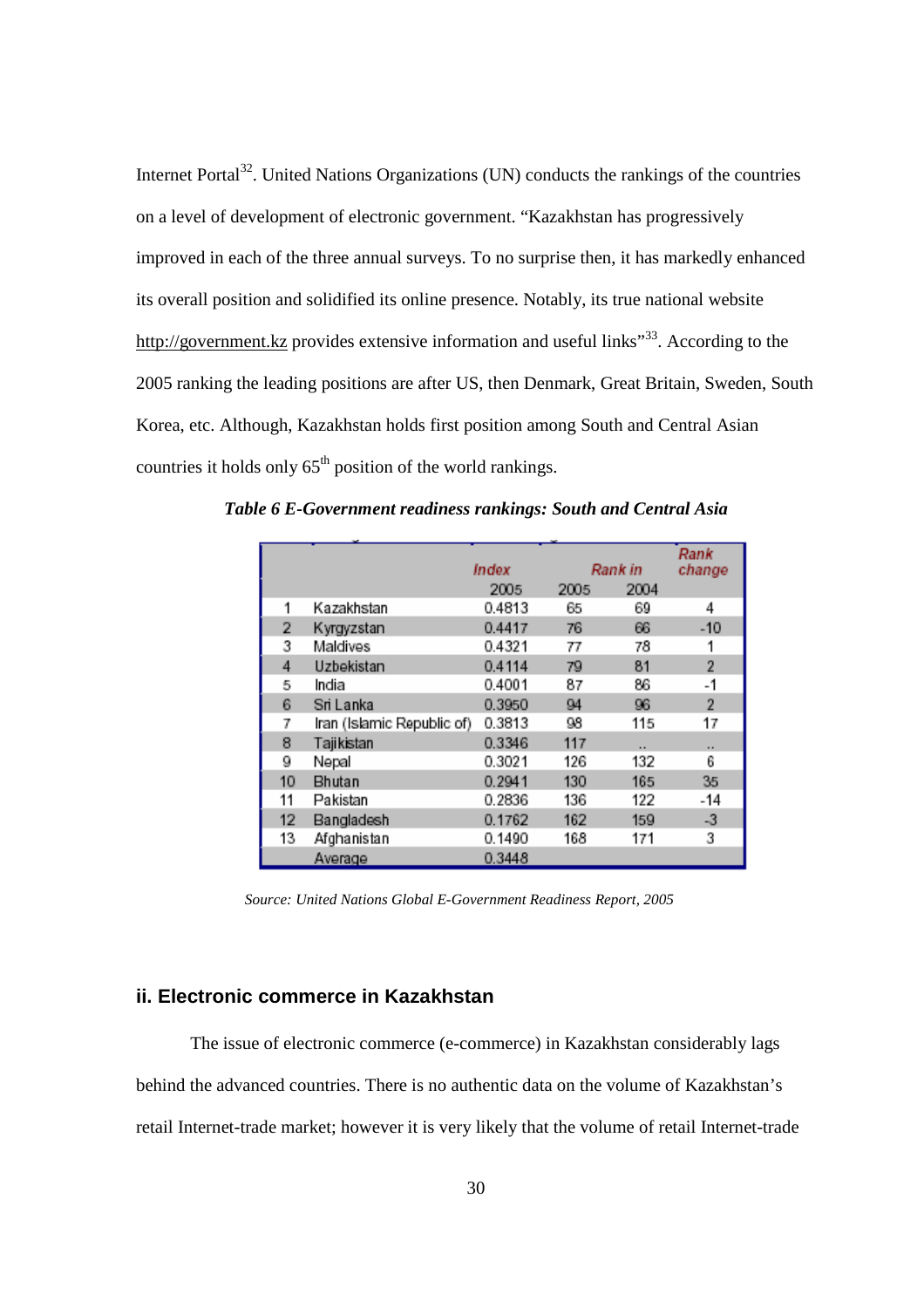Internet Portal[32]. United Nations Organizations (UN) conducts the rankings of the countries on a level of development of electronic government. "Kazakhstan has progressively improved in each of the three annual surveys. To no surprise then, it has markedly enhanced its overall position and solidified its online presence. Notably, its true national website http://government.kz provides extensive information and useful links"[33]. According to the 2005 ranking the leading positions are after US, then Denmark, Great Britain, Sweden, South Korea, etc. Although, Kazakhstan holds first position among South and Central Asian countries it holds only 65[th] position of the world rankings.

***Table 6 E-Government readiness rankings: South and Central Asia***

| | | Index | Rank in | | Rank change |
|---|---|---|---|---|---|
| | | 2005 | 2005 | 2004 | |
| 1 | Kazakhstan | 0.4813 | 65 | 69 | 4 |
| 2 | Kyrgyzstan | 0.4417 | 76 | 66 | -10 |
| 3 | Maldives | 0.4321 | 77 | 78 | 1 |
| 4 | Uzbekistan | 0.4114 | 79 | 81 | 2 |
| 5 | India | 0.4001 | 87 | 86 | -1 |
| 6 | Sri Lanka | 0.3950 | 94 | 96 | 2 |
| 7 | Iran (Islamic Republic of) | 0.3813 | 98 | 115 | 17 |
| 8 | Tajikistan | 0.3346 | 117 | .. | .. |
| 9 | Nepal | 0.3021 | 126 | 132 | 6 |
| 10 | Bhutan | 0.2941 | 130 | 165 | 35 |
| 11 | Pakistan | 0.2836 | 136 | 122 | -14 |
| 12 | Bangladesh | 0.1762 | 162 | 159 | -3 |
| 13 | Afghanistan | 0.1490 | 168 | 171 | 3 |
| | Average | 0.3448 | | | |

*Source: United Nations Global E-Government Readiness Report, 2005*

## ii. Electronic commerce in Kazakhstan

The issue of electronic commerce (e-commerce) in Kazakhstan considerably lags behind the advanced countries. There is no authentic data on the volume of Kazakhstan's retail Internet-trade market; however it is very likely that the volume of retail Internet-trade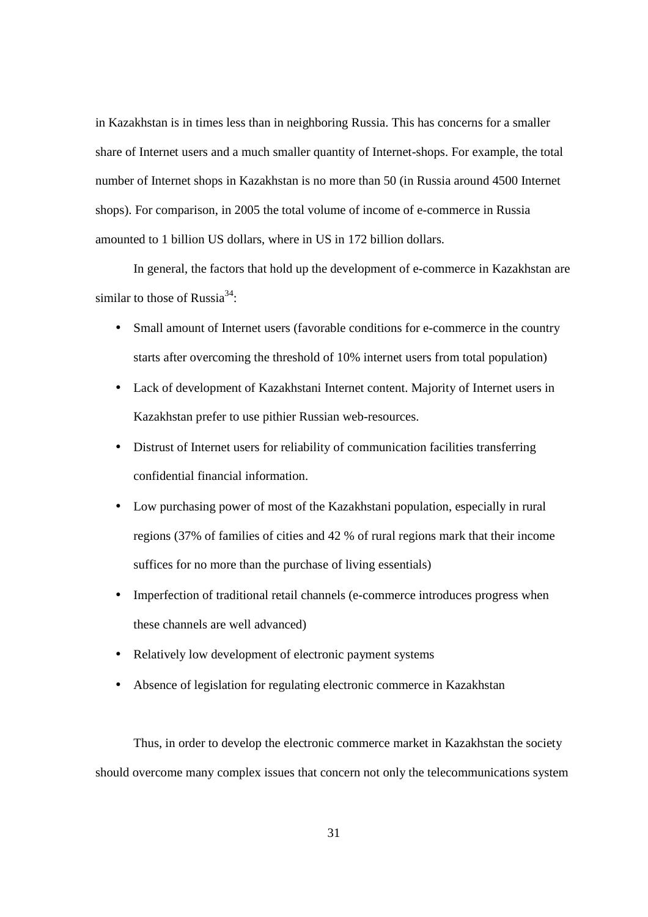in Kazakhstan is in times less than in neighboring Russia. This has concerns for a smaller share of Internet users and a much smaller quantity of Internet-shops. For example, the total number of Internet shops in Kazakhstan is no more than 50 (in Russia around 4500 Internet shops). For comparison, in 2005 the total volume of income of e-commerce in Russia amounted to 1 billion US dollars, where in US in 172 billion dollars.

In general, the factors that hold up the development of e-commerce in Kazakhstan are similar to those of Russia[34]:

- Small amount of Internet users (favorable conditions for e-commerce in the country starts after overcoming the threshold of 10% internet users from total population)
- Lack of development of Kazakhstani Internet content. Majority of Internet users in Kazakhstan prefer to use pithier Russian web-resources.
- Distrust of Internet users for reliability of communication facilities transferring confidential financial information.
- Low purchasing power of most of the Kazakhstani population, especially in rural regions (37% of families of cities and 42 % of rural regions mark that their income suffices for no more than the purchase of living essentials)
- Imperfection of traditional retail channels (e-commerce introduces progress when these channels are well advanced)
- Relatively low development of electronic payment systems
- Absence of legislation for regulating electronic commerce in Kazakhstan

Thus, in order to develop the electronic commerce market in Kazakhstan the society should overcome many complex issues that concern not only the telecommunications system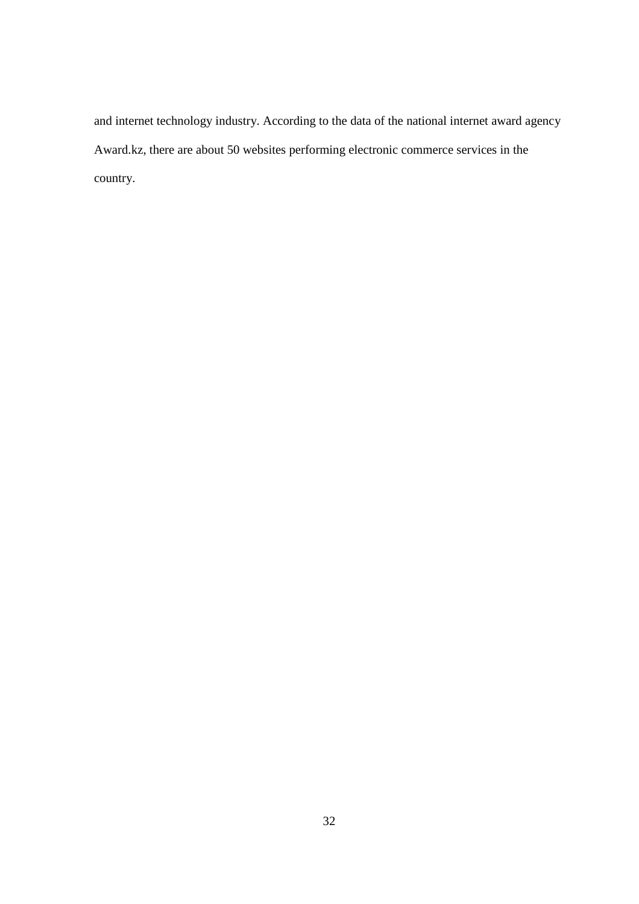and internet technology industry. According to the data of the national internet award agency Award.kz, there are about 50 websites performing electronic commerce services in the country.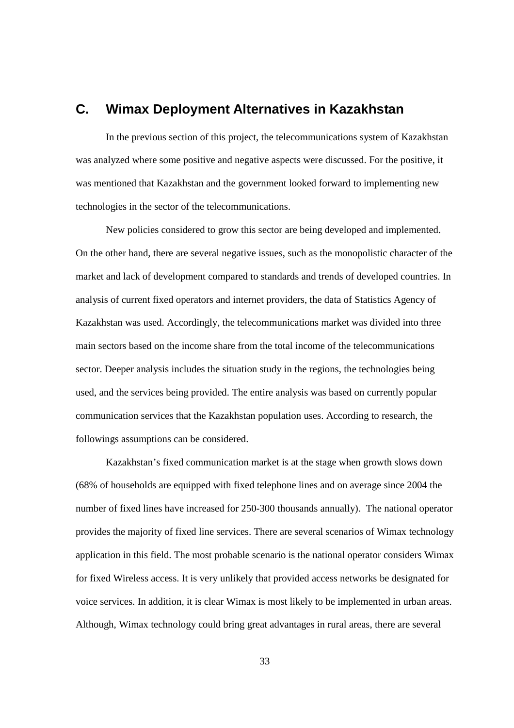## C. Wimax Deployment Alternatives in Kazakhstan

In the previous section of this project, the telecommunications system of Kazakhstan was analyzed where some positive and negative aspects were discussed. For the positive, it was mentioned that Kazakhstan and the government looked forward to implementing new technologies in the sector of the telecommunications.

New policies considered to grow this sector are being developed and implemented. On the other hand, there are several negative issues, such as the monopolistic character of the market and lack of development compared to standards and trends of developed countries. In analysis of current fixed operators and internet providers, the data of Statistics Agency of Kazakhstan was used. Accordingly, the telecommunications market was divided into three main sectors based on the income share from the total income of the telecommunications sector. Deeper analysis includes the situation study in the regions, the technologies being used, and the services being provided. The entire analysis was based on currently popular communication services that the Kazakhstan population uses. According to research, the followings assumptions can be considered.

Kazakhstan's fixed communication market is at the stage when growth slows down (68% of households are equipped with fixed telephone lines and on average since 2004 the number of fixed lines have increased for 250-300 thousands annually). The national operator provides the majority of fixed line services. There are several scenarios of Wimax technology application in this field. The most probable scenario is the national operator considers Wimax for fixed Wireless access. It is very unlikely that provided access networks be designated for voice services. In addition, it is clear Wimax is most likely to be implemented in urban areas. Although, Wimax technology could bring great advantages in rural areas, there are several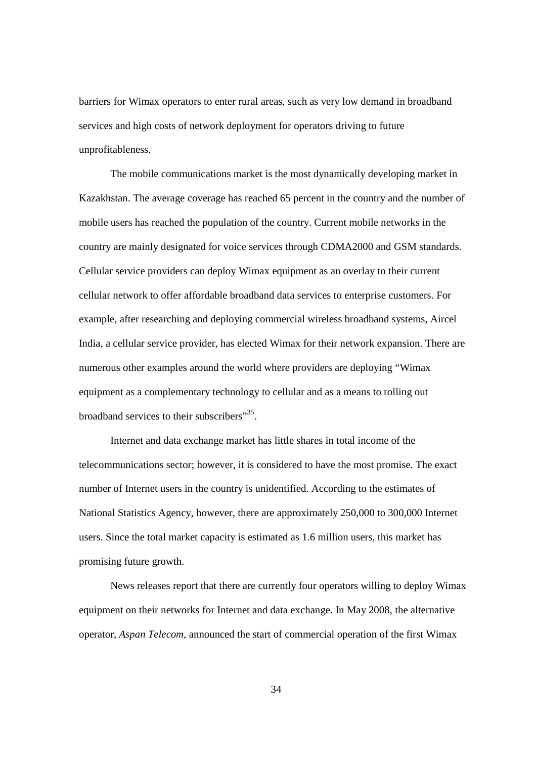barriers for Wimax operators to enter rural areas, such as very low demand in broadband services and high costs of network deployment for operators driving to future unprofitableness.

The mobile communications market is the most dynamically developing market in Kazakhstan. The average coverage has reached 65 percent in the country and the number of mobile users has reached the population of the country. Current mobile networks in the country are mainly designated for voice services through CDMA2000 and GSM standards. Cellular service providers can deploy Wimax equipment as an overlay to their current cellular network to offer affordable broadband data services to enterprise customers. For example, after researching and deploying commercial wireless broadband systems, Aircel India, a cellular service provider, has elected Wimax for their network expansion. There are numerous other examples around the world where providers are deploying "Wimax equipment as a complementary technology to cellular and as a means to rolling out broadband services to their subscribers"[35].

Internet and data exchange market has little shares in total income of the telecommunications sector; however, it is considered to have the most promise. The exact number of Internet users in the country is unidentified. According to the estimates of National Statistics Agency, however, there are approximately 250,000 to 300,000 Internet users. Since the total market capacity is estimated as 1.6 million users, this market has promising future growth.

News releases report that there are currently four operators willing to deploy Wimax equipment on their networks for Internet and data exchange. In May 2008, the alternative operator, *Aspan Telecom*, announced the start of commercial operation of the first Wimax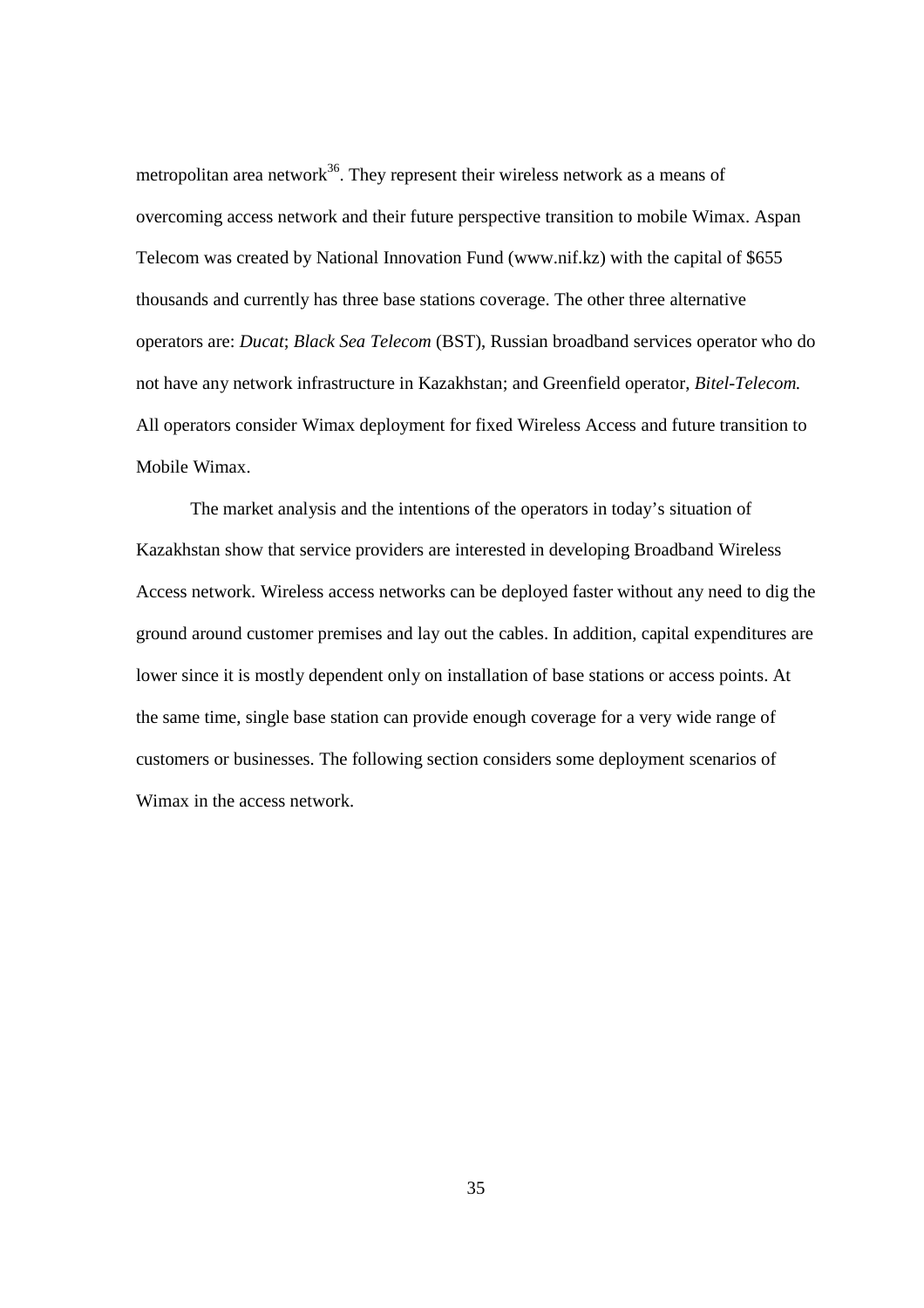metropolitan area network[36]. They represent their wireless network as a means of overcoming access network and their future perspective transition to mobile Wimax. Aspan Telecom was created by National Innovation Fund (www.nif.kz) with the capital of $655 thousands and currently has three base stations coverage. The other three alternative operators are: *Ducat*; *Black Sea Telecom* (BST), Russian broadband services operator who do not have any network infrastructure in Kazakhstan; and Greenfield operator, *Bitel-Telecom.* All operators consider Wimax deployment for fixed Wireless Access and future transition to Mobile Wimax.

The market analysis and the intentions of the operators in today's situation of Kazakhstan show that service providers are interested in developing Broadband Wireless Access network. Wireless access networks can be deployed faster without any need to dig the ground around customer premises and lay out the cables. In addition, capital expenditures are lower since it is mostly dependent only on installation of base stations or access points. At the same time, single base station can provide enough coverage for a very wide range of customers or businesses. The following section considers some deployment scenarios of Wimax in the access network.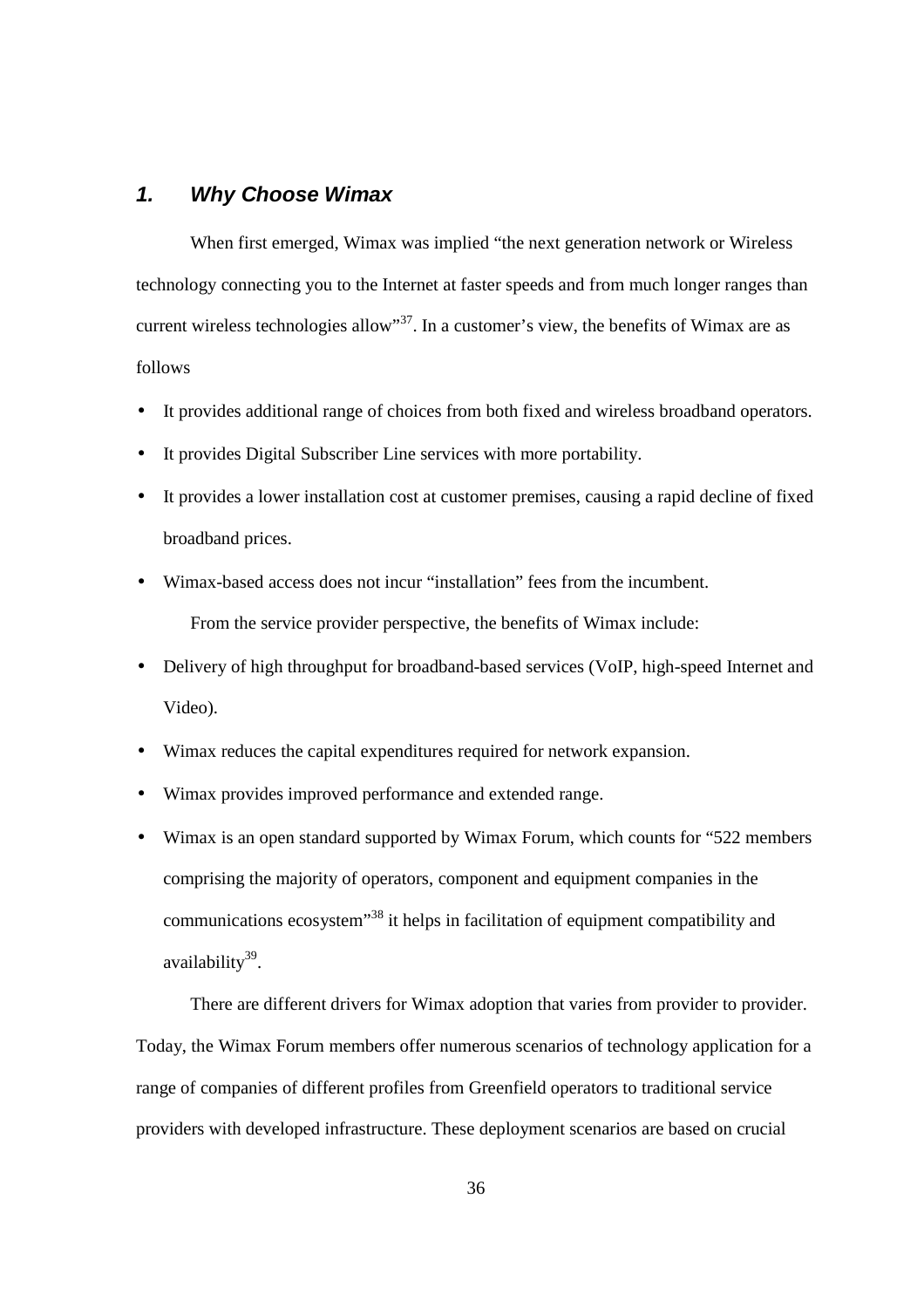## *1. Why Choose Wimax*

When first emerged, Wimax was implied "the next generation network or Wireless technology connecting you to the Internet at faster speeds and from much longer ranges than current wireless technologies allow"[37]. In a customer's view, the benefits of Wimax are as follows

- It provides additional range of choices from both fixed and wireless broadband operators.
- It provides Digital Subscriber Line services with more portability.
- It provides a lower installation cost at customer premises, causing a rapid decline of fixed broadband prices.
- Wimax-based access does not incur "installation" fees from the incumbent.

From the service provider perspective, the benefits of Wimax include:

- Delivery of high throughput for broadband-based services (VoIP, high-speed Internet and Video).
- Wimax reduces the capital expenditures required for network expansion.
- Wimax provides improved performance and extended range.
- Wimax is an open standard supported by Wimax Forum, which counts for "522 members comprising the majority of operators, component and equipment companies in the communications ecosystem"[38] it helps in facilitation of equipment compatibility and availability[39].

There are different drivers for Wimax adoption that varies from provider to provider. Today, the Wimax Forum members offer numerous scenarios of technology application for a range of companies of different profiles from Greenfield operators to traditional service providers with developed infrastructure. These deployment scenarios are based on crucial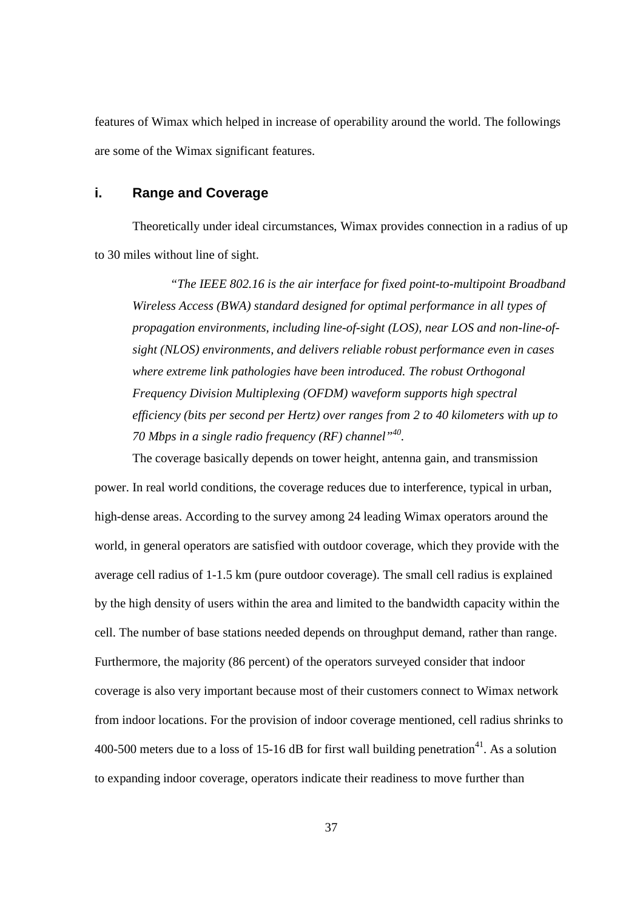features of Wimax which helped in increase of operability around the world. The followings are some of the Wimax significant features.

### i. Range and Coverage

Theoretically under ideal circumstances, Wimax provides connection in a radius of up to 30 miles without line of sight.

> *"The IEEE 802.16 is the air interface for fixed point-to-multipoint Broadband Wireless Access (BWA) standard designed for optimal performance in all types of propagation environments, including line-of-sight (LOS), near LOS and non-line-of-sight (NLOS) environments, and delivers reliable robust performance even in cases where extreme link pathologies have been introduced. The robust Orthogonal Frequency Division Multiplexing (OFDM) waveform supports high spectral efficiency (bits per second per Hertz) over ranges from 2 to 40 kilometers with up to 70 Mbps in a single radio frequency (RF) channel"*[40].

The coverage basically depends on tower height, antenna gain, and transmission power. In real world conditions, the coverage reduces due to interference, typical in urban, high-dense areas. According to the survey among 24 leading Wimax operators around the world, in general operators are satisfied with outdoor coverage, which they provide with the average cell radius of 1-1.5 km (pure outdoor coverage). The small cell radius is explained by the high density of users within the area and limited to the bandwidth capacity within the cell. The number of base stations needed depends on throughput demand, rather than range. Furthermore, the majority (86 percent) of the operators surveyed consider that indoor coverage is also very important because most of their customers connect to Wimax network from indoor locations. For the provision of indoor coverage mentioned, cell radius shrinks to 400-500 meters due to a loss of 15-16 dB for first wall building penetration[41]. As a solution to expanding indoor coverage, operators indicate their readiness to move further than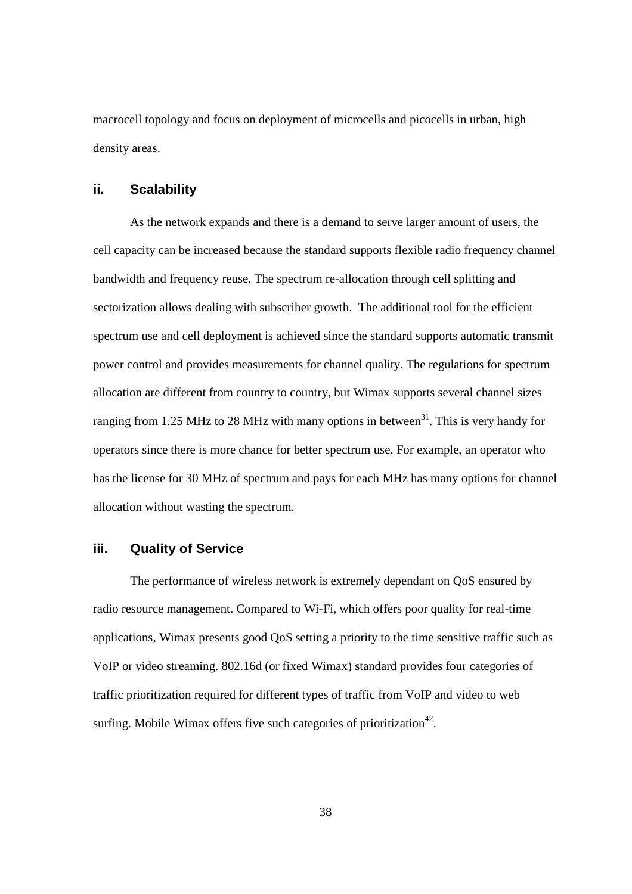macrocell topology and focus on deployment of microcells and picocells in urban, high density areas.

### ii. Scalability

As the network expands and there is a demand to serve larger amount of users, the cell capacity can be increased because the standard supports flexible radio frequency channel bandwidth and frequency reuse. The spectrum re-allocation through cell splitting and sectorization allows dealing with subscriber growth. The additional tool for the efficient spectrum use and cell deployment is achieved since the standard supports automatic transmit power control and provides measurements for channel quality. The regulations for spectrum allocation are different from country to country, but Wimax supports several channel sizes ranging from 1.25 MHz to 28 MHz with many options in between[31]. This is very handy for operators since there is more chance for better spectrum use. For example, an operator who has the license for 30 MHz of spectrum and pays for each MHz has many options for channel allocation without wasting the spectrum.

### iii. Quality of Service

The performance of wireless network is extremely dependant on QoS ensured by radio resource management. Compared to Wi-Fi, which offers poor quality for real-time applications, Wimax presents good QoS setting a priority to the time sensitive traffic such as VoIP or video streaming. 802.16d (or fixed Wimax) standard provides four categories of traffic prioritization required for different types of traffic from VoIP and video to web surfing. Mobile Wimax offers five such categories of prioritization[42].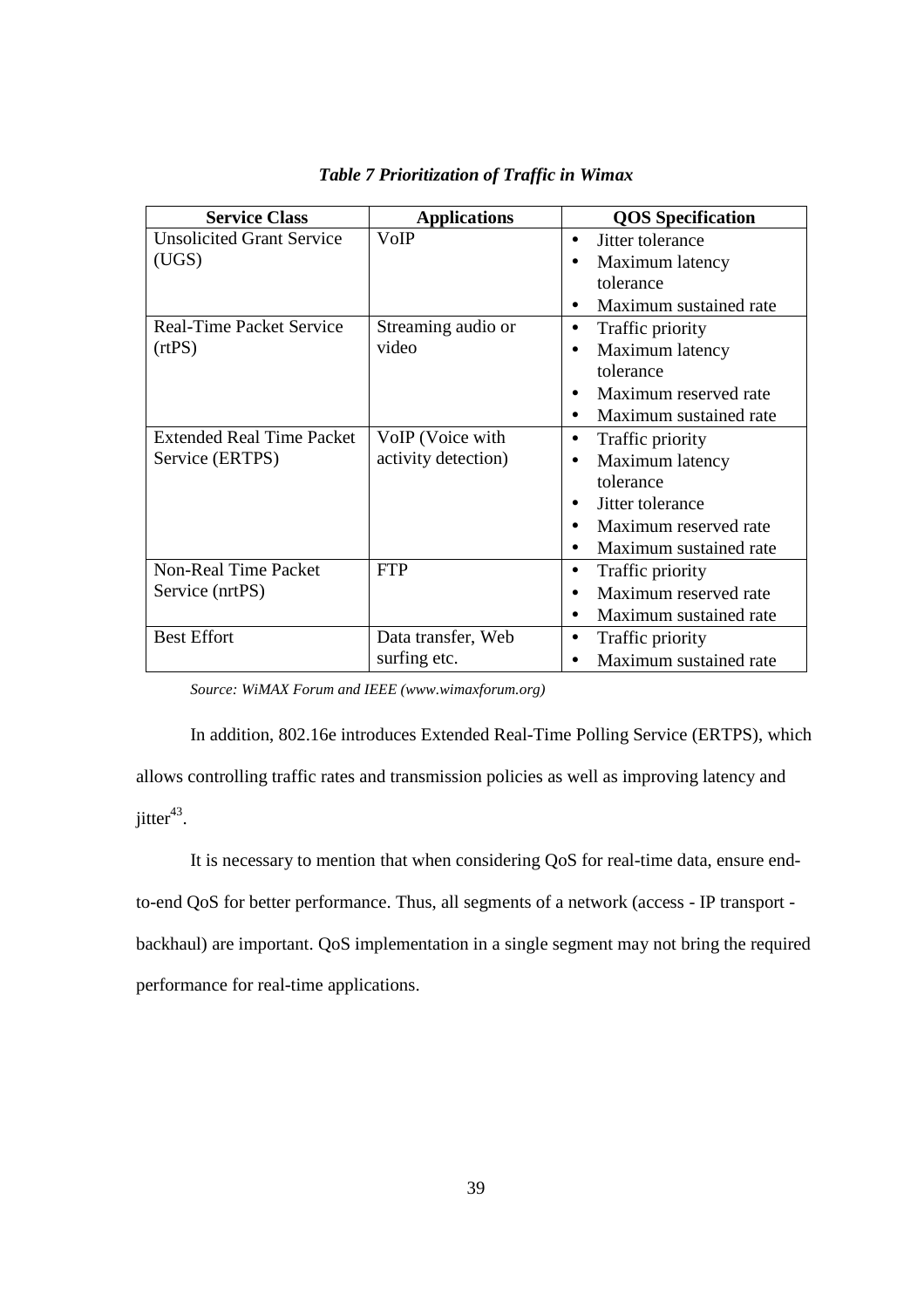***Table 7 Prioritization of Traffic in Wimax***

| Service Class | Applications | QOS Specification |
|---|---|---|
| Unsolicited Grant Service (UGS) | VoIP | • Jitter tolerance<br>• Maximum latency tolerance<br>• Maximum sustained rate |
| Real-Time Packet Service (rtPS) | Streaming audio or video | • Traffic priority<br>• Maximum latency tolerance<br>• Maximum reserved rate<br>• Maximum sustained rate |
| Extended Real Time Packet Service (ERTPS) | VoIP (Voice with activity detection) | • Traffic priority<br>• Maximum latency tolerance<br>• Jitter tolerance<br>• Maximum reserved rate<br>• Maximum sustained rate |
| Non-Real Time Packet Service (nrtPS) | FTP | • Traffic priority<br>• Maximum reserved rate<br>• Maximum sustained rate |
| Best Effort | Data transfer, Web surfing etc. | • Traffic priority<br>• Maximum sustained rate |

*Source: WiMAX Forum and IEEE (www.wimaxforum.org)*

In addition, 802.16e introduces Extended Real-Time Polling Service (ERTPS), which allows controlling traffic rates and transmission policies as well as improving latency and jitter[43].

It is necessary to mention that when considering QoS for real-time data, ensure end-to-end QoS for better performance. Thus, all segments of a network (access - IP transport - backhaul) are important. QoS implementation in a single segment may not bring the required performance for real-time applications.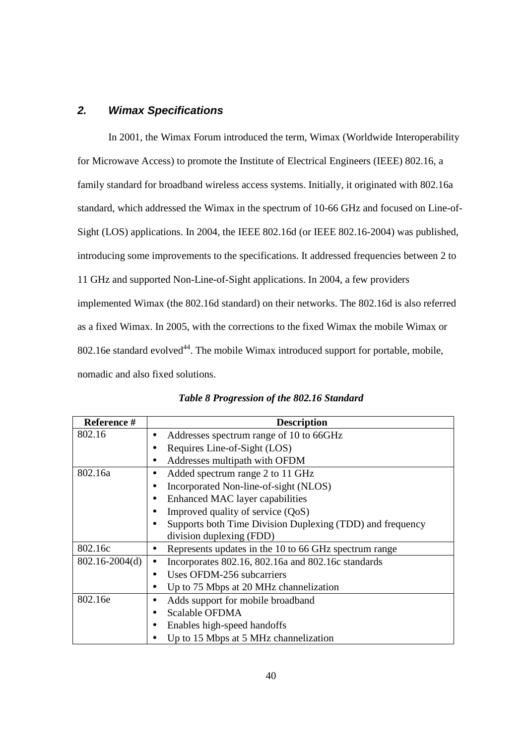## *2. Wimax Specifications*

In 2001, the Wimax Forum introduced the term, Wimax (Worldwide Interoperability for Microwave Access) to promote the Institute of Electrical Engineers (IEEE) 802.16, a family standard for broadband wireless access systems. Initially, it originated with 802.16a standard, which addressed the Wimax in the spectrum of 10-66 GHz and focused on Line-of-Sight (LOS) applications. In 2004, the IEEE 802.16d (or IEEE 802.16-2004) was published, introducing some improvements to the specifications. It addressed frequencies between 2 to 11 GHz and supported Non-Line-of-Sight applications. In 2004, a few providers implemented Wimax (the 802.16d standard) on their networks. The 802.16d is also referred as a fixed Wimax. In 2005, with the corrections to the fixed Wimax the mobile Wimax or 802.16e standard evolved[44]. The mobile Wimax introduced support for portable, mobile, nomadic and also fixed solutions.

***Table 8 Progression of the 802.16 Standard***

| Reference # | Description |
|---|---|
| 802.16 | • Addresses spectrum range of 10 to 66GHz<br>• Requires Line-of-Sight (LOS)<br>• Addresses multipath with OFDM |
| 802.16a | • Added spectrum range 2 to 11 GHz<br>• Incorporated Non-line-of-sight (NLOS)<br>• Enhanced MAC layer capabilities<br>• Improved quality of service (QoS)<br>• Supports both Time Division Duplexing (TDD) and frequency division duplexing (FDD) |
| 802.16c | • Represents updates in the 10 to 66 GHz spectrum range |
| 802.16-2004(d) | • Incorporates 802.16, 802.16a and 802.16c standards<br>• Uses OFDM-256 subcarriers<br>• Up to 75 Mbps at 20 MHz channelization |
| 802.16e | • Adds support for mobile broadband<br>• Scalable OFDMA<br>• Enables high-speed handoffs<br>• Up to 15 Mbps at 5 MHz channelization |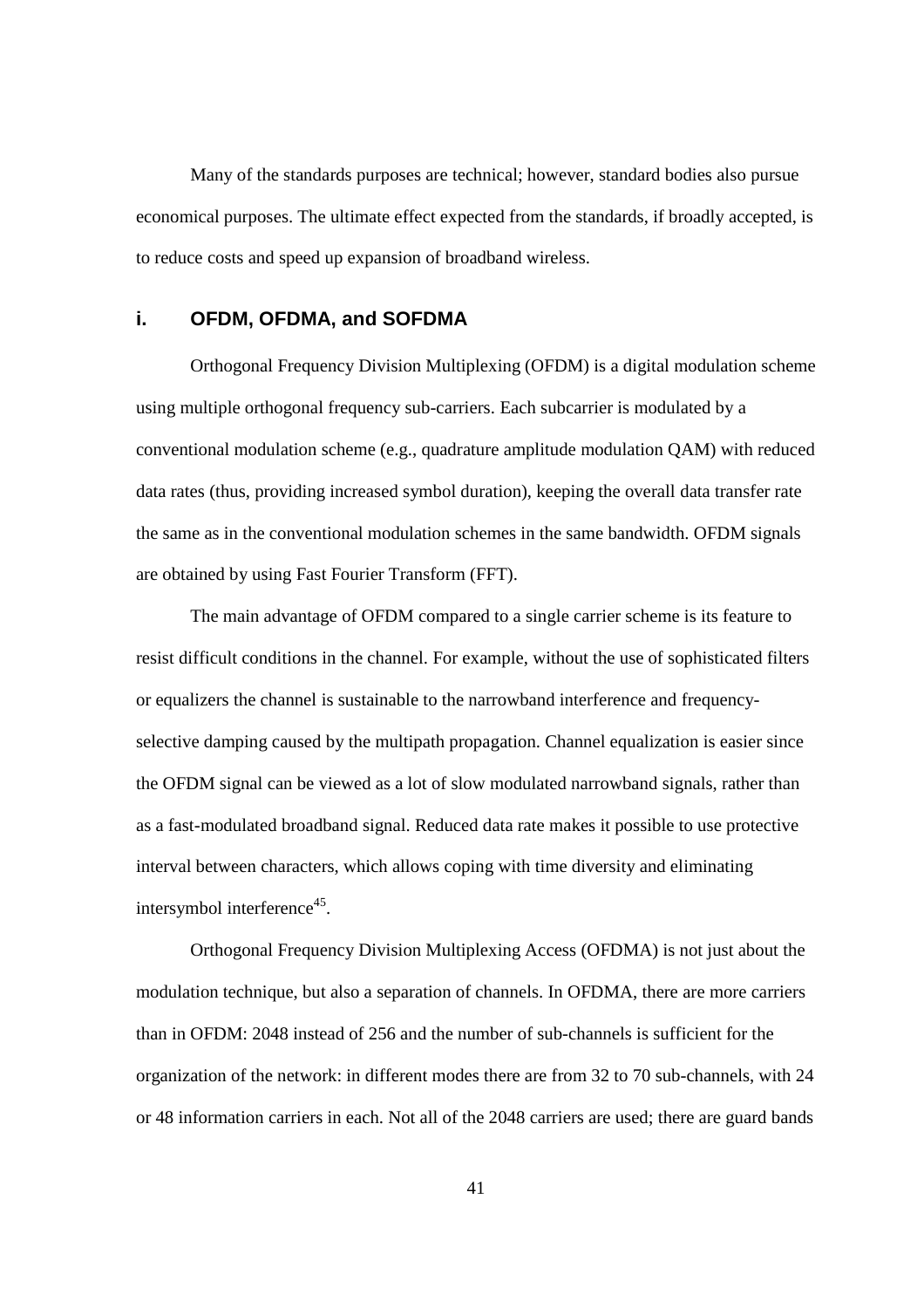Many of the standards purposes are technical; however, standard bodies also pursue economical purposes. The ultimate effect expected from the standards, if broadly accepted, is to reduce costs and speed up expansion of broadband wireless.

### i. OFDM, OFDMA, and SOFDMA

Orthogonal Frequency Division Multiplexing (OFDM) is a digital modulation scheme using multiple orthogonal frequency sub-carriers. Each subcarrier is modulated by a conventional modulation scheme (e.g., quadrature amplitude modulation QAM) with reduced data rates (thus, providing increased symbol duration), keeping the overall data transfer rate the same as in the conventional modulation schemes in the same bandwidth. OFDM signals are obtained by using Fast Fourier Transform (FFT).

The main advantage of OFDM compared to a single carrier scheme is its feature to resist difficult conditions in the channel. For example, without the use of sophisticated filters or equalizers the channel is sustainable to the narrowband interference and frequency-selective damping caused by the multipath propagation. Channel equalization is easier since the OFDM signal can be viewed as a lot of slow modulated narrowband signals, rather than as a fast-modulated broadband signal. Reduced data rate makes it possible to use protective interval between characters, which allows coping with time diversity and eliminating intersymbol interference[45].

Orthogonal Frequency Division Multiplexing Access (OFDMA) is not just about the modulation technique, but also a separation of channels. In OFDMA, there are more carriers than in OFDM: 2048 instead of 256 and the number of sub-channels is sufficient for the organization of the network: in different modes there are from 32 to 70 sub-channels, with 24 or 48 information carriers in each. Not all of the 2048 carriers are used; there are guard bands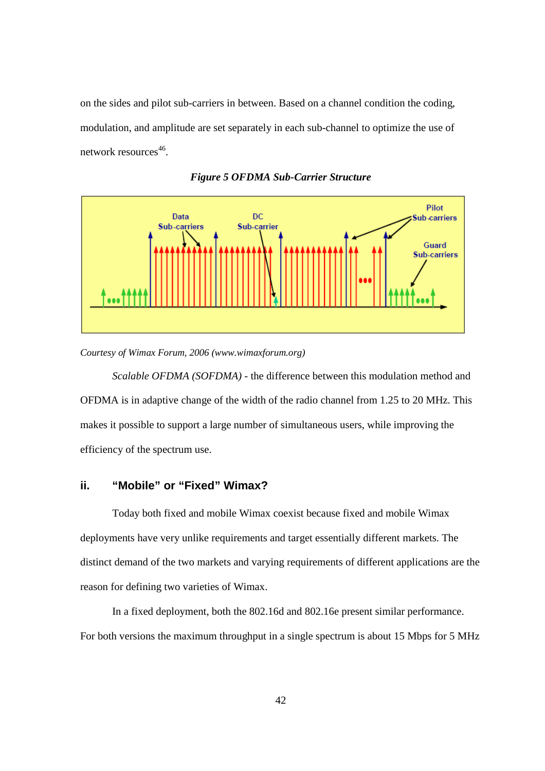on the sides and pilot sub-carriers in between. Based on a channel condition the coding, modulation, and amplitude are set separately in each sub-channel to optimize the use of network resources[46].

***Figure 5 OFDMA Sub-Carrier Structure***

Data Sub-carriers
DC Sub-carrier
Pilot Sub-carriers
Guard Sub-carriers

*Courtesy of Wimax Forum, 2006 (www.wimaxforum.org)*

*Scalable OFDMA (SOFDMA)* - the difference between this modulation method and OFDMA is in adaptive change of the width of the radio channel from 1.25 to 20 MHz. This makes it possible to support a large number of simultaneous users, while improving the efficiency of the spectrum use.

### ii. "Mobile" or "Fixed" Wimax?

Today both fixed and mobile Wimax coexist because fixed and mobile Wimax deployments have very unlike requirements and target essentially different markets. The distinct demand of the two markets and varying requirements of different applications are the reason for defining two varieties of Wimax.

In a fixed deployment, both the 802.16d and 802.16e present similar performance. For both versions the maximum throughput in a single spectrum is about 15 Mbps for 5 MHz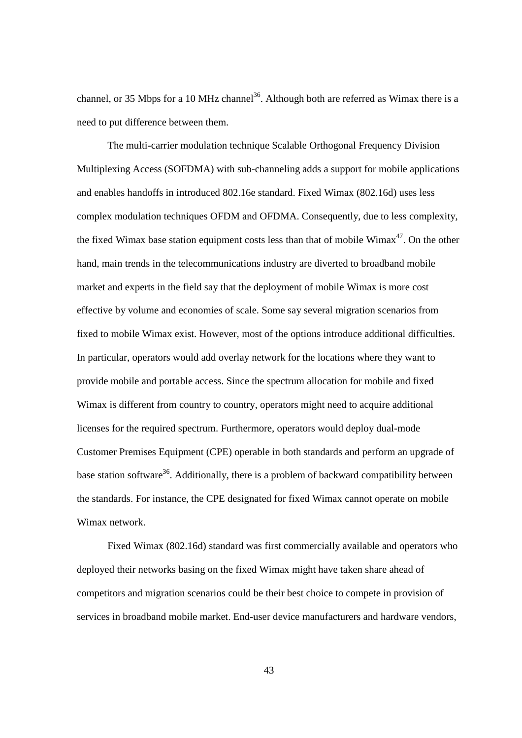channel, or 35 Mbps for a 10 MHz channel[36]. Although both are referred as Wimax there is a need to put difference between them.

The multi-carrier modulation technique Scalable Orthogonal Frequency Division Multiplexing Access (SOFDMA) with sub-channeling adds a support for mobile applications and enables handoffs in introduced 802.16e standard. Fixed Wimax (802.16d) uses less complex modulation techniques OFDM and OFDMA. Consequently, due to less complexity, the fixed Wimax base station equipment costs less than that of mobile Wimax[47]. On the other hand, main trends in the telecommunications industry are diverted to broadband mobile market and experts in the field say that the deployment of mobile Wimax is more cost effective by volume and economies of scale. Some say several migration scenarios from fixed to mobile Wimax exist. However, most of the options introduce additional difficulties. In particular, operators would add overlay network for the locations where they want to provide mobile and portable access. Since the spectrum allocation for mobile and fixed Wimax is different from country to country, operators might need to acquire additional licenses for the required spectrum. Furthermore, operators would deploy dual-mode Customer Premises Equipment (CPE) operable in both standards and perform an upgrade of base station software[36]. Additionally, there is a problem of backward compatibility between the standards. For instance, the CPE designated for fixed Wimax cannot operate on mobile Wimax network.

Fixed Wimax (802.16d) standard was first commercially available and operators who deployed their networks basing on the fixed Wimax might have taken share ahead of competitors and migration scenarios could be their best choice to compete in provision of services in broadband mobile market. End-user device manufacturers and hardware vendors,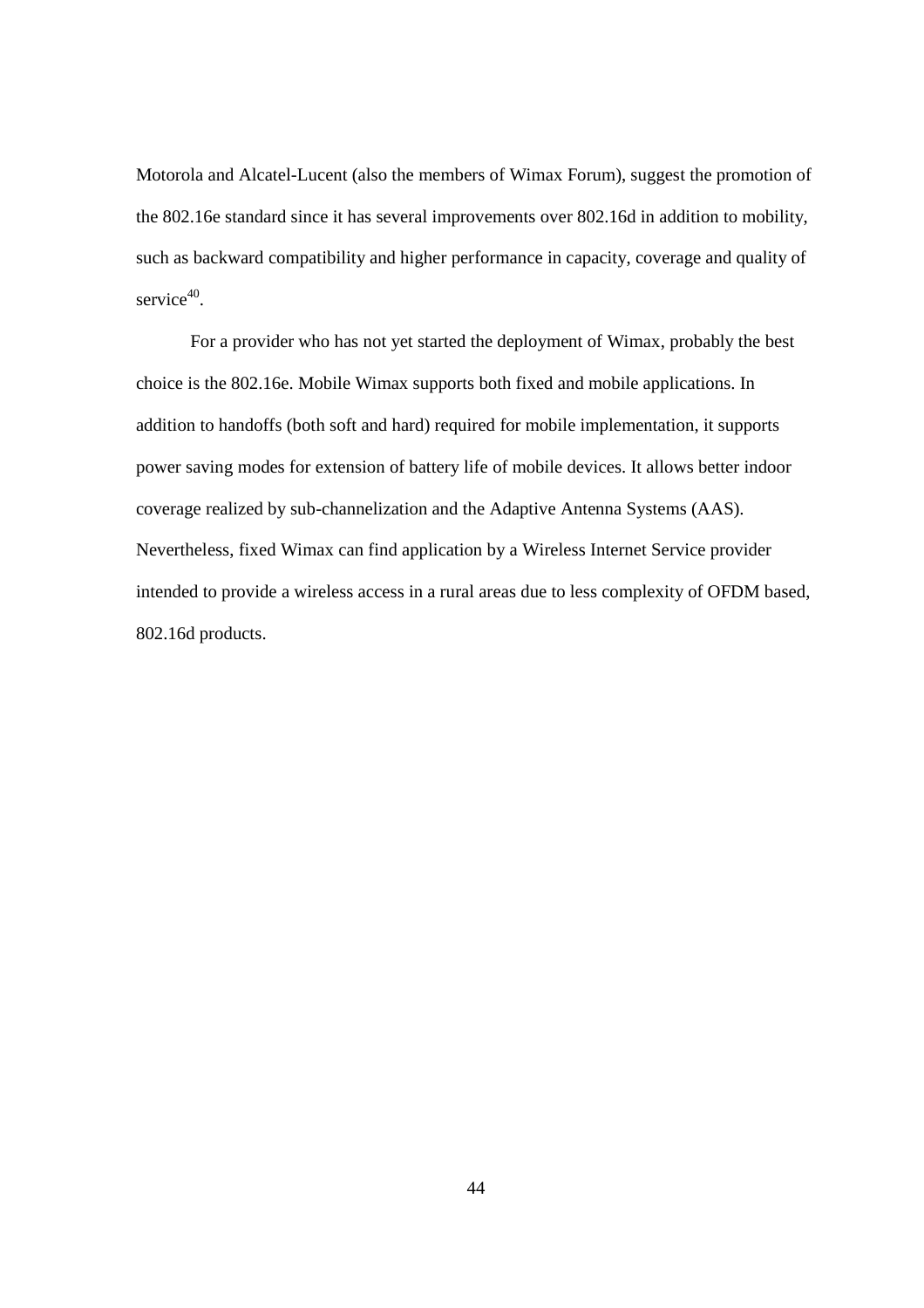Motorola and Alcatel-Lucent (also the members of Wimax Forum), suggest the promotion of the 802.16e standard since it has several improvements over 802.16d in addition to mobility, such as backward compatibility and higher performance in capacity, coverage and quality of service[40].

For a provider who has not yet started the deployment of Wimax, probably the best choice is the 802.16e. Mobile Wimax supports both fixed and mobile applications. In addition to handoffs (both soft and hard) required for mobile implementation, it supports power saving modes for extension of battery life of mobile devices. It allows better indoor coverage realized by sub-channelization and the Adaptive Antenna Systems (AAS). Nevertheless, fixed Wimax can find application by a Wireless Internet Service provider intended to provide a wireless access in a rural areas due to less complexity of OFDM based, 802.16d products.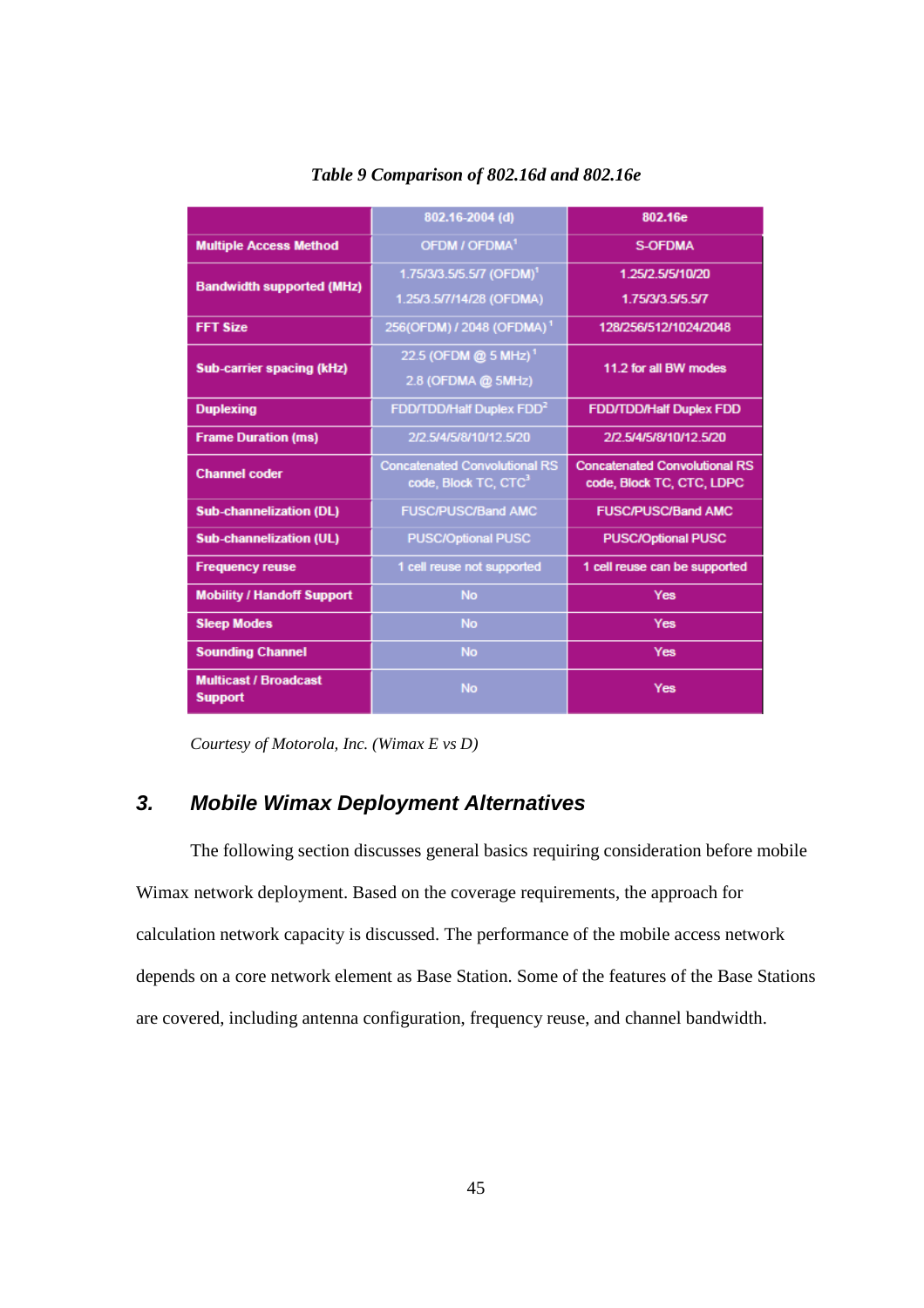*Table 9 Comparison of 802.16d and 802.16e*

| | 802.16-2004 (d) | 802.16e |
|---|---|---|
| **Multiple Access Method** | OFDM / OFDMA[1] | S-OFDMA |
| **Bandwidth supported (MHz)** | 1.75/3/3.5/5.5/7 (OFDM)[1] 1.25/3.5/7/14/28 (OFDMA) | 1.25/2.5/5/10/20 1.75/3/3.5/5.5/7 |
| **FFT Size** | 256(OFDM) / 2048 (OFDMA)[1] | 128/256/512/1024/2048 |
| **Sub-carrier spacing (kHz)** | 22.5 (OFDM @ 5 MHz)[1] 2.8 (OFDMA @ 5MHz) | 11.2 for all BW modes |
| **Duplexing** | FDD/TDD/Half Duplex FDD[2] | FDD/TDD/Half Duplex FDD |
| **Frame Duration (ms)** | 2/2.5/4/5/8/10/12.5/20 | 2/2.5/4/5/8/10/12.5/20 |
| **Channel coder** | Concatenated Convolutional RS code, Block TC, CTC[3] | Concatenated Convolutional RS code, Block TC, CTC, LDPC |
| **Sub-channelization (DL)** | FUSC/PUSC/Band AMC | FUSC/PUSC/Band AMC |
| **Sub-channelization (UL)** | PUSC/Optional PUSC | PUSC/Optional PUSC |
| **Frequency reuse** | 1 cell reuse not supported | 1 cell reuse can be supported |
| **Mobility / Handoff Support** | No | Yes |
| **Sleep Modes** | No | Yes |
| **Sounding Channel** | No | Yes |
| **Multicast / Broadcast Support** | No | Yes |

*Courtesy of Motorola, Inc. (Wimax E vs D)*

## 3. Mobile Wimax Deployment Alternatives

The following section discusses general basics requiring consideration before mobile Wimax network deployment. Based on the coverage requirements, the approach for calculation network capacity is discussed. The performance of the mobile access network depends on a core network element as Base Station. Some of the features of the Base Stations are covered, including antenna configuration, frequency reuse, and channel bandwidth.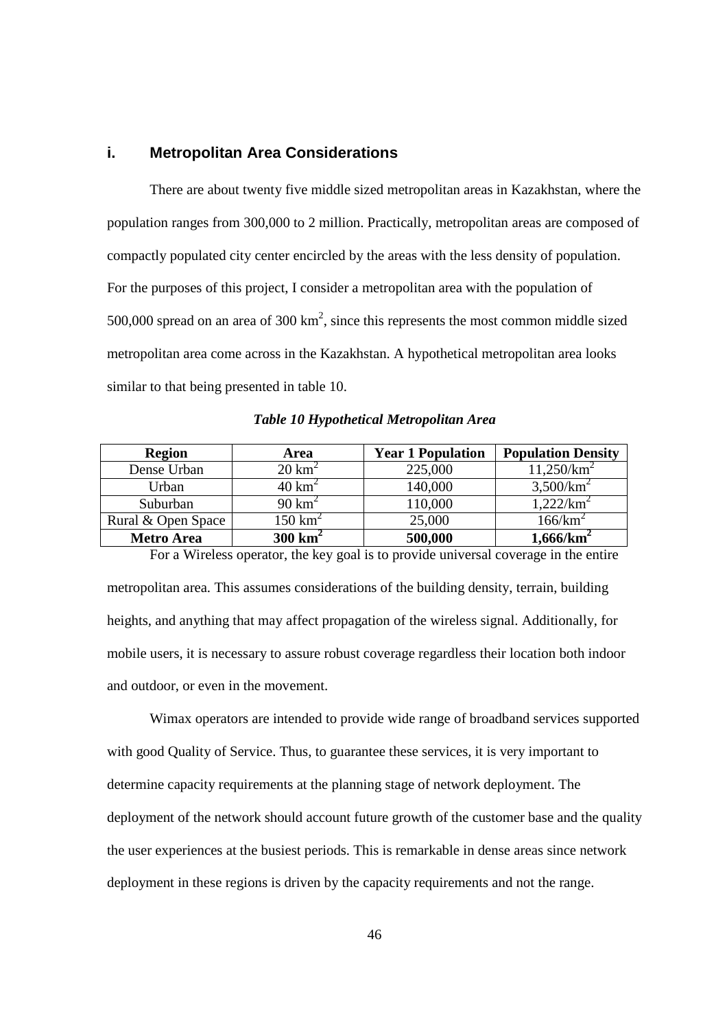## i. Metropolitan Area Considerations

There are about twenty five middle sized metropolitan areas in Kazakhstan, where the population ranges from 300,000 to 2 million. Practically, metropolitan areas are composed of compactly populated city center encircled by the areas with the less density of population. For the purposes of this project, I consider a metropolitan area with the population of 500,000 spread on an area of 300 $km^2$, since this represents the most common middle sized metropolitan area come across in the Kazakhstan. A hypothetical metropolitan area looks similar to that being presented in table 10.

***Table 10 Hypothetical Metropolitan Area***

| Region | Area | Year 1 Population | Population Density |
|---|---|---|---|
| Dense Urban | 20 $km^2$ | 225,000 | 11,250/$km^2$ |
| Urban | 40 $km^2$ | 140,000 | 3,500/$km^2$ |
| Suburban | 90 $km^2$ | 110,000 | 1,222/$km^2$ |
| Rural & Open Space | 150 $km^2$ | 25,000 | 166/$km^2$ |
| **Metro Area** | **300 $km^2$** | **500,000** | **1,666/$km^2$** |

For a Wireless operator, the key goal is to provide universal coverage in the entire metropolitan area. This assumes considerations of the building density, terrain, building heights, and anything that may affect propagation of the wireless signal. Additionally, for mobile users, it is necessary to assure robust coverage regardless their location both indoor and outdoor, or even in the movement.

Wimax operators are intended to provide wide range of broadband services supported with good Quality of Service. Thus, to guarantee these services, it is very important to determine capacity requirements at the planning stage of network deployment. The deployment of the network should account future growth of the customer base and the quality the user experiences at the busiest periods. This is remarkable in dense areas since network deployment in these regions is driven by the capacity requirements and not the range.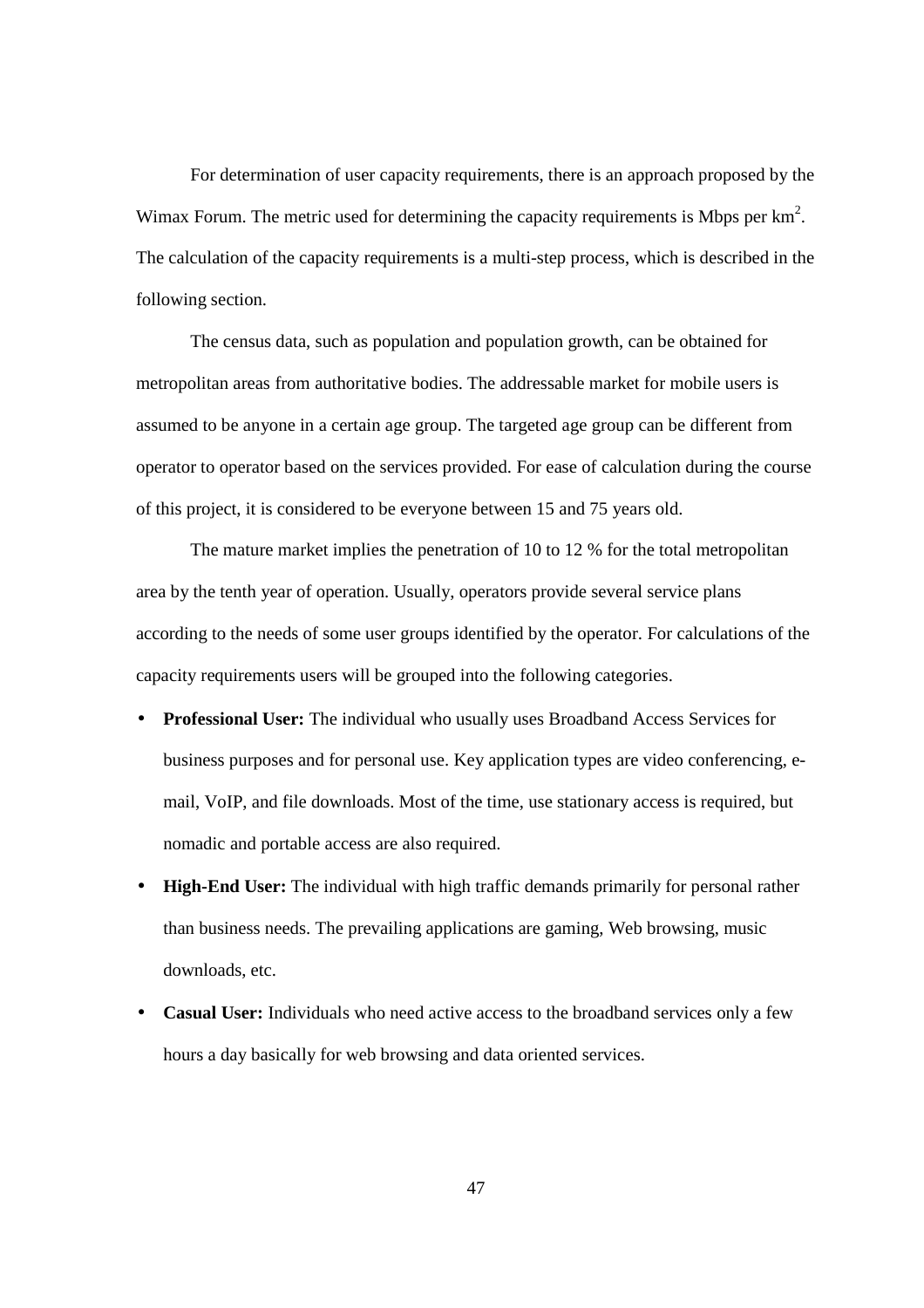For determination of user capacity requirements, there is an approach proposed by the Wimax Forum. The metric used for determining the capacity requirements is Mbps per $km^2$. The calculation of the capacity requirements is a multi-step process, which is described in the following section.

The census data, such as population and population growth, can be obtained for metropolitan areas from authoritative bodies. The addressable market for mobile users is assumed to be anyone in a certain age group. The targeted age group can be different from operator to operator based on the services provided. For ease of calculation during the course of this project, it is considered to be everyone between 15 and 75 years old.

The mature market implies the penetration of 10 to 12 % for the total metropolitan area by the tenth year of operation. Usually, operators provide several service plans according to the needs of some user groups identified by the operator. For calculations of the capacity requirements users will be grouped into the following categories.

- **Professional User:** The individual who usually uses Broadband Access Services for business purposes and for personal use. Key application types are video conferencing, e-mail, VoIP, and file downloads. Most of the time, use stationary access is required, but nomadic and portable access are also required.
- **High-End User:** The individual with high traffic demands primarily for personal rather than business needs. The prevailing applications are gaming, Web browsing, music downloads, etc.
- **Casual User:** Individuals who need active access to the broadband services only a few hours a day basically for web browsing and data oriented services.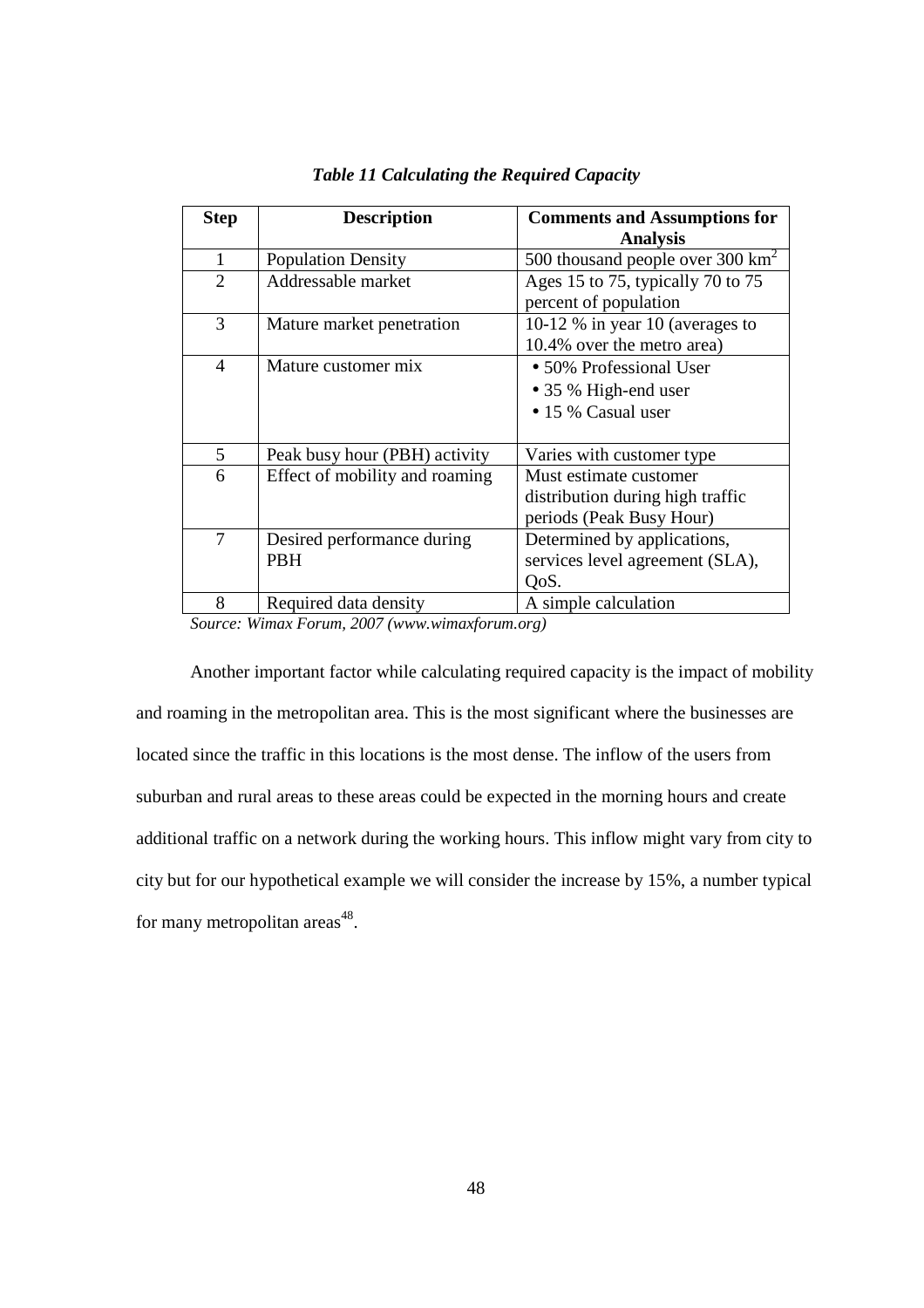*Table 11 Calculating the Required Capacity*

| Step | Description | Comments and Assumptions for Analysis |
|---|---|---|
| 1 | Population Density | 500 thousand people over 300 $km^2$ |
| 2 | Addressable market | Ages 15 to 75, typically 70 to 75 percent of population |
| 3 | Mature market penetration | 10-12 % in year 10 (averages to 10.4% over the metro area) |
| 4 | Mature customer mix | • 50% Professional User<br>• 35 % High-end user<br>• 15 % Casual user |
| 5 | Peak busy hour (PBH) activity | Varies with customer type |
| 6 | Effect of mobility and roaming | Must estimate customer distribution during high traffic periods (Peak Busy Hour) |
| 7 | Desired performance during PBH | Determined by applications, services level agreement (SLA), QoS. |
| 8 | Required data density | A simple calculation |

*Source: Wimax Forum, 2007 (www.wimaxforum.org)*

Another important factor while calculating required capacity is the impact of mobility and roaming in the metropolitan area. This is the most significant where the businesses are located since the traffic in this locations is the most dense. The inflow of the users from suburban and rural areas to these areas could be expected in the morning hours and create additional traffic on a network during the working hours. This inflow might vary from city to city but for our hypothetical example we will consider the increase by 15%, a number typical for many metropolitan areas[48].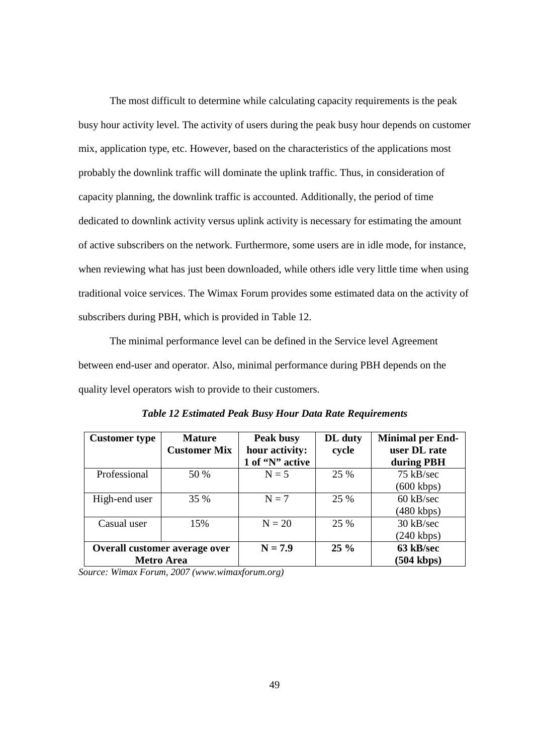The most difficult to determine while calculating capacity requirements is the peak busy hour activity level. The activity of users during the peak busy hour depends on customer mix, application type, etc. However, based on the characteristics of the applications most probably the downlink traffic will dominate the uplink traffic. Thus, in consideration of capacity planning, the downlink traffic is accounted. Additionally, the period of time dedicated to downlink activity versus uplink activity is necessary for estimating the amount of active subscribers on the network. Furthermore, some users are in idle mode, for instance, when reviewing what has just been downloaded, while others idle very little time when using traditional voice services. The Wimax Forum provides some estimated data on the activity of subscribers during PBH, which is provided in Table 12.

The minimal performance level can be defined in the Service level Agreement between end-user and operator. Also, minimal performance during PBH depends on the quality level operators wish to provide to their customers.

***Table 12 Estimated Peak Busy Hour Data Rate Requirements***

| **Customer type** | **Mature Customer Mix** | **Peak busy hour activity: 1 of "N" active** | **DL duty cycle** | **Minimal per End-user DL rate during PBH** |
|---|---|---|---|---|
| Professional | 50 % | N = 5 | 25 % | 75 kB/sec (600 kbps) |
| High-end user | 35 % | N = 7 | 25 % | 60 kB/sec (480 kbps) |
| Casual user | 15% | N = 20 | 25 % | 30 kB/sec (240 kbps) |
| **Overall customer average over Metro Area** | | **N = 7.9** | **25 %** | **63 kB/sec (504 kbps)** |

*Source: Wimax Forum, 2007 (www.wimaxforum.org)*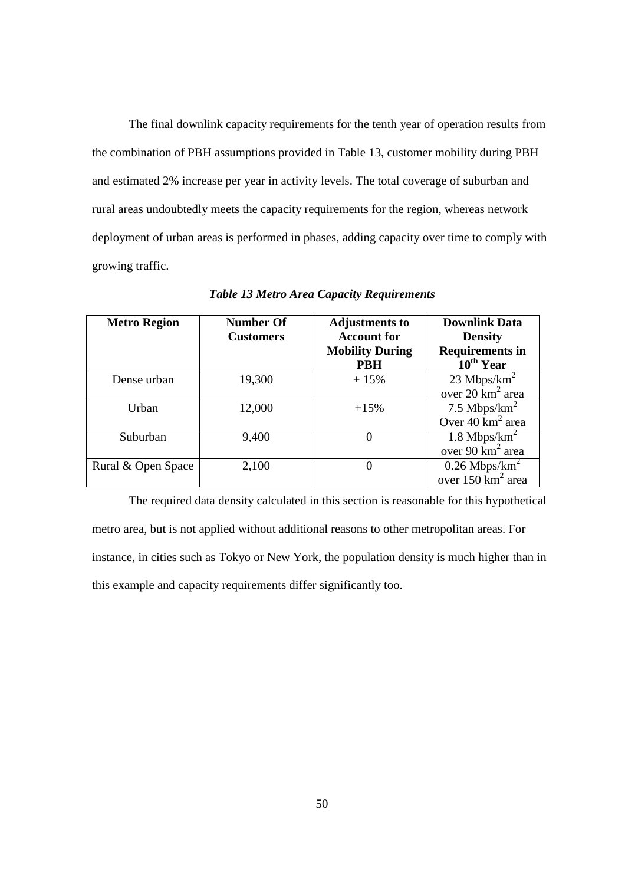The final downlink capacity requirements for the tenth year of operation results from the combination of PBH assumptions provided in Table 13, customer mobility during PBH and estimated 2% increase per year in activity levels. The total coverage of suburban and rural areas undoubtedly meets the capacity requirements for the region, whereas network deployment of urban areas is performed in phases, adding capacity over time to comply with growing traffic.

***Table 13 Metro Area Capacity Requirements***

| **Metro Region** | **Number Of Customers** | **Adjustments to Account for Mobility During PBH** | **Downlink Data Density Requirements in $10^{th}$ Year** |
|---|---|---|---|
| Dense urban | 19,300 | + 15% | 23 Mbps/km$^2$ over 20 km$^2$ area |
| Urban | 12,000 | +15% | 7.5 Mbps/km$^2$ Over 40 km$^2$ area |
| Suburban | 9,400 | 0 | 1.8 Mbps/km$^2$ over 90 km$^2$ area |
| Rural & Open Space | 2,100 | 0 | 0.26 Mbps/km$^2$ over 150 km$^2$ area |

The required data density calculated in this section is reasonable for this hypothetical metro area, but is not applied without additional reasons to other metropolitan areas. For instance, in cities such as Tokyo or New York, the population density is much higher than in this example and capacity requirements differ significantly too.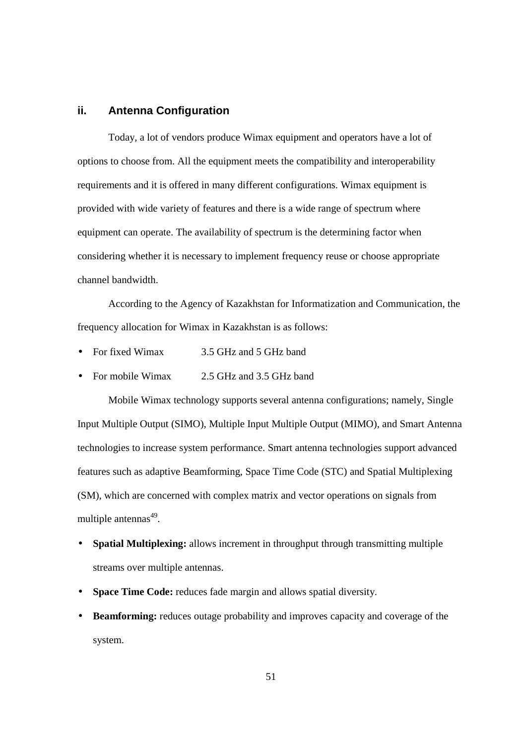### ii. Antenna Configuration

Today, a lot of vendors produce Wimax equipment and operators have a lot of options to choose from. All the equipment meets the compatibility and interoperability requirements and it is offered in many different configurations. Wimax equipment is provided with wide variety of features and there is a wide range of spectrum where equipment can operate. The availability of spectrum is the determining factor when considering whether it is necessary to implement frequency reuse or choose appropriate channel bandwidth.

According to the Agency of Kazakhstan for Informatization and Communication, the frequency allocation for Wimax in Kazakhstan is as follows:

- For fixed Wimax 3.5 GHz and 5 GHz band
- For mobile Wimax 2.5 GHz and 3.5 GHz band

Mobile Wimax technology supports several antenna configurations; namely, Single Input Multiple Output (SIMO), Multiple Input Multiple Output (MIMO), and Smart Antenna technologies to increase system performance. Smart antenna technologies support advanced features such as adaptive Beamforming, Space Time Code (STC) and Spatial Multiplexing (SM), which are concerned with complex matrix and vector operations on signals from multiple antennas[49].

- **Spatial Multiplexing:** allows increment in throughput through transmitting multiple streams over multiple antennas.
- **Space Time Code:** reduces fade margin and allows spatial diversity.
- **Beamforming:** reduces outage probability and improves capacity and coverage of the system.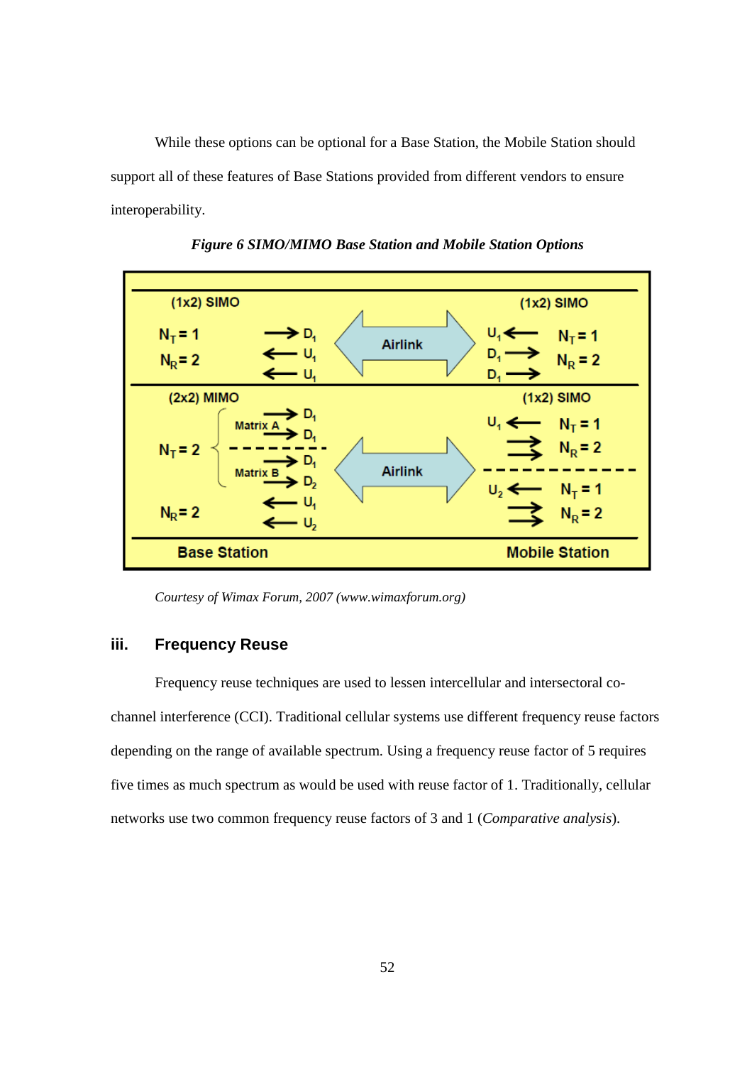While these options can be optional for a Base Station, the Mobile Station should support all of these features of Base Stations provided from different vendors to ensure interoperability.

***Figure 6 SIMO/MIMO Base Station and Mobile Station Options***

(1x2) SIMO

$N_T = 1$

$N_R = 2$

$D_1$

$U_1$

$U_1$

Airlink

(1x2) SIMO

$U_1$

$D_1$

$D_1$

$N_T = 1$

$N_R = 2$

(2x2) MIMO

$N_T = 2$

Matrix A

$D_1$

$D_1$

Matrix B

$D_1$

$D_2$

$N_R = 2$

$U_1$

$U_2$

Airlink

(1x2) SIMO

$U_1$

$N_T = 1$

$N_R = 2$

$U_2$

$N_T = 1$

$N_R = 2$

Base Station

Mobile Station

*Courtesy of Wimax Forum, 2007 (www.wimaxforum.org)*

### iii. Frequency Reuse

Frequency reuse techniques are used to lessen intercellular and intersectoral co-channel interference (CCI). Traditional cellular systems use different frequency reuse factors depending on the range of available spectrum. Using a frequency reuse factor of 5 requires five times as much spectrum as would be used with reuse factor of 1. Traditionally, cellular networks use two common frequency reuse factors of 3 and 1 (*Comparative analysis*).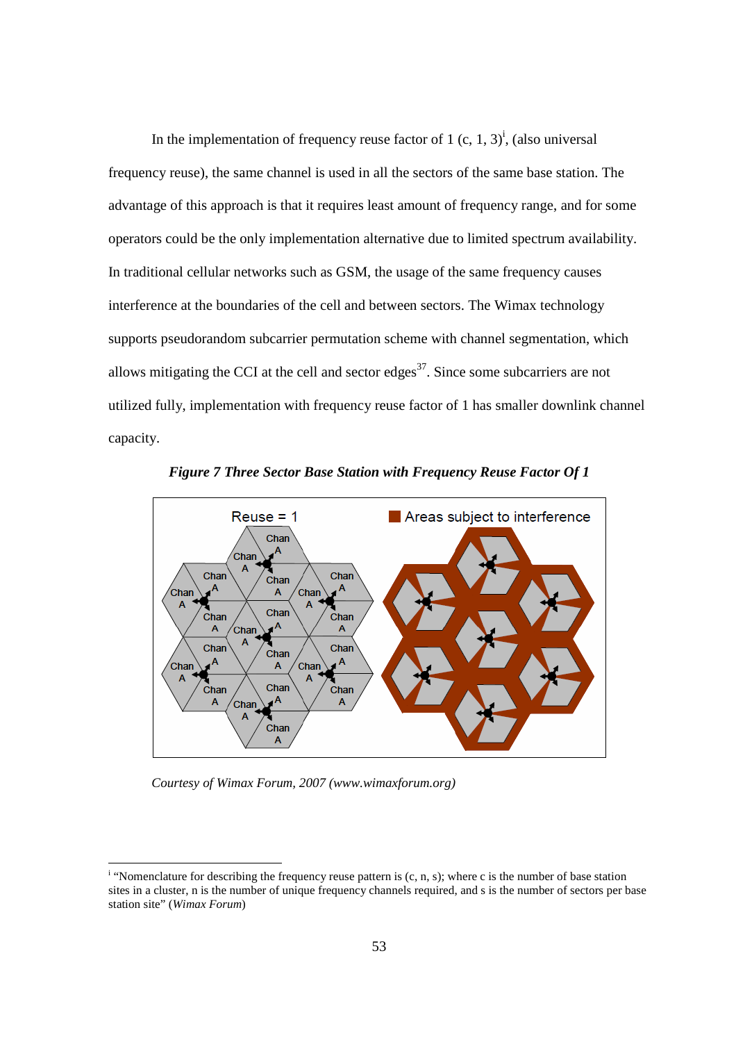In the implementation of frequency reuse factor of 1 (c, 1, 3)[i], (also universal frequency reuse), the same channel is used in all the sectors of the same base station. The advantage of this approach is that it requires least amount of frequency range, and for some operators could be the only implementation alternative due to limited spectrum availability. In traditional cellular networks such as GSM, the usage of the same frequency causes interference at the boundaries of the cell and between sectors. The Wimax technology supports pseudorandom subcarrier permutation scheme with channel segmentation, which allows mitigating the CCI at the cell and sector edges[37]. Since some subcarriers are not utilized fully, implementation with frequency reuse factor of 1 has smaller downlink channel capacity.

***Figure 7 Three Sector Base Station with Frequency Reuse Factor Of 1***

Reuse = 1

Areas subject to interference

Chan A

*Courtesy of Wimax Forum, 2007 (www.wimaxforum.org)*

---

[i] "Nomenclature for describing the frequency reuse pattern is (c, n, s); where c is the number of base station sites in a cluster, n is the number of unique frequency channels required, and s is the number of sectors per base station site" (*Wimax Forum*)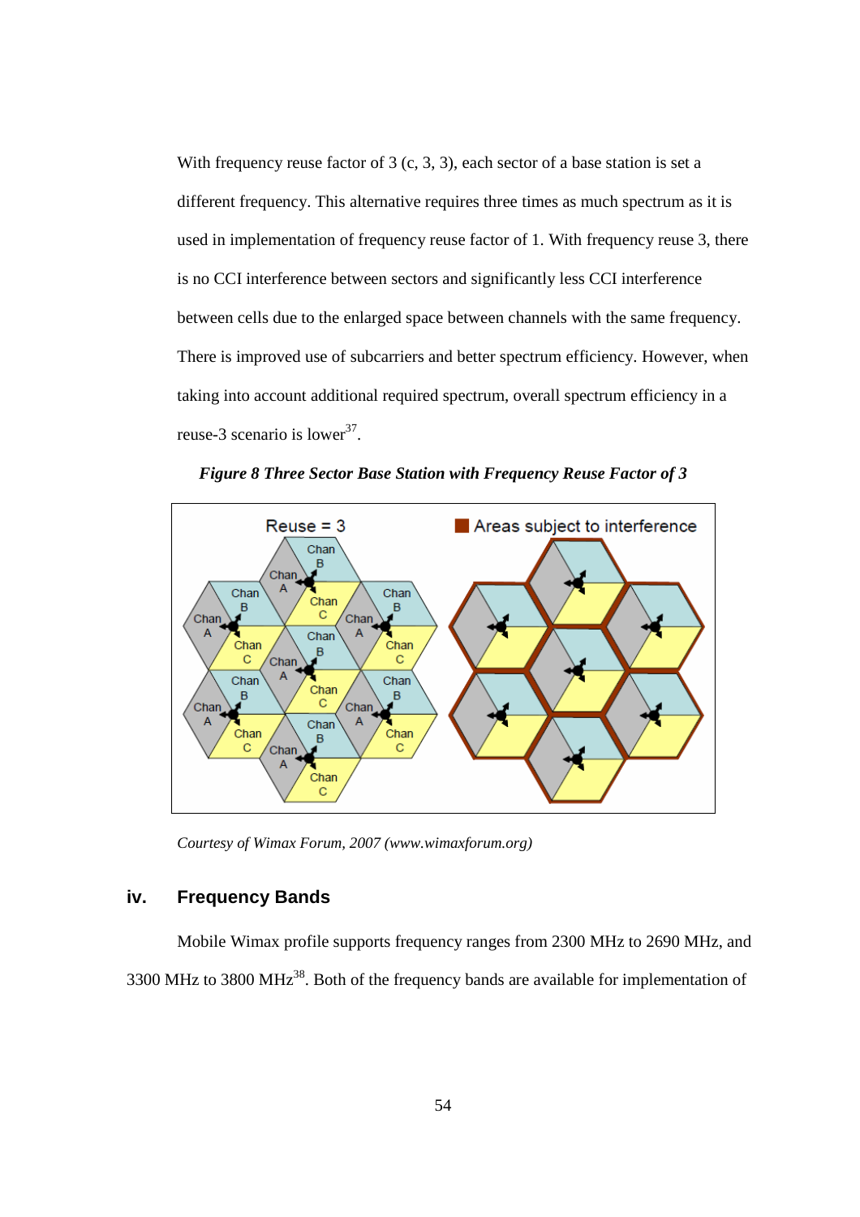With frequency reuse factor of 3 (c, 3, 3), each sector of a base station is set a different frequency. This alternative requires three times as much spectrum as it is used in implementation of frequency reuse factor of 1. With frequency reuse 3, there is no CCI interference between sectors and significantly less CCI interference between cells due to the enlarged space between channels with the same frequency. There is improved use of subcarriers and better spectrum efficiency. However, when taking into account additional required spectrum, overall spectrum efficiency in a reuse-3 scenario is lower[37].

***Figure 8 Three Sector Base Station with Frequency Reuse Factor of 3***

Reuse = 3

Areas subject to interference

*Courtesy of Wimax Forum, 2007 (www.wimaxforum.org)*

### iv. Frequency Bands

Mobile Wimax profile supports frequency ranges from 2300 MHz to 2690 MHz, and 3300 MHz to 3800 MHz[38]. Both of the frequency bands are available for implementation of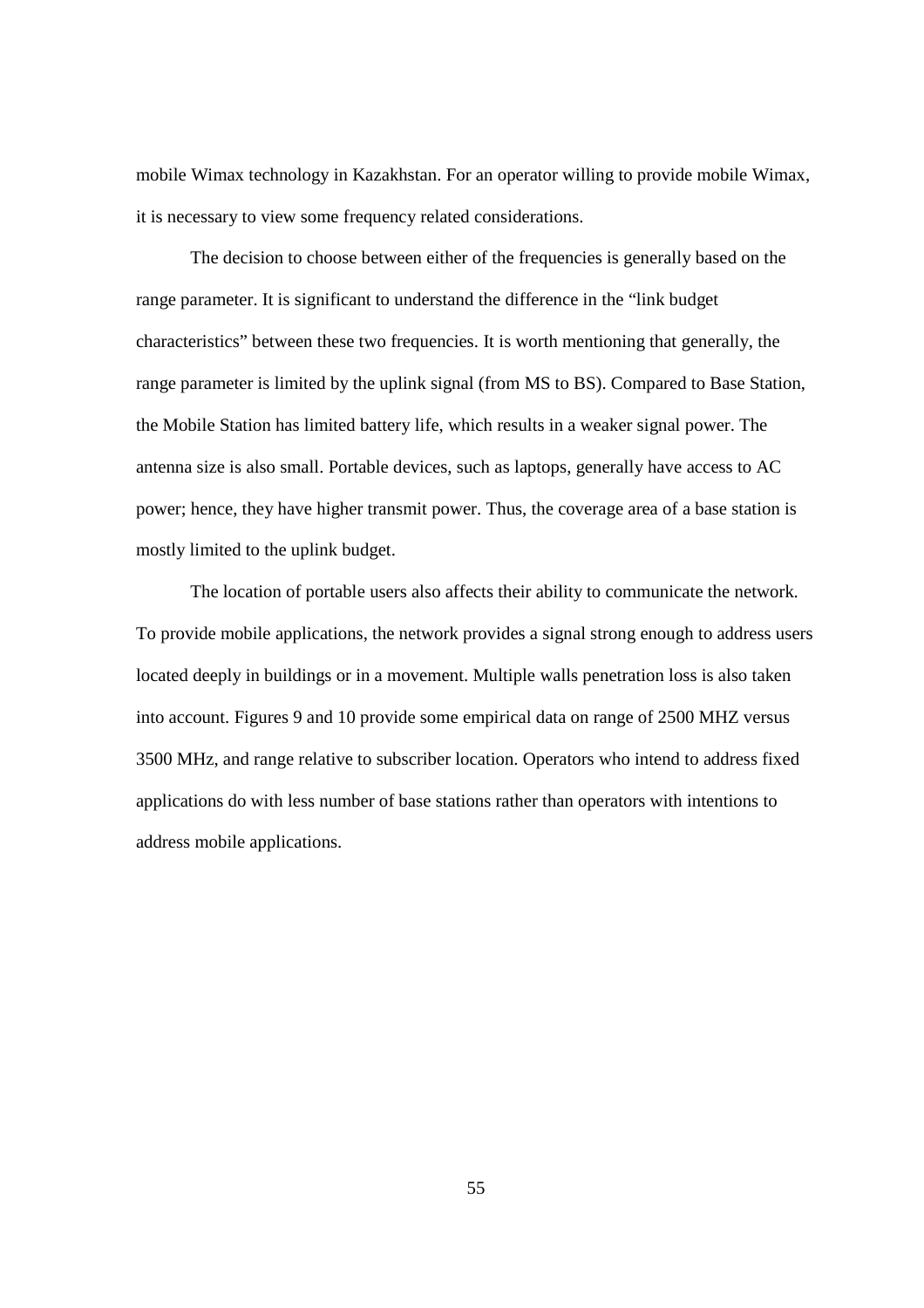mobile Wimax technology in Kazakhstan. For an operator willing to provide mobile Wimax, it is necessary to view some frequency related considerations.

The decision to choose between either of the frequencies is generally based on the range parameter. It is significant to understand the difference in the "link budget characteristics" between these two frequencies. It is worth mentioning that generally, the range parameter is limited by the uplink signal (from MS to BS). Compared to Base Station, the Mobile Station has limited battery life, which results in a weaker signal power. The antenna size is also small. Portable devices, such as laptops, generally have access to AC power; hence, they have higher transmit power. Thus, the coverage area of a base station is mostly limited to the uplink budget.

The location of portable users also affects their ability to communicate the network. To provide mobile applications, the network provides a signal strong enough to address users located deeply in buildings or in a movement. Multiple walls penetration loss is also taken into account. Figures 9 and 10 provide some empirical data on range of 2500 MHZ versus 3500 MHz, and range relative to subscriber location. Operators who intend to address fixed applications do with less number of base stations rather than operators with intentions to address mobile applications.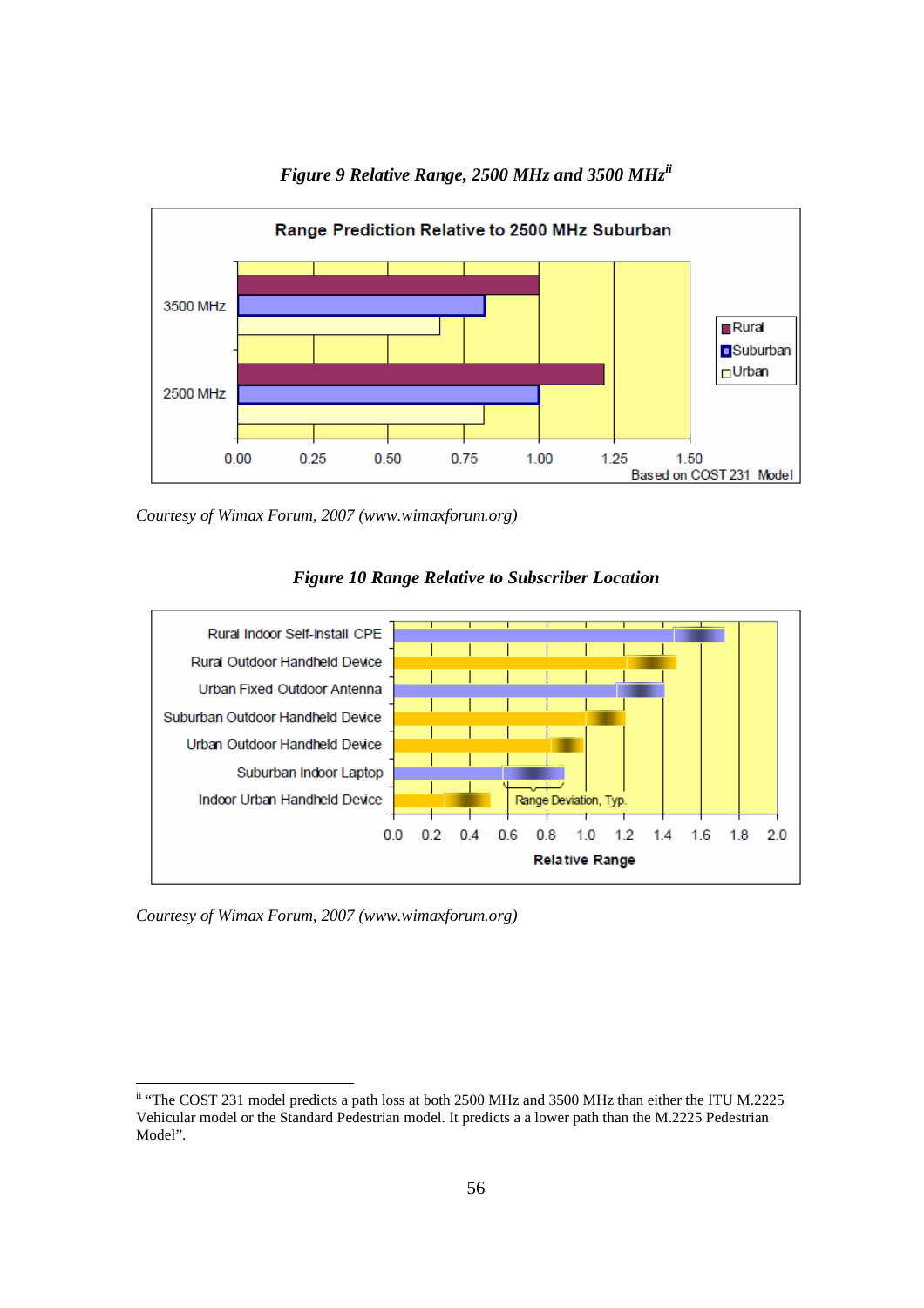***Figure 9 Relative Range, 2500 MHz and 3500 MHz[ii]***

Range Prediction Relative to 2500 MHz Suburban

3500 MHz

2500 MHz

0.00 0.25 0.50 0.75 1.00 1.25 1.50

Rural

Suburban

Urban

Based on COST 231 Model

*Courtesy of Wimax Forum, 2007 (www.wimaxforum.org)*

***Figure 10 Range Relative to Subscriber Location***

Rural Indoor Self-Install CPE

Rural Outdoor Handheld Device

Urban Fixed Outdoor Antenna

Suburban Outdoor Handheld Device

Urban Outdoor Handheld Device

Suburban Indoor Laptop

Indoor Urban Handheld Device

Range Deviation, Typ.

0.0 0.2 0.4 0.6 0.8 1.0 1.2 1.4 1.6 1.8 2.0

Relative Range

*Courtesy of Wimax Forum, 2007 (www.wimaxforum.org)*

---

[ii] "The COST 231 model predicts a path loss at both 2500 MHz and 3500 MHz than either the ITU M.2225 Vehicular model or the Standard Pedestrian model. It predicts a a lower path than the M.2225 Pedestrian Model".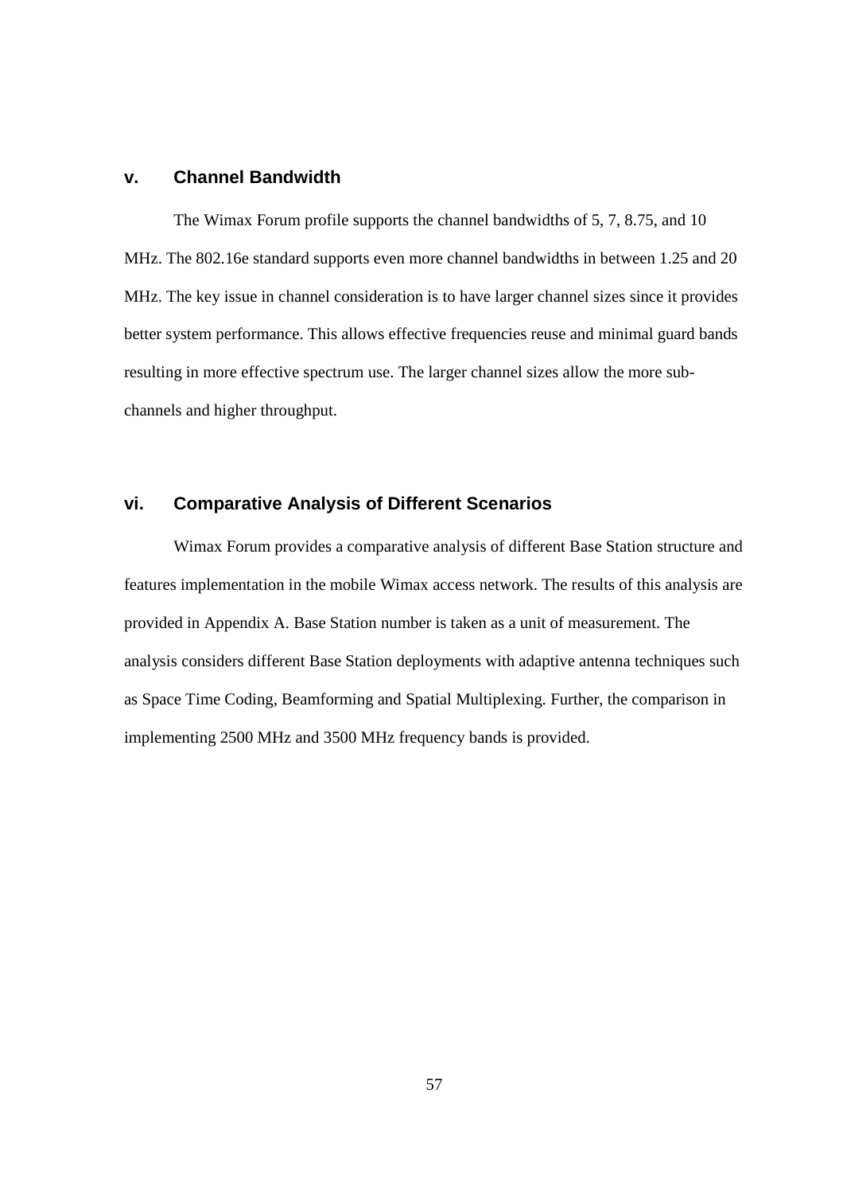### v. Channel Bandwidth

The Wimax Forum profile supports the channel bandwidths of 5, 7, 8.75, and 10 MHz. The 802.16e standard supports even more channel bandwidths in between 1.25 and 20 MHz. The key issue in channel consideration is to have larger channel sizes since it provides better system performance. This allows effective frequencies reuse and minimal guard bands resulting in more effective spectrum use. The larger channel sizes allow the more sub-channels and higher throughput.

### vi. Comparative Analysis of Different Scenarios

Wimax Forum provides a comparative analysis of different Base Station structure and features implementation in the mobile Wimax access network. The results of this analysis are provided in Appendix A. Base Station number is taken as a unit of measurement. The analysis considers different Base Station deployments with adaptive antenna techniques such as Space Time Coding, Beamforming and Spatial Multiplexing. Further, the comparison in implementing 2500 MHz and 3500 MHz frequency bands is provided.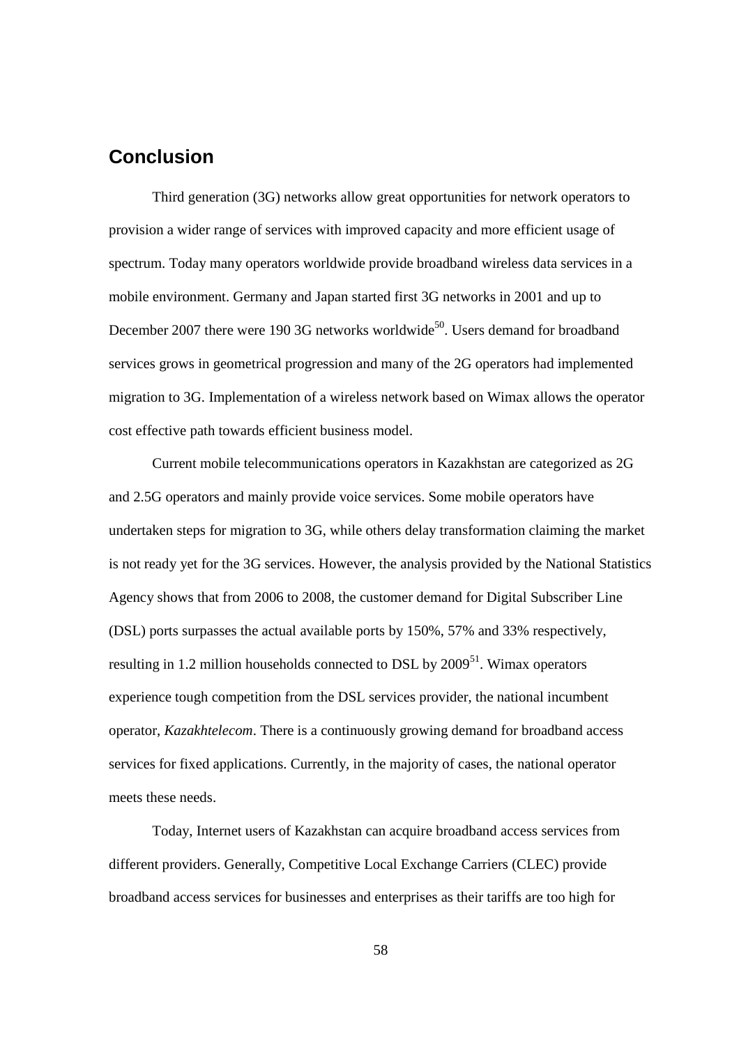## Conclusion

Third generation (3G) networks allow great opportunities for network operators to provision a wider range of services with improved capacity and more efficient usage of spectrum. Today many operators worldwide provide broadband wireless data services in a mobile environment. Germany and Japan started first 3G networks in 2001 and up to December 2007 there were 190 3G networks worldwide[50]. Users demand for broadband services grows in geometrical progression and many of the 2G operators had implemented migration to 3G. Implementation of a wireless network based on Wimax allows the operator cost effective path towards efficient business model.

Current mobile telecommunications operators in Kazakhstan are categorized as 2G and 2.5G operators and mainly provide voice services. Some mobile operators have undertaken steps for migration to 3G, while others delay transformation claiming the market is not ready yet for the 3G services. However, the analysis provided by the National Statistics Agency shows that from 2006 to 2008, the customer demand for Digital Subscriber Line (DSL) ports surpasses the actual available ports by 150%, 57% and 33% respectively, resulting in 1.2 million households connected to DSL by 2009[51]. Wimax operators experience tough competition from the DSL services provider, the national incumbent operator, *Kazakhtelecom*. There is a continuously growing demand for broadband access services for fixed applications. Currently, in the majority of cases, the national operator meets these needs.

Today, Internet users of Kazakhstan can acquire broadband access services from different providers. Generally, Competitive Local Exchange Carriers (CLEC) provide broadband access services for businesses and enterprises as their tariffs are too high for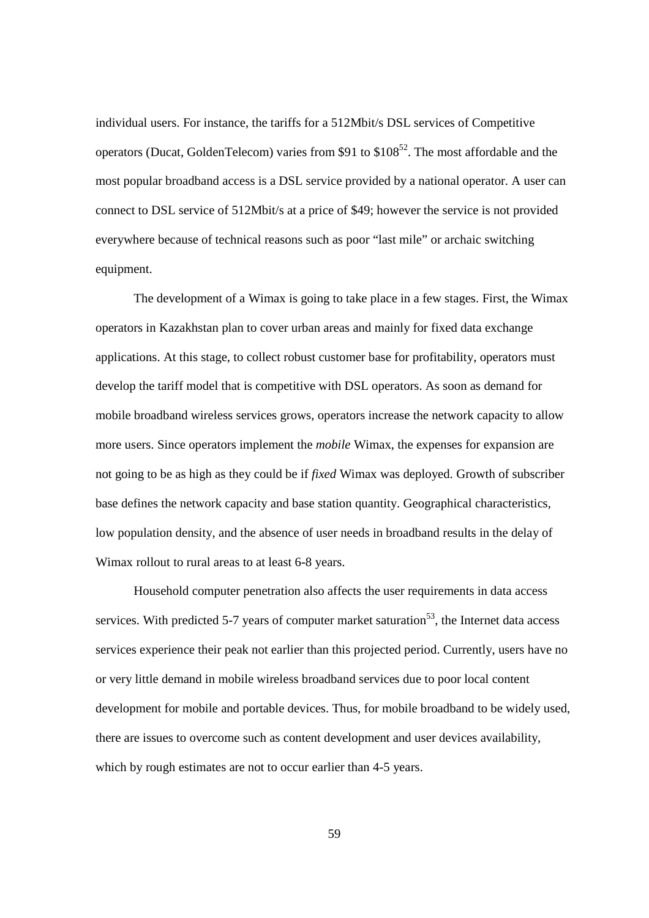individual users. For instance, the tariffs for a 512Mbit/s DSL services of Competitive operators (Ducat, GoldenTelecom) varies from \$91 to \$108[52]. The most affordable and the most popular broadband access is a DSL service provided by a national operator. A user can connect to DSL service of 512Mbit/s at a price of \$49; however the service is not provided everywhere because of technical reasons such as poor "last mile" or archaic switching equipment.

The development of a Wimax is going to take place in a few stages. First, the Wimax operators in Kazakhstan plan to cover urban areas and mainly for fixed data exchange applications. At this stage, to collect robust customer base for profitability, operators must develop the tariff model that is competitive with DSL operators. As soon as demand for mobile broadband wireless services grows, operators increase the network capacity to allow more users. Since operators implement the *mobile* Wimax, the expenses for expansion are not going to be as high as they could be if *fixed* Wimax was deployed. Growth of subscriber base defines the network capacity and base station quantity. Geographical characteristics, low population density, and the absence of user needs in broadband results in the delay of Wimax rollout to rural areas to at least 6-8 years.

Household computer penetration also affects the user requirements in data access services. With predicted 5-7 years of computer market saturation[53], the Internet data access services experience their peak not earlier than this projected period. Currently, users have no or very little demand in mobile wireless broadband services due to poor local content development for mobile and portable devices. Thus, for mobile broadband to be widely used, there are issues to overcome such as content development and user devices availability, which by rough estimates are not to occur earlier than 4-5 years.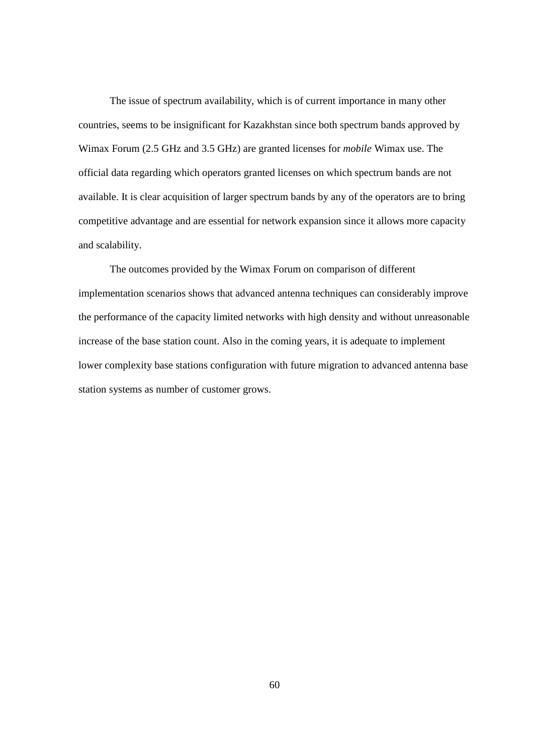The issue of spectrum availability, which is of current importance in many other countries, seems to be insignificant for Kazakhstan since both spectrum bands approved by Wimax Forum (2.5 GHz and 3.5 GHz) are granted licenses for *mobile* Wimax use. The official data regarding which operators granted licenses on which spectrum bands are not available. It is clear acquisition of larger spectrum bands by any of the operators are to bring competitive advantage and are essential for network expansion since it allows more capacity and scalability.

The outcomes provided by the Wimax Forum on comparison of different implementation scenarios shows that advanced antenna techniques can considerably improve the performance of the capacity limited networks with high density and without unreasonable increase of the base station count. Also in the coming years, it is adequate to implement lower complexity base stations configuration with future migration to advanced antenna base station systems as number of customer grows.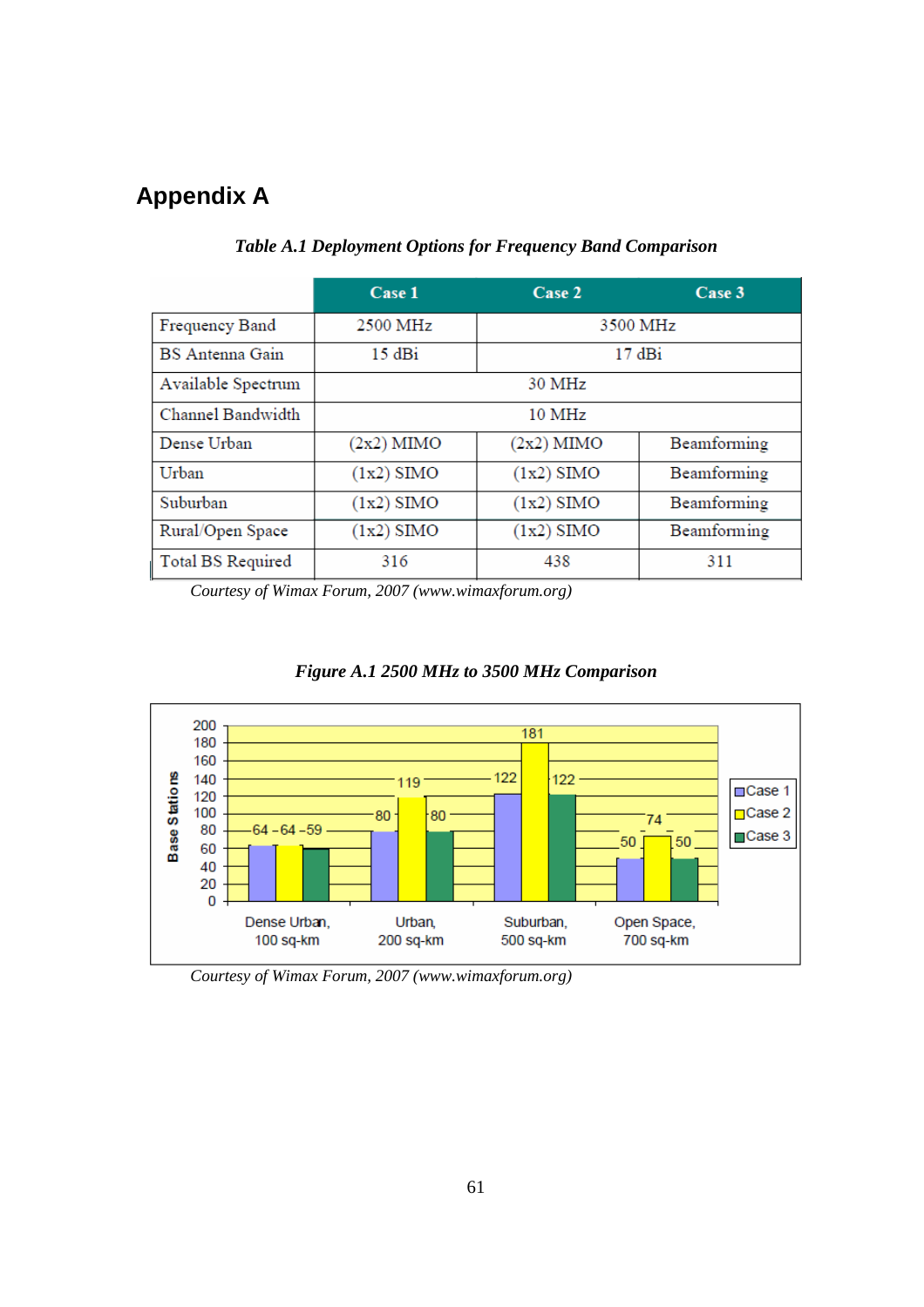# Appendix A

***Table A.1 Deployment Options for Frequency Band Comparison***

| | Case 1 | Case 2 | Case 3 |
|---|---|---|---|
| Frequency Band | 2500 MHz | 3500 MHz | |
| BS Antenna Gain | 15 dBi | 17 dBi | |
| Available Spectrum | 30 MHz | | |
| Channel Bandwidth | 10 MHz | | |
| Dense Urban | (2x2) MIMO | (2x2) MIMO | Beamforming |
| Urban | (1x2) SIMO | (1x2) SIMO | Beamforming |
| Suburban | (1x2) SIMO | (1x2) SIMO | Beamforming |
| Rural/Open Space | (1x2) SIMO | (1x2) SIMO | Beamforming |
| Total BS Required | 316 | 438 | 311 |

*Courtesy of Wimax Forum, 2007 (www.wimaxforum.org)*

***Figure A.1 2500 MHz to 3500 MHz Comparison***

Base Stations

200
180
160
140
120
100
80
60
40
20
0

64 64 59
80 119 80
122 181 122
50 74 50

Dense Urban, 100 sq-km
Urban, 200 sq-km
Suburban, 500 sq-km
Open Space, 700 sq-km

Case 1
Case 2
Case 3

*Courtesy of Wimax Forum, 2007 (www.wimaxforum.org)*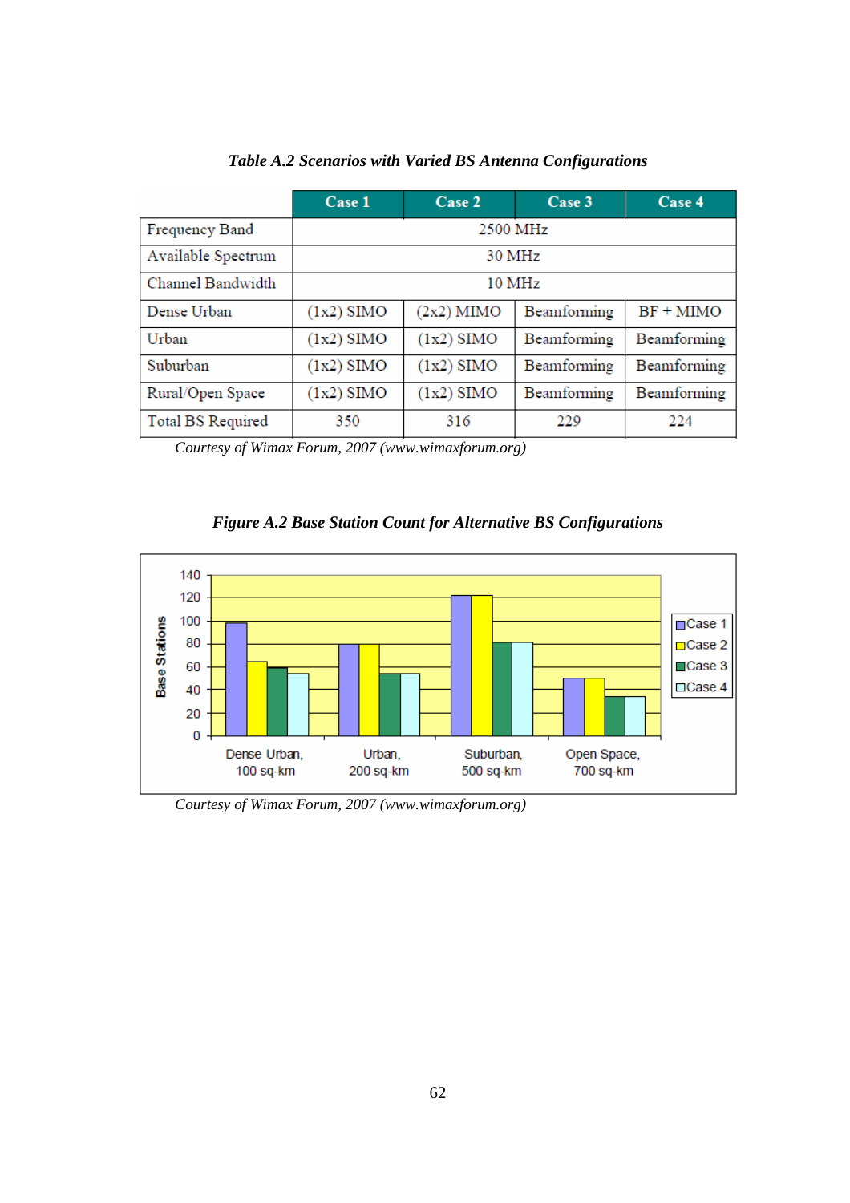*Table A.2 Scenarios with Varied BS Antenna Configurations*

| | Case 1 | Case 2 | Case 3 | Case 4 |
|---|---|---|---|---|
| Frequency Band | 2500 MHz | | | |
| Available Spectrum | 30 MHz | | | |
| Channel Bandwidth | 10 MHz | | | |
| Dense Urban | (1x2) SIMO | (2x2) MIMO | Beamforming | BF + MIMO |
| Urban | (1x2) SIMO | (1x2) SIMO | Beamforming | Beamforming |
| Suburban | (1x2) SIMO | (1x2) SIMO | Beamforming | Beamforming |
| Rural/Open Space | (1x2) SIMO | (1x2) SIMO | Beamforming | Beamforming |
| Total BS Required | 350 | 316 | 229 | 224 |

*Courtesy of Wimax Forum, 2007 (www.wimaxforum.org)*

*Figure A.2 Base Station Count for Alternative BS Configurations*

Base Stations

140
120
100
80
60
40
20
0

Dense Urban, 100 sq-km
Urban, 200 sq-km
Suburban, 500 sq-km
Open Space, 700 sq-km

Case 1
Case 2
Case 3
Case 4

*Courtesy of Wimax Forum, 2007 (www.wimaxforum.org)*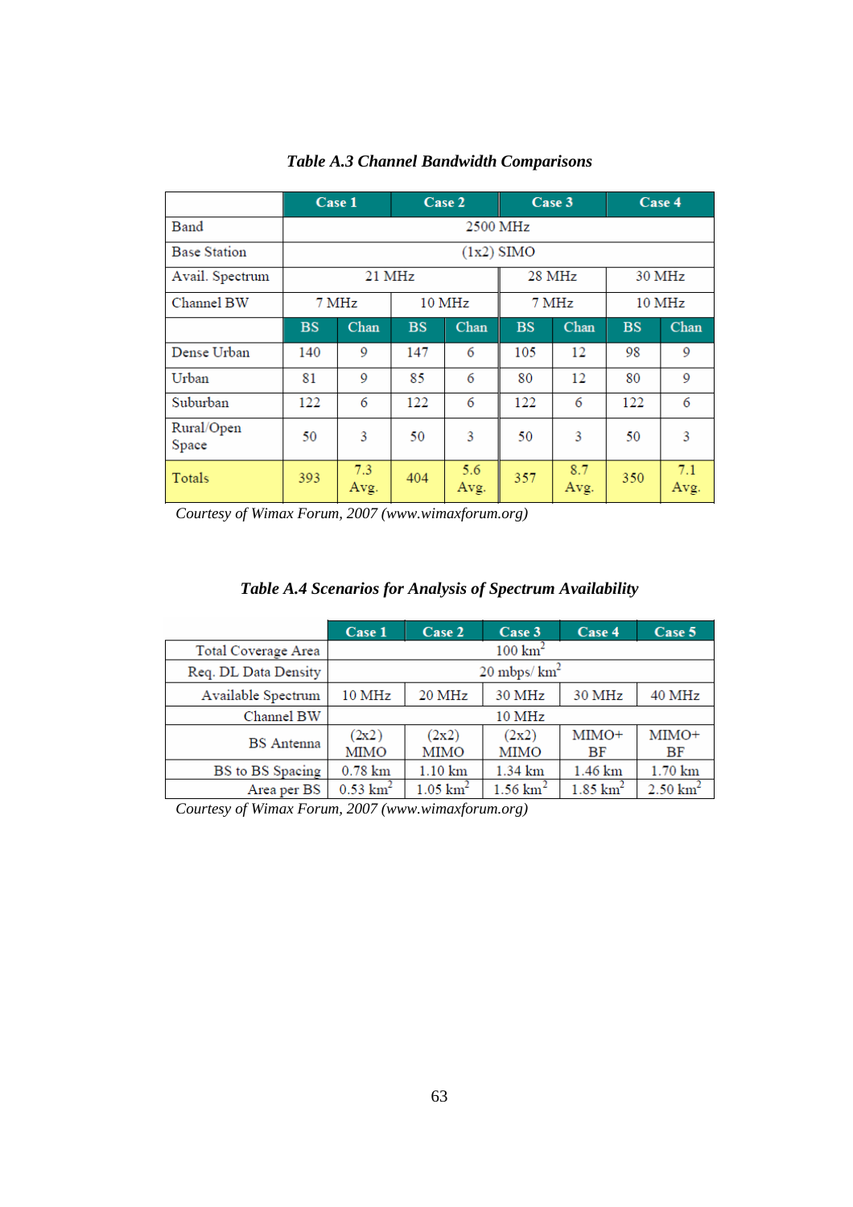***Table A.3 Channel Bandwidth Comparisons***

| | Case 1 | | Case 2 | | Case 3 | | Case 4 | |
|---|---|---|---|---|---|---|---|---|
| Band | 2500 MHz | | | | | | | |
| Base Station | (1x2) SIMO | | | | | | | |
| Avail. Spectrum | 21 MHz | | | | 28 MHz | | 30 MHz | |
| Channel BW | 7 MHz | | 10 MHz | | 7 MHz | | 10 MHz | |
| | BS | Chan | BS | Chan | BS | Chan | BS | Chan |
| Dense Urban | 140 | 9 | 147 | 6 | 105 | 12 | 98 | 9 |
| Urban | 81 | 9 | 85 | 6 | 80 | 12 | 80 | 9 |
| Suburban | 122 | 6 | 122 | 6 | 122 | 6 | 122 | 6 |
| Rural/Open Space | 50 | 3 | 50 | 3 | 50 | 3 | 50 | 3 |
| Totals | 393 | 7.3 Avg. | 404 | 5.6 Avg. | 357 | 8.7 Avg. | 350 | 7.1 Avg. |

*Courtesy of Wimax Forum, 2007 (www.wimaxforum.org)*

***Table A.4 Scenarios for Analysis of Spectrum Availability***

| | Case 1 | Case 2 | Case 3 | Case 4 | Case 5 |
|---|---|---|---|---|---|
| Total Coverage Area | 100 $km^2$ | | | | |
| Req. DL Data Density | 20 mbps/ $km^2$ | | | | |
| Available Spectrum | 10 MHz | 20 MHz | 30 MHz | 30 MHz | 40 MHz |
| Channel BW | 10 MHz | | | | |
| BS Antenna | (2x2) MIMO | (2x2) MIMO | (2x2) MIMO | MIMO+ BF | MIMO+ BF |
| BS to BS Spacing | 0.78 km | 1.10 km | 1.34 km | 1.46 km | 1.70 km |
| Area per BS | 0.53 $km^2$ | 1.05 $km^2$ | 1.56 $km^2$ | 1.85 $km^2$ | 2.50 $km^2$ |

*Courtesy of Wimax Forum, 2007 (www.wimaxforum.org)*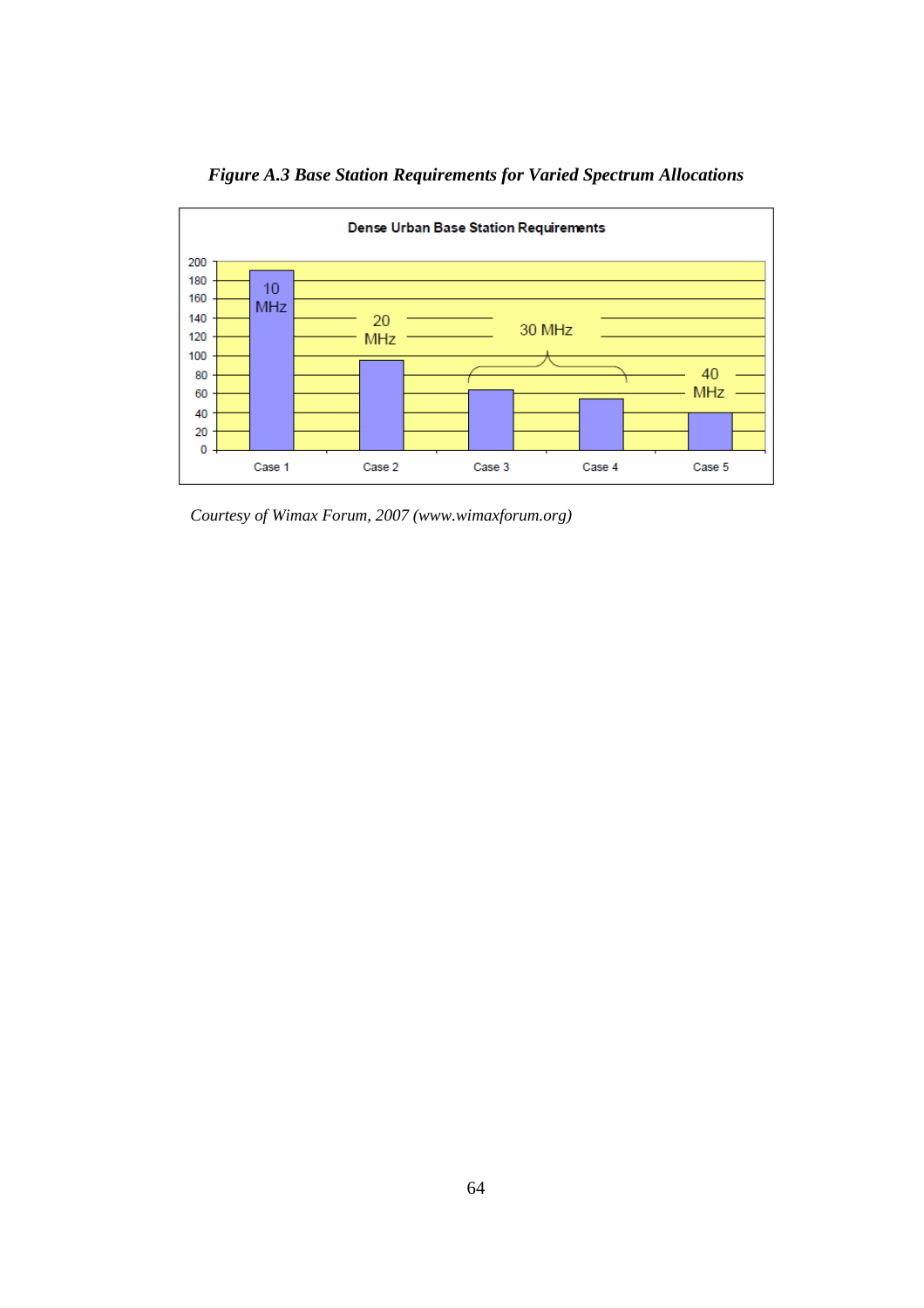*Figure A.3 Base Station Requirements for Varied Spectrum Allocations*

Dense Urban Base Station Requirements

200
180
160
140
120
100
80
60
40
20
0

10 MHz
20 MHz
30 MHz
40 MHz

Case 1
Case 2
Case 3
Case 4
Case 5

*Courtesy of Wimax Forum, 2007 (www.wimaxforum.org)*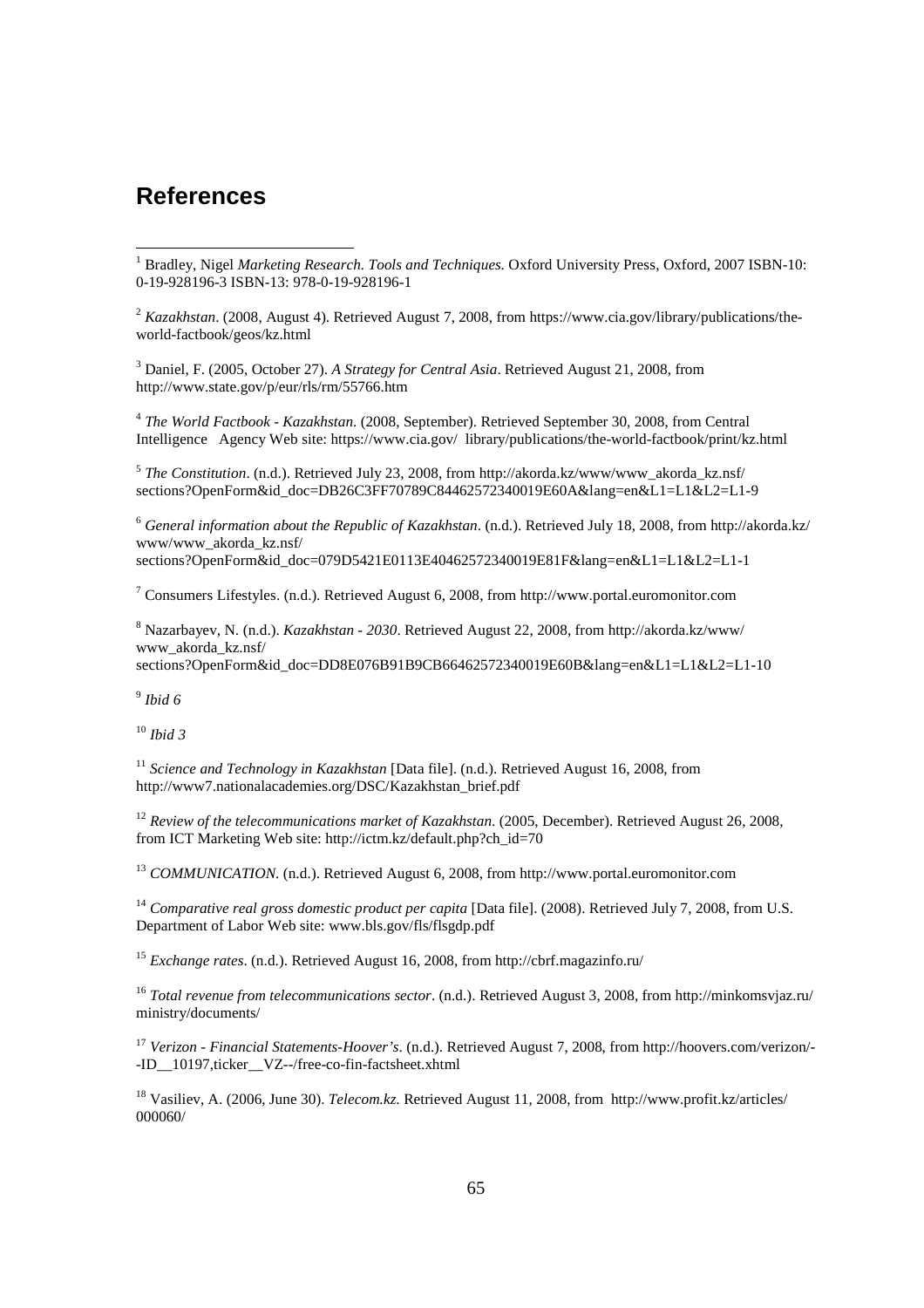# References

[1] Bradley, Nigel *Marketing Research. Tools and Techniques.* Oxford University Press, Oxford, 2007 ISBN-10: 0-19-928196-3 ISBN-13: 978-0-19-928196-1

[2] *Kazakhstan*. (2008, August 4). Retrieved August 7, 2008, from https://www.cia.gov/library/publications/the-world-factbook/geos/kz.html

[3] Daniel, F. (2005, October 27). *A Strategy for Central Asia*. Retrieved August 21, 2008, from http://www.state.gov/p/eur/rls/rm/55766.htm

[4] *The World Factbook - Kazakhstan.* (2008, September). Retrieved September 30, 2008, from Central Intelligence Agency Web site: https://www.cia.gov/ library/publications/the-world-factbook/print/kz.html

[5] *The Constitution*. (n.d.). Retrieved July 23, 2008, from http://akorda.kz/www/www_akorda_kz.nsf/ sections?OpenForm&id_doc=DB26C3FF70789C84462572340019E60A&lang=en&L1=L1&L2=L1-9

[6] *General information about the Republic of Kazakhstan*. (n.d.). Retrieved July 18, 2008, from http://akorda.kz/ www/www_akorda_kz.nsf/ sections?OpenForm&id_doc=079D5421E0113E40462572340019E81F&lang=en&L1=L1&L2=L1-1

[7] Consumers Lifestyles. (n.d.). Retrieved August 6, 2008, from http://www.portal.euromonitor.com

[8] Nazarbayev, N. (n.d.). *Kazakhstan - 2030*. Retrieved August 22, 2008, from http://akorda.kz/www/ www_akorda_kz.nsf/ sections?OpenForm&id_doc=DD8E076B91B9CB66462572340019E60B&lang=en&L1=L1&L2=L1-10

[9] *Ibid 6*

[10] *Ibid 3*

[11] *Science and Technology in Kazakhstan* [Data file]. (n.d.). Retrieved August 16, 2008, from http://www7.nationalacademies.org/DSC/Kazakhstan_brief.pdf

[12] *Review of the telecommunications market of Kazakhstan.* (2005, December). Retrieved August 26, 2008, from ICT Marketing Web site: http://ictm.kz/default.php?ch_id=70

[13] *COMMUNICATION*. (n.d.). Retrieved August 6, 2008, from http://www.portal.euromonitor.com

[14] *Comparative real gross domestic product per capita* [Data file]. (2008). Retrieved July 7, 2008, from U.S. Department of Labor Web site: www.bls.gov/fls/flsgdp.pdf

[15] *Exchange rates*. (n.d.). Retrieved August 16, 2008, from http://cbrf.magazinfo.ru/

[16] *Total revenue from telecommunications sector*. (n.d.). Retrieved August 3, 2008, from http://minkomsvjaz.ru/ ministry/documents/

[17] *Verizon - Financial Statements-Hoover's*. (n.d.). Retrieved August 7, 2008, from http://hoovers.com/verizon/--ID__10197,ticker__VZ--/free-co-fin-factsheet.xhtml

[18] Vasiliev, A. (2006, June 30). *Telecom.kz.* Retrieved August 11, 2008, from http://www.profit.kz/articles/ 000060/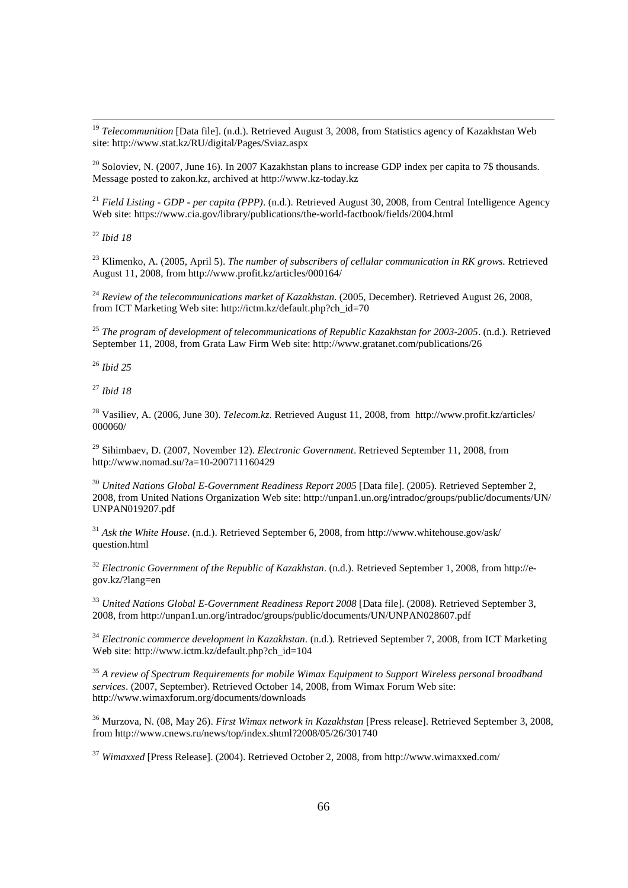[19] *Telecommunition* [Data file]. (n.d.). Retrieved August 3, 2008, from Statistics agency of Kazakhstan Web site: http://www.stat.kz/RU/digital/Pages/Sviaz.aspx

[20] Soloviev, N. (2007, June 16). In 2007 Kazakhstan plans to increase GDP index per capita to 7$ thousands. Message posted to zakon.kz, archived at http://www.kz-today.kz

[21] *Field Listing - GDP - per capita (PPP)*. (n.d.). Retrieved August 30, 2008, from Central Intelligence Agency Web site: https://www.cia.gov/library/publications/the-world-factbook/fields/2004.html

[22] *Ibid 18*

[23] Klimenko, A. (2005, April 5). *The number of subscribers of cellular communication in RK grows.* Retrieved August 11, 2008, from http://www.profit.kz/articles/000164/

[24] *Review of the telecommunications market of Kazakhstan.* (2005, December). Retrieved August 26, 2008, from ICT Marketing Web site: http://ictm.kz/default.php?ch_id=70

[25] *The program of development of telecommunications of Republic Kazakhstan for 2003-2005*. (n.d.). Retrieved September 11, 2008, from Grata Law Firm Web site: http://www.gratanet.com/publications/26

[26] *Ibid 25*

[27] *Ibid 18*

[28] Vasiliev, A. (2006, June 30). *Telecom.kz.* Retrieved August 11, 2008, from http://www.profit.kz/articles/000060/

[29] Sihimbaev, D. (2007, November 12). *Electronic Government*. Retrieved September 11, 2008, from http://www.nomad.su/?a=10-200711160429

[30] *United Nations Global E-Government Readiness Report 2005* [Data file]. (2005). Retrieved September 2, 2008, from United Nations Organization Web site: http://unpan1.un.org/intradoc/groups/public/documents/UN/UNPAN019207.pdf

[31] *Ask the White House*. (n.d.). Retrieved September 6, 2008, from http://www.whitehouse.gov/ask/question.html

[32] *Electronic Government of the Republic of Kazakhstan*. (n.d.). Retrieved September 1, 2008, from http://e-gov.kz/?lang=en

[33] *United Nations Global E-Government Readiness Report 2008* [Data file]. (2008). Retrieved September 3, 2008, from http://unpan1.un.org/intradoc/groups/public/documents/UN/UNPAN028607.pdf

[34] *Electronic commerce development in Kazakhstan*. (n.d.). Retrieved September 7, 2008, from ICT Marketing Web site: http://www.ictm.kz/default.php?ch_id=104

[35] *A review of Spectrum Requirements for mobile Wimax Equipment to Support Wireless personal broadband services*. (2007, September). Retrieved October 14, 2008, from Wimax Forum Web site: http://www.wimaxforum.org/documents/downloads

[36] Murzova, N. (08, May 26). *First Wimax network in Kazakhstan* [Press release]. Retrieved September 3, 2008, from http://www.cnews.ru/news/top/index.shtml?2008/05/26/301740

[37] *Wimaxxed* [Press Release]. (2004). Retrieved October 2, 2008, from http://www.wimaxxed.com/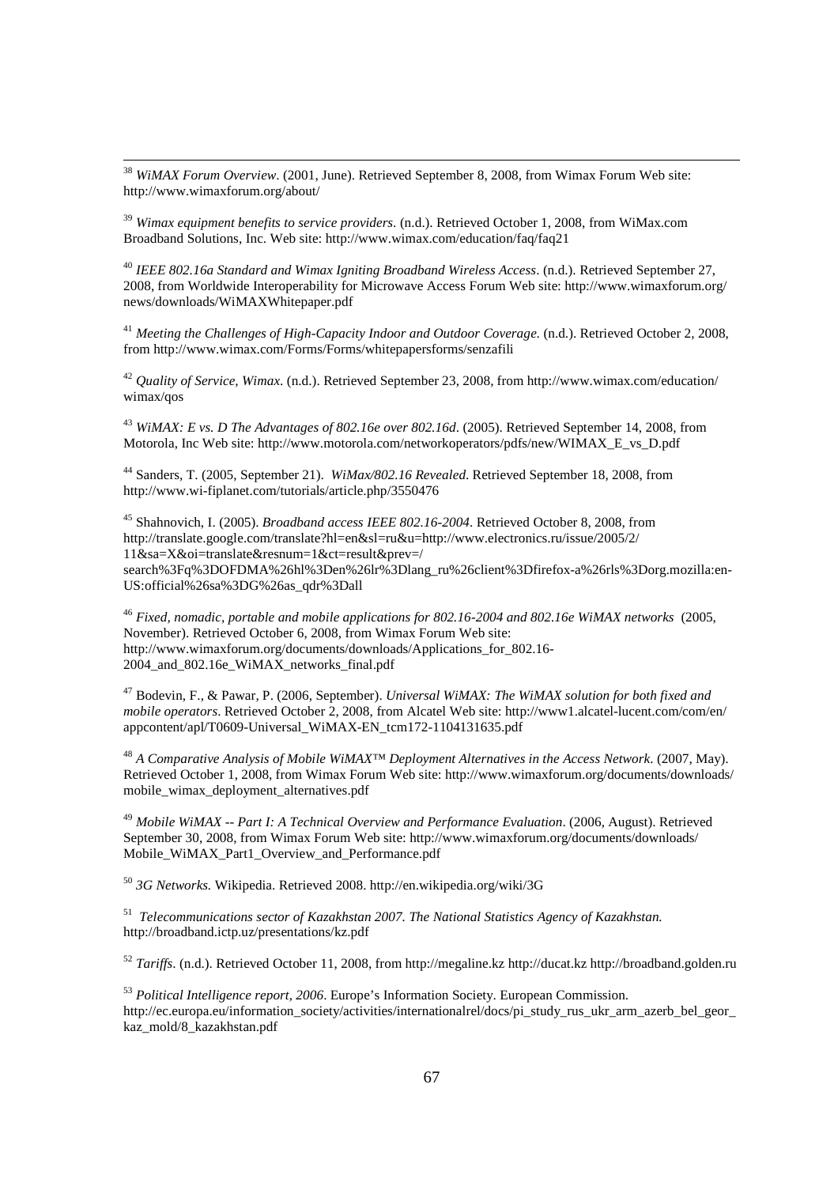[38] *WiMAX Forum Overview*. (2001, June). Retrieved September 8, 2008, from Wimax Forum Web site: http://www.wimaxforum.org/about/

[39] *Wimax equipment benefits to service providers*. (n.d.). Retrieved October 1, 2008, from WiMax.com Broadband Solutions, Inc. Web site: http://www.wimax.com/education/faq/faq21

[40] *IEEE 802.16a Standard and Wimax Igniting Broadband Wireless Access*. (n.d.). Retrieved September 27, 2008, from Worldwide Interoperability for Microwave Access Forum Web site: http://www.wimaxforum.org/news/downloads/WiMAXWhitepaper.pdf

[41] *Meeting the Challenges of High-Capacity Indoor and Outdoor Coverage.* (n.d.). Retrieved October 2, 2008, from http://www.wimax.com/Forms/Forms/whitepapersforms/senzafili

[42] *Quality of Service, Wimax.* (n.d.). Retrieved September 23, 2008, from http://www.wimax.com/education/wimax/qos

[43] *WiMAX: E vs. D The Advantages of 802.16e over 802.16d*. (2005). Retrieved September 14, 2008, from Motorola, Inc Web site: http://www.motorola.com/networkoperators/pdfs/new/WIMAX_E_vs_D.pdf

[44] Sanders, T. (2005, September 21). *WiMax/802.16 Revealed*. Retrieved September 18, 2008, from http://www.wi-fiplanet.com/tutorials/article.php/3550476

[45] Shahnovich, I. (2005). *Broadband access IEEE 802.16-2004*. Retrieved October 8, 2008, from http://translate.google.com/translate?hl=en&sl=ru&u=http://www.electronics.ru/issue/2005/2/11&sa=X&oi=translate&resnum=1&ct=result&prev=/search%3Fq%3DOFDMA%26hl%3Den%26lr%3Dlang_ru%26client%3Dfirefox-a%26rls%3Dorg.mozilla:en-US:official%26sa%3DG%26as_qdr%3Dall

[46] *Fixed, nomadic, portable and mobile applications for 802.16-2004 and 802.16e WiMAX networks* (2005, November). Retrieved October 6, 2008, from Wimax Forum Web site: http://www.wimaxforum.org/documents/downloads/Applications_for_802.16-2004_and_802.16e_WiMAX_networks_final.pdf

[47] Bodevin, F., & Pawar, P. (2006, September). *Universal WiMAX: The WiMAX solution for both fixed and mobile operators*. Retrieved October 2, 2008, from Alcatel Web site: http://www1.alcatel-lucent.com/com/en/appcontent/apl/T0609-Universal_WiMAX-EN_tcm172-1104131635.pdf

[48] *A Comparative Analysis of Mobile WiMAX™ Deployment Alternatives in the Access Network*. (2007, May). Retrieved October 1, 2008, from Wimax Forum Web site: http://www.wimaxforum.org/documents/downloads/mobile_wimax_deployment_alternatives.pdf

[49] *Mobile WiMAX -- Part I: A Technical Overview and Performance Evaluation*. (2006, August). Retrieved September 30, 2008, from Wimax Forum Web site: http://www.wimaxforum.org/documents/downloads/Mobile_WiMAX_Part1_Overview_and_Performance.pdf

[50] *3G Networks.* Wikipedia. Retrieved 2008. http://en.wikipedia.org/wiki/3G

[51] *Telecommunications sector of Kazakhstan 2007. The National Statistics Agency of Kazakhstan.* http://broadband.ictp.uz/presentations/kz.pdf

[52] *Tariffs*. (n.d.). Retrieved October 11, 2008, from http://megaline.kz http://ducat.kz http://broadband.golden.ru

[53] *Political Intelligence report, 2006*. Europe's Information Society. European Commission. http://ec.europa.eu/information_society/activities/internationalrel/docs/pi_study_rus_ukr_arm_azerb_bel_geor_kaz_mold/8_kazakhstan.pdf